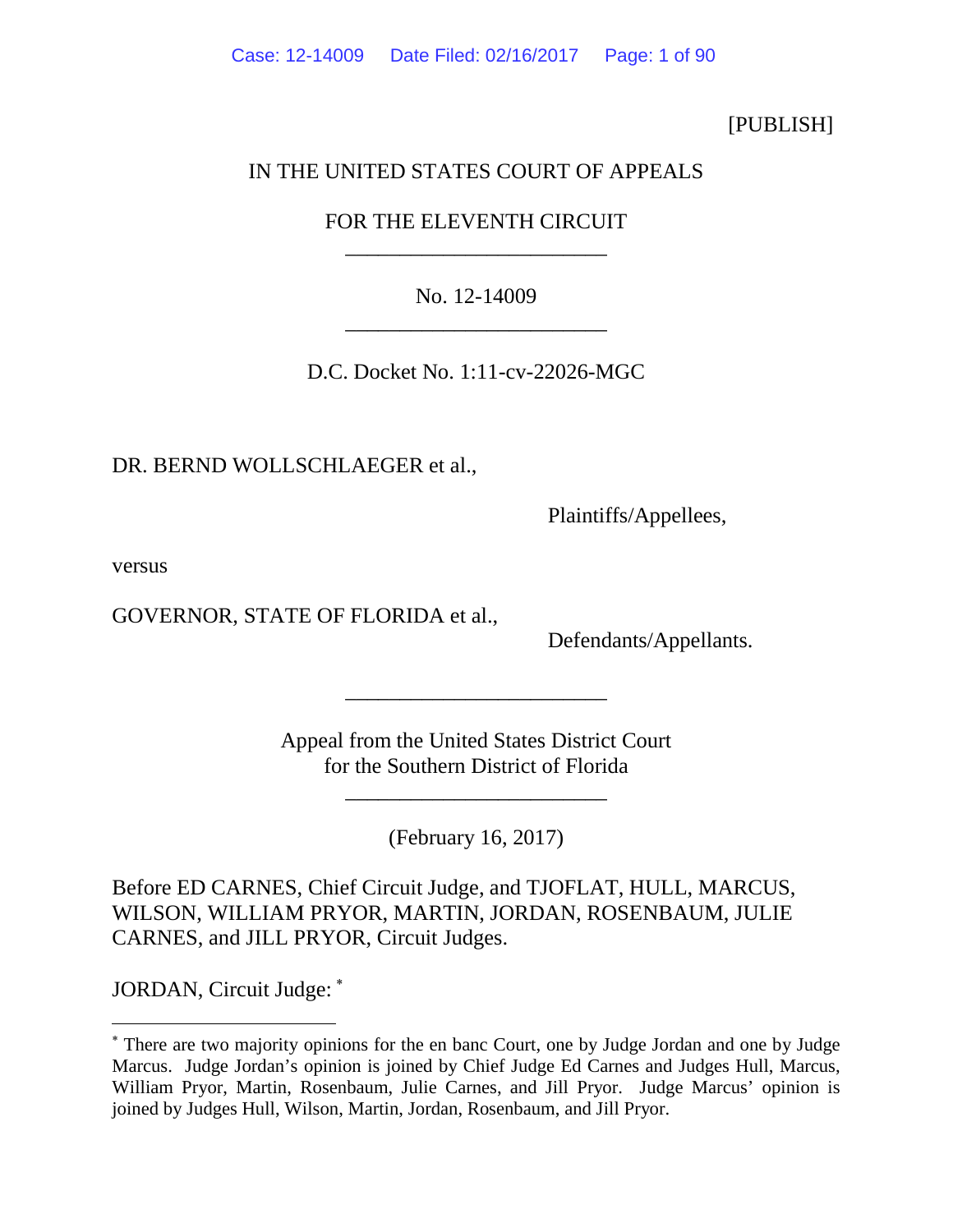[PUBLISH]

IN THE UNITED STATES COURT OF APPEALS

FOR THE ELEVENTH CIRCUIT

________________________

No. 12-14009

________________________

D.C. Docket No. 1:11-cv-22026-MGC

DR. BERND WOLLSCHLAEGER et al.,

Plaintiffs/Appellees,

versus

GOVERNOR, STATE OF FLORIDA et al.,

Defendants/Appellants.

________________________

Appeal from the United States District Court
for the Southern District of Florida

________________________

(February 16, 2017)

Before ED CARNES, Chief Circuit Judge, and TJOFLAT, HULL, MARCUS, WILSON, WILLIAM PRYOR, MARTIN, JORDAN, ROSENBAUM, JULIE CARNES, and JILL PRYOR, Circuit Judges.

JORDAN, Circuit Judge: *

---

\* There are two majority opinions for the en banc Court, one by Judge Jordan and one by Judge Marcus. Judge Jordan's opinion is joined by Chief Judge Ed Carnes and Judges Hull, Marcus, William Pryor, Martin, Rosenbaum, Julie Carnes, and Jill Pryor. Judge Marcus' opinion is joined by Judges Hull, Wilson, Martin, Jordan, Rosenbaum, and Jill Pryor.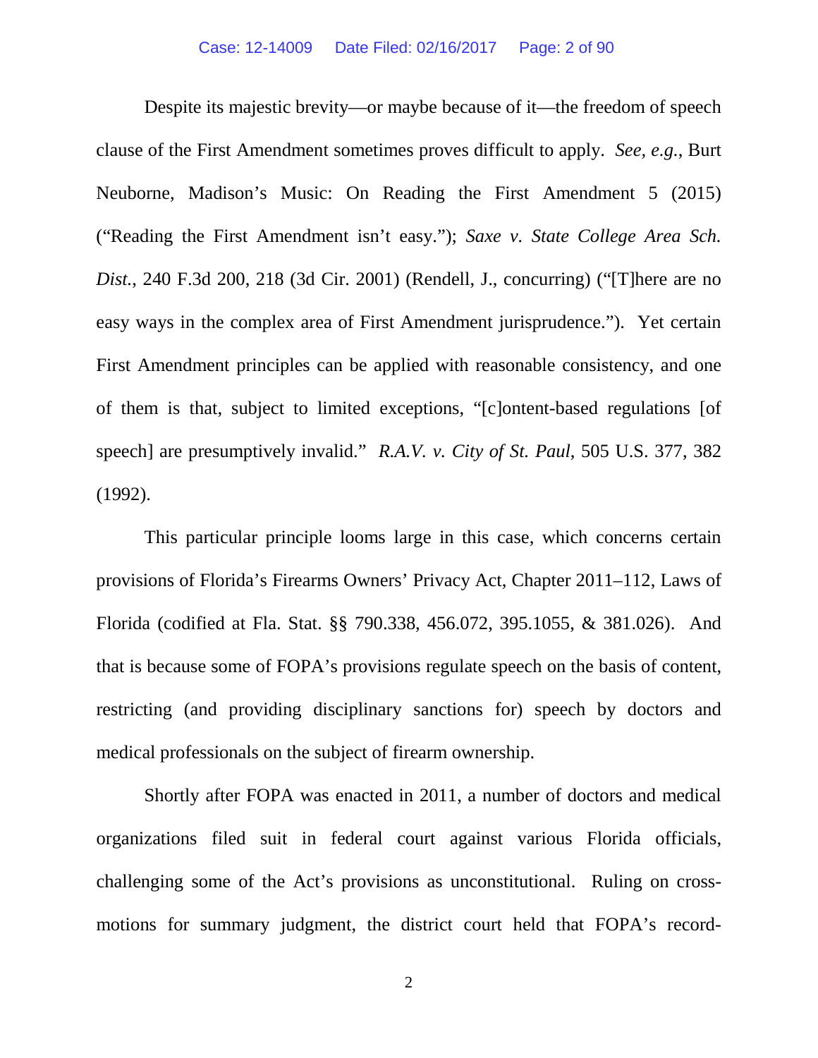Despite its majestic brevity—or maybe because of it—the freedom of speech clause of the First Amendment sometimes proves difficult to apply. *See, e.g.*, Burt Neuborne, Madison's Music: On Reading the First Amendment 5 (2015) ("Reading the First Amendment isn't easy."); *Saxe v. State College Area Sch. Dist.*, 240 F.3d 200, 218 (3d Cir. 2001) (Rendell, J., concurring) ("[T]here are no easy ways in the complex area of First Amendment jurisprudence."). Yet certain First Amendment principles can be applied with reasonable consistency, and one of them is that, subject to limited exceptions, "[c]ontent-based regulations [of speech] are presumptively invalid." *R.A.V. v. City of St. Paul*, 505 U.S. 377, 382 (1992).

This particular principle looms large in this case, which concerns certain provisions of Florida's Firearms Owners' Privacy Act, Chapter 2011–112, Laws of Florida (codified at Fla. Stat. §§ 790.338, 456.072, 395.1055, & 381.026). And that is because some of FOPA's provisions regulate speech on the basis of content, restricting (and providing disciplinary sanctions for) speech by doctors and medical professionals on the subject of firearm ownership.

Shortly after FOPA was enacted in 2011, a number of doctors and medical organizations filed suit in federal court against various Florida officials, challenging some of the Act's provisions as unconstitutional. Ruling on cross-motions for summary judgment, the district court held that FOPA's record-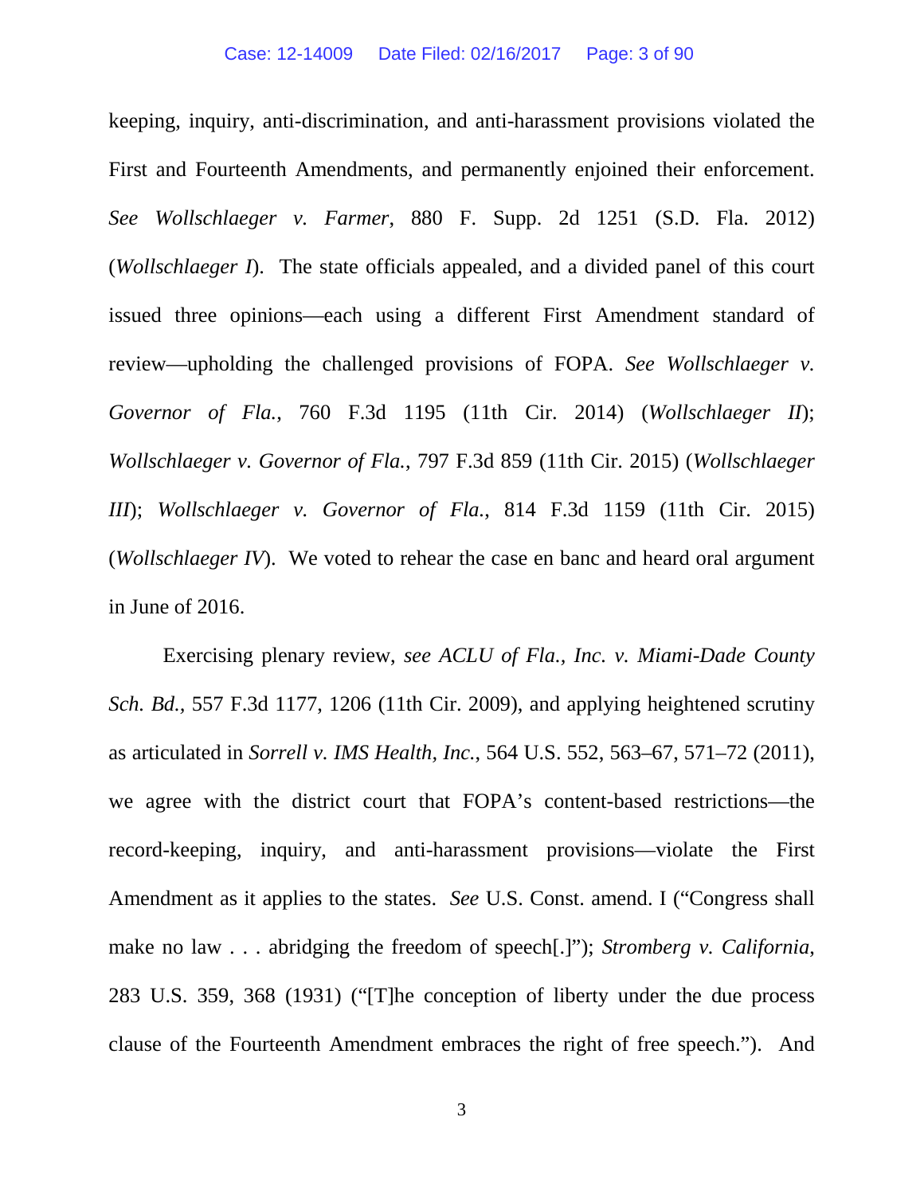keeping, inquiry, anti-discrimination, and anti-harassment provisions violated the First and Fourteenth Amendments, and permanently enjoined their enforcement. *See Wollschlaeger v. Farmer*, 880 F. Supp. 2d 1251 (S.D. Fla. 2012) (*Wollschlaeger I*). The state officials appealed, and a divided panel of this court issued three opinions—each using a different First Amendment standard of review—upholding the challenged provisions of FOPA. *See Wollschlaeger v. Governor of Fla.*, 760 F.3d 1195 (11th Cir. 2014) (*Wollschlaeger II*); *Wollschlaeger v. Governor of Fla.*, 797 F.3d 859 (11th Cir. 2015) (*Wollschlaeger III*); *Wollschlaeger v. Governor of Fla.*, 814 F.3d 1159 (11th Cir. 2015) (*Wollschlaeger IV*). We voted to rehear the case en banc and heard oral argument in June of 2016.

Exercising plenary review, *see ACLU of Fla., Inc. v. Miami-Dade County Sch. Bd.*, 557 F.3d 1177, 1206 (11th Cir. 2009), and applying heightened scrutiny as articulated in *Sorrell v. IMS Health, Inc.*, 564 U.S. 552, 563–67, 571–72 (2011), we agree with the district court that FOPA's content-based restrictions—the record-keeping, inquiry, and anti-harassment provisions—violate the First Amendment as it applies to the states. *See* U.S. Const. amend. I ("Congress shall make no law . . . abridging the freedom of speech[.]"); *Stromberg v. California*, 283 U.S. 359, 368 (1931) ("[T]he conception of liberty under the due process clause of the Fourteenth Amendment embraces the right of free speech."). And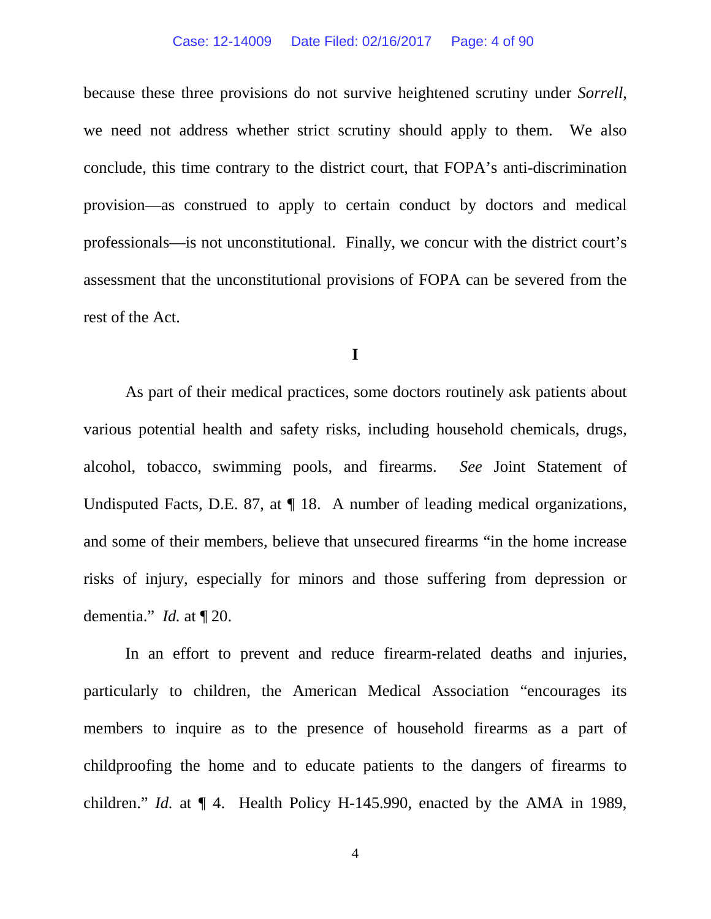because these three provisions do not survive heightened scrutiny under *Sorrell*, we need not address whether strict scrutiny should apply to them. We also conclude, this time contrary to the district court, that FOPA's anti-discrimination provision—as construed to apply to certain conduct by doctors and medical professionals—is not unconstitutional. Finally, we concur with the district court's assessment that the unconstitutional provisions of FOPA can be severed from the rest of the Act.

**I**

As part of their medical practices, some doctors routinely ask patients about various potential health and safety risks, including household chemicals, drugs, alcohol, tobacco, swimming pools, and firearms. *See* Joint Statement of Undisputed Facts, D.E. 87, at ¶ 18. A number of leading medical organizations, and some of their members, believe that unsecured firearms "in the home increase risks of injury, especially for minors and those suffering from depression or dementia." *Id.* at ¶ 20.

In an effort to prevent and reduce firearm-related deaths and injuries, particularly to children, the American Medical Association "encourages its members to inquire as to the presence of household firearms as a part of childproofing the home and to educate patients to the dangers of firearms to children." *Id.* at ¶ 4. Health Policy H-145.990, enacted by the AMA in 1989,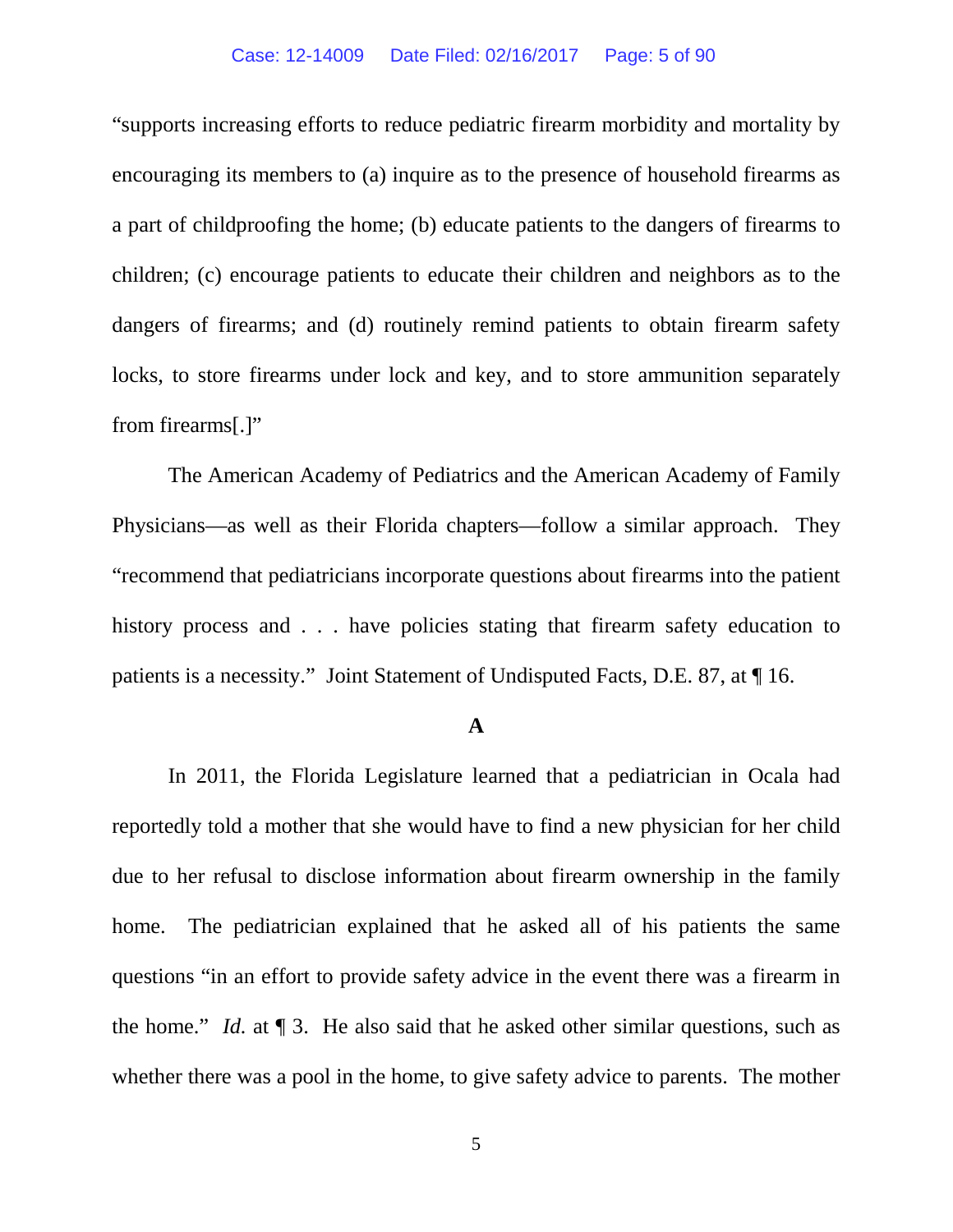"supports increasing efforts to reduce pediatric firearm morbidity and mortality by encouraging its members to (a) inquire as to the presence of household firearms as a part of childproofing the home; (b) educate patients to the dangers of firearms to children; (c) encourage patients to educate their children and neighbors as to the dangers of firearms; and (d) routinely remind patients to obtain firearm safety locks, to store firearms under lock and key, and to store ammunition separately from firearms[.]"

The American Academy of Pediatrics and the American Academy of Family Physicians—as well as their Florida chapters—follow a similar approach. They "recommend that pediatricians incorporate questions about firearms into the patient history process and . . . have policies stating that firearm safety education to patients is a necessity." Joint Statement of Undisputed Facts, D.E. 87, at ¶ 16.

**A**

In 2011, the Florida Legislature learned that a pediatrician in Ocala had reportedly told a mother that she would have to find a new physician for her child due to her refusal to disclose information about firearm ownership in the family home. The pediatrician explained that he asked all of his patients the same questions "in an effort to provide safety advice in the event there was a firearm in the home." *Id.* at ¶ 3. He also said that he asked other similar questions, such as whether there was a pool in the home, to give safety advice to parents. The mother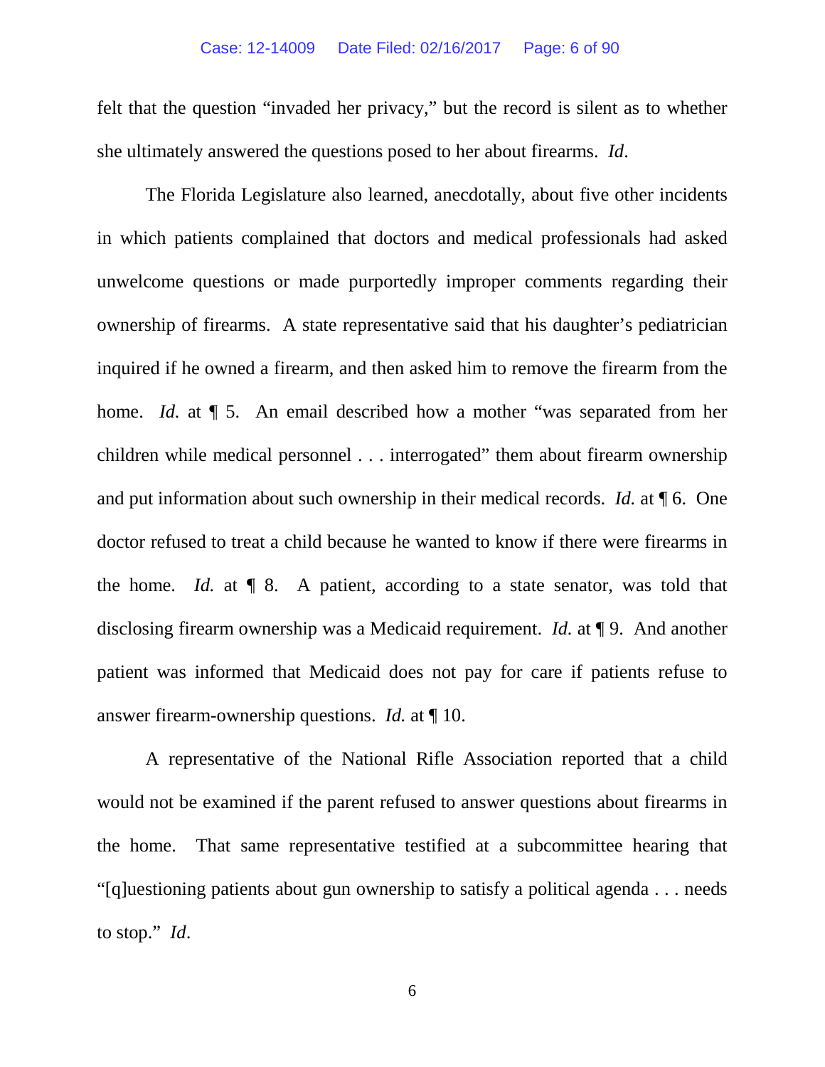felt that the question "invaded her privacy," but the record is silent as to whether she ultimately answered the questions posed to her about firearms. *Id*.

The Florida Legislature also learned, anecdotally, about five other incidents in which patients complained that doctors and medical professionals had asked unwelcome questions or made purportedly improper comments regarding their ownership of firearms. A state representative said that his daughter's pediatrician inquired if he owned a firearm, and then asked him to remove the firearm from the home. *Id.* at ¶ 5. An email described how a mother "was separated from her children while medical personnel . . . interrogated" them about firearm ownership and put information about such ownership in their medical records. *Id.* at ¶ 6. One doctor refused to treat a child because he wanted to know if there were firearms in the home. *Id.* at ¶ 8. A patient, according to a state senator, was told that disclosing firearm ownership was a Medicaid requirement. *Id.* at ¶ 9. And another patient was informed that Medicaid does not pay for care if patients refuse to answer firearm-ownership questions. *Id.* at ¶ 10.

A representative of the National Rifle Association reported that a child would not be examined if the parent refused to answer questions about firearms in the home. That same representative testified at a subcommittee hearing that "[q]uestioning patients about gun ownership to satisfy a political agenda . . . needs to stop." *Id*.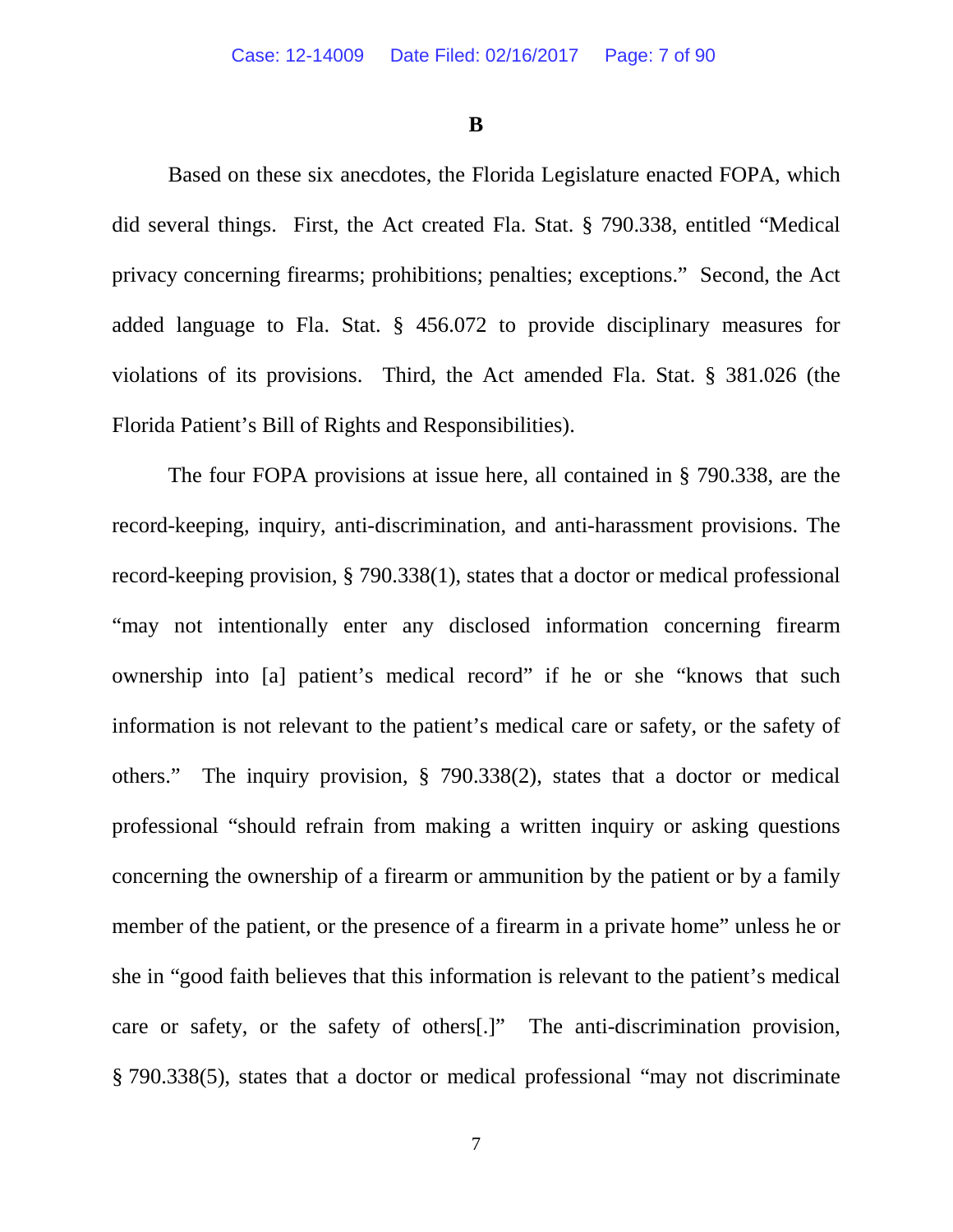**B**

Based on these six anecdotes, the Florida Legislature enacted FOPA, which did several things. First, the Act created Fla. Stat. § 790.338, entitled "Medical privacy concerning firearms; prohibitions; penalties; exceptions." Second, the Act added language to Fla. Stat. § 456.072 to provide disciplinary measures for violations of its provisions. Third, the Act amended Fla. Stat. § 381.026 (the Florida Patient's Bill of Rights and Responsibilities).

The four FOPA provisions at issue here, all contained in § 790.338, are the record-keeping, inquiry, anti-discrimination, and anti-harassment provisions. The record-keeping provision, § 790.338(1), states that a doctor or medical professional "may not intentionally enter any disclosed information concerning firearm ownership into [a] patient's medical record" if he or she "knows that such information is not relevant to the patient's medical care or safety, or the safety of others." The inquiry provision, § 790.338(2), states that a doctor or medical professional "should refrain from making a written inquiry or asking questions concerning the ownership of a firearm or ammunition by the patient or by a family member of the patient, or the presence of a firearm in a private home" unless he or she in "good faith believes that this information is relevant to the patient's medical care or safety, or the safety of others[.]" The anti-discrimination provision, § 790.338(5), states that a doctor or medical professional "may not discriminate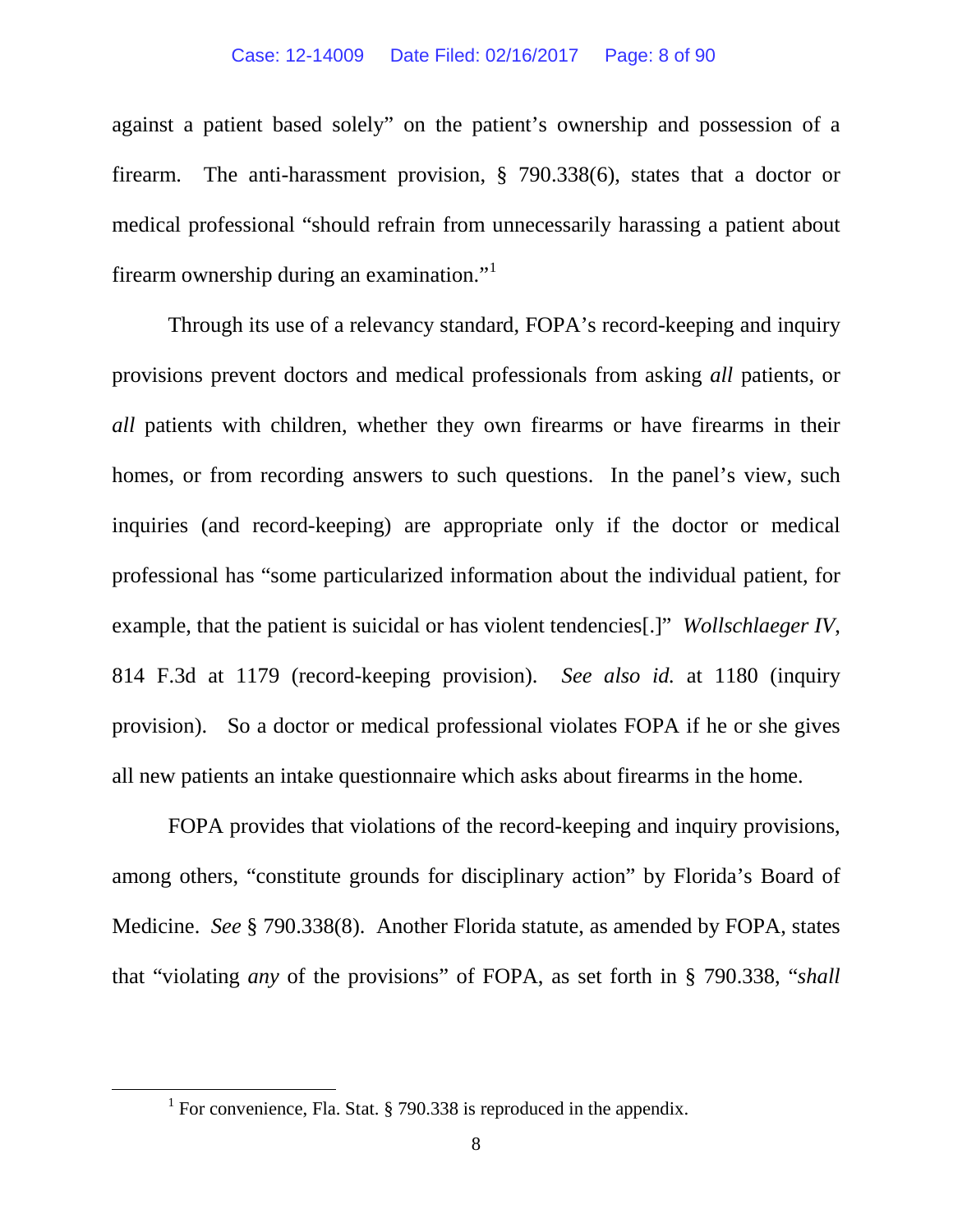against a patient based solely" on the patient's ownership and possession of a firearm. The anti-harassment provision, § 790.338(6), states that a doctor or medical professional "should refrain from unnecessarily harassing a patient about firearm ownership during an examination."[1]

Through its use of a relevancy standard, FOPA's record-keeping and inquiry provisions prevent doctors and medical professionals from asking *all* patients, or *all* patients with children, whether they own firearms or have firearms in their homes, or from recording answers to such questions. In the panel's view, such inquiries (and record-keeping) are appropriate only if the doctor or medical professional has "some particularized information about the individual patient, for example, that the patient is suicidal or has violent tendencies[.]" *Wollschlaeger IV*, 814 F.3d at 1179 (record-keeping provision). *See also id.* at 1180 (inquiry provision). So a doctor or medical professional violates FOPA if he or she gives all new patients an intake questionnaire which asks about firearms in the home.

FOPA provides that violations of the record-keeping and inquiry provisions, among others, "constitute grounds for disciplinary action" by Florida's Board of Medicine. *See* § 790.338(8). Another Florida statute, as amended by FOPA, states that "violating *any* of the provisions" of FOPA, as set forth in § 790.338, "*shall*

---

[1] For convenience, Fla. Stat. § 790.338 is reproduced in the appendix.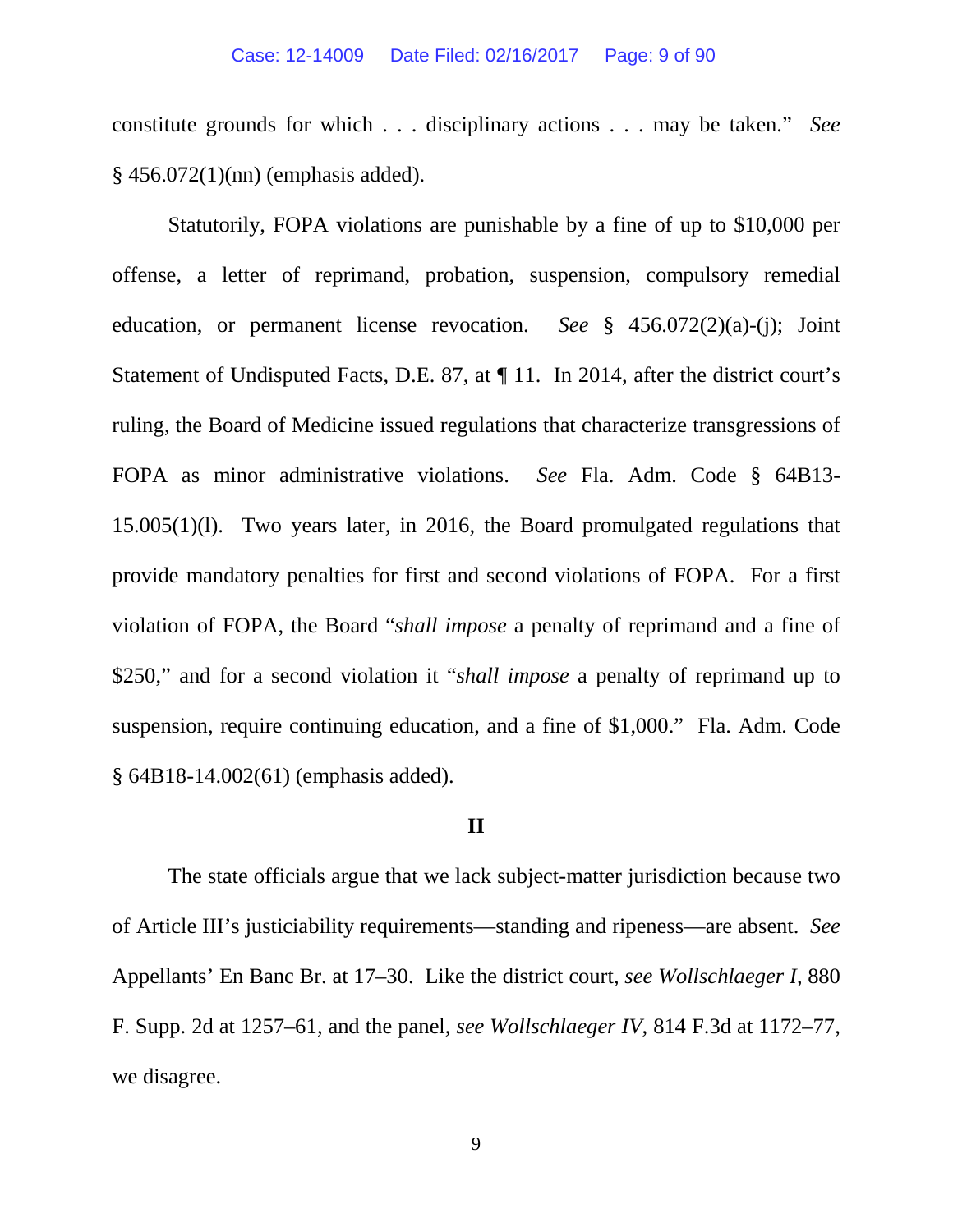constitute grounds for which . . . disciplinary actions . . . may be taken." *See* § 456.072(1)(nn) (emphasis added).

Statutorily, FOPA violations are punishable by a fine of up to $10,000 per offense, a letter of reprimand, probation, suspension, compulsory remedial education, or permanent license revocation. *See* § 456.072(2)(a)-(j); Joint Statement of Undisputed Facts, D.E. 87, at ¶ 11. In 2014, after the district court's ruling, the Board of Medicine issued regulations that characterize transgressions of FOPA as minor administrative violations. *See* Fla. Adm. Code § 64B13-15.005(1)(l). Two years later, in 2016, the Board promulgated regulations that provide mandatory penalties for first and second violations of FOPA. For a first violation of FOPA, the Board "*shall impose* a penalty of reprimand and a fine of $250," and for a second violation it "*shall impose* a penalty of reprimand up to suspension, require continuing education, and a fine of $1,000." Fla. Adm. Code § 64B18-14.002(61) (emphasis added).

## II

The state officials argue that we lack subject-matter jurisdiction because two of Article III's justiciability requirements—standing and ripeness—are absent. *See* Appellants' En Banc Br. at 17–30. Like the district court, *see Wollschlaeger I*, 880 F. Supp. 2d at 1257–61, and the panel, *see Wollschlaeger IV*, 814 F.3d at 1172–77, we disagree.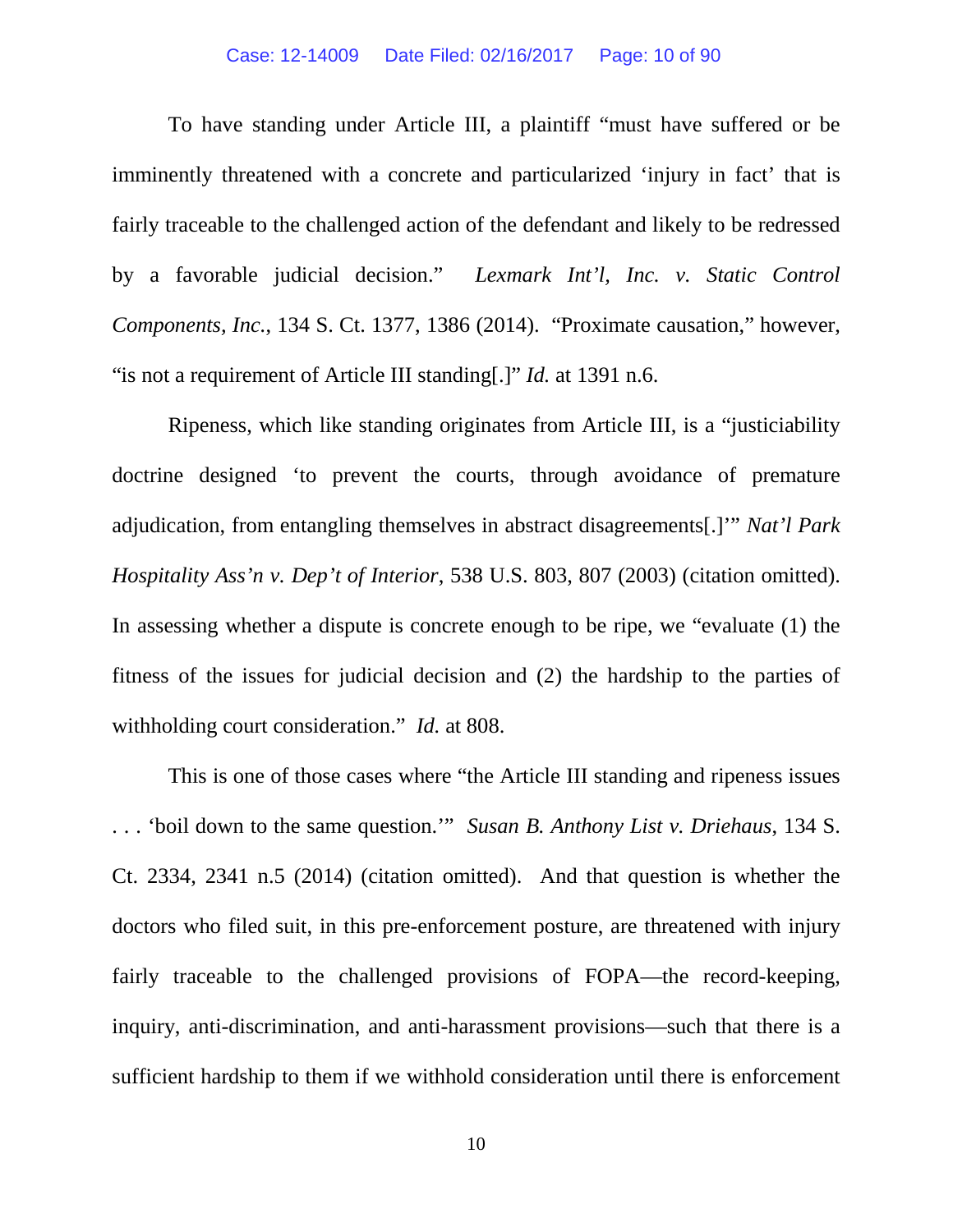To have standing under Article III, a plaintiff "must have suffered or be imminently threatened with a concrete and particularized 'injury in fact' that is fairly traceable to the challenged action of the defendant and likely to be redressed by a favorable judicial decision." *Lexmark Int'l, Inc. v. Static Control Components, Inc.*, 134 S. Ct. 1377, 1386 (2014). "Proximate causation," however, "is not a requirement of Article III standing[.]" *Id.* at 1391 n.6.

Ripeness, which like standing originates from Article III, is a "justiciability doctrine designed 'to prevent the courts, through avoidance of premature adjudication, from entangling themselves in abstract disagreements[.]'" *Nat'l Park Hospitality Ass'n v. Dep't of Interior*, 538 U.S. 803, 807 (2003) (citation omitted). In assessing whether a dispute is concrete enough to be ripe, we "evaluate (1) the fitness of the issues for judicial decision and (2) the hardship to the parties of withholding court consideration." *Id.* at 808.

This is one of those cases where "the Article III standing and ripeness issues . . . 'boil down to the same question.'" *Susan B. Anthony List v. Driehaus*, 134 S. Ct. 2334, 2341 n.5 (2014) (citation omitted). And that question is whether the doctors who filed suit, in this pre-enforcement posture, are threatened with injury fairly traceable to the challenged provisions of FOPA—the record-keeping, inquiry, anti-discrimination, and anti-harassment provisions—such that there is a sufficient hardship to them if we withhold consideration until there is enforcement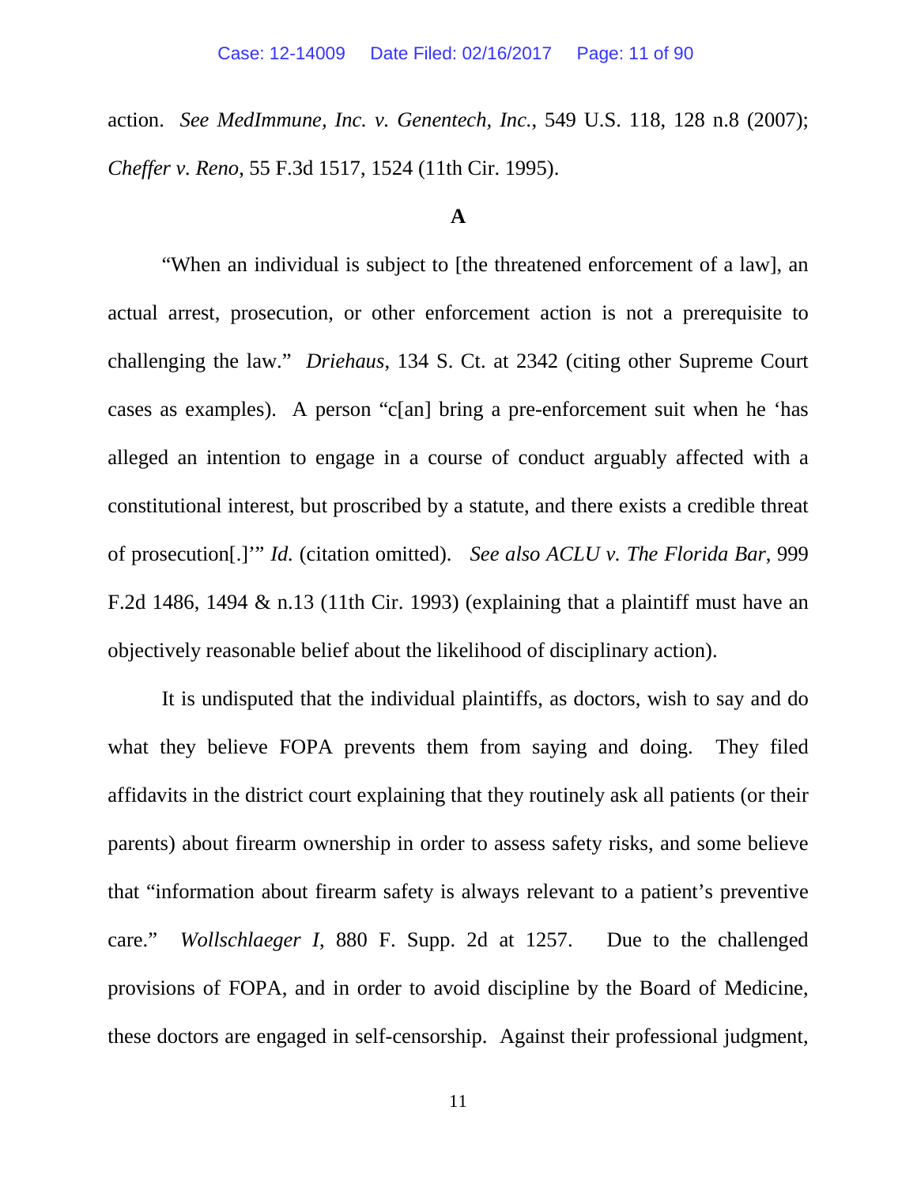action. *See MedImmune, Inc. v. Genentech, Inc.*, 549 U.S. 118, 128 n.8 (2007); *Cheffer v. Reno*, 55 F.3d 1517, 1524 (11th Cir. 1995).

### A

"When an individual is subject to [the threatened enforcement of a law], an actual arrest, prosecution, or other enforcement action is not a prerequisite to challenging the law." *Driehaus*, 134 S. Ct. at 2342 (citing other Supreme Court cases as examples). A person "c[an] bring a pre-enforcement suit when he 'has alleged an intention to engage in a course of conduct arguably affected with a constitutional interest, but proscribed by a statute, and there exists a credible threat of prosecution[.]'" *Id.* (citation omitted). *See also ACLU v. The Florida Bar*, 999 F.2d 1486, 1494 & n.13 (11th Cir. 1993) (explaining that a plaintiff must have an objectively reasonable belief about the likelihood of disciplinary action).

It is undisputed that the individual plaintiffs, as doctors, wish to say and do what they believe FOPA prevents them from saying and doing. They filed affidavits in the district court explaining that they routinely ask all patients (or their parents) about firearm ownership in order to assess safety risks, and some believe that "information about firearm safety is always relevant to a patient's preventive care." *Wollschlaeger I*, 880 F. Supp. 2d at 1257. Due to the challenged provisions of FOPA, and in order to avoid discipline by the Board of Medicine, these doctors are engaged in self-censorship. Against their professional judgment,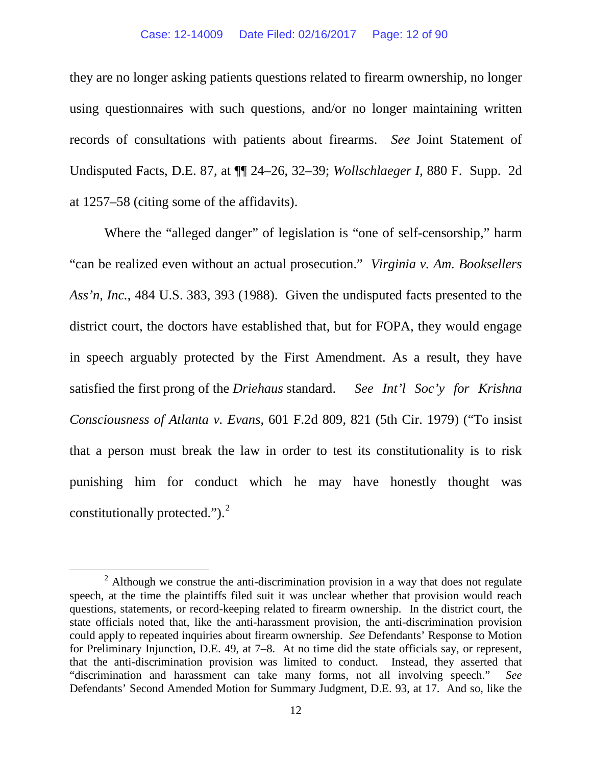they are no longer asking patients questions related to firearm ownership, no longer using questionnaires with such questions, and/or no longer maintaining written records of consultations with patients about firearms. *See* Joint Statement of Undisputed Facts, D.E. 87, at ¶¶ 24–26, 32–39; *Wollschlaeger I*, 880 F. Supp. 2d at 1257–58 (citing some of the affidavits).

Where the "alleged danger" of legislation is "one of self-censorship," harm "can be realized even without an actual prosecution." *Virginia v. Am. Booksellers Ass'n, Inc.*, 484 U.S. 383, 393 (1988). Given the undisputed facts presented to the district court, the doctors have established that, but for FOPA, they would engage in speech arguably protected by the First Amendment. As a result, they have satisfied the first prong of the *Driehaus* standard. *See Int'l Soc'y for Krishna Consciousness of Atlanta v. Evans*, 601 F.2d 809, 821 (5th Cir. 1979) ("To insist that a person must break the law in order to test its constitutionality is to risk punishing him for conduct which he may have honestly thought was constitutionally protected.").[2]

---

[2] Although we construe the anti-discrimination provision in a way that does not regulate speech, at the time the plaintiffs filed suit it was unclear whether that provision would reach questions, statements, or record-keeping related to firearm ownership. In the district court, the state officials noted that, like the anti-harassment provision, the anti-discrimination provision could apply to repeated inquiries about firearm ownership. *See* Defendants' Response to Motion for Preliminary Injunction, D.E. 49, at 7–8. At no time did the state officials say, or represent, that the anti-discrimination provision was limited to conduct. Instead, they asserted that "discrimination and harassment can take many forms, not all involving speech." *See* Defendants' Second Amended Motion for Summary Judgment, D.E. 93, at 17. And so, like the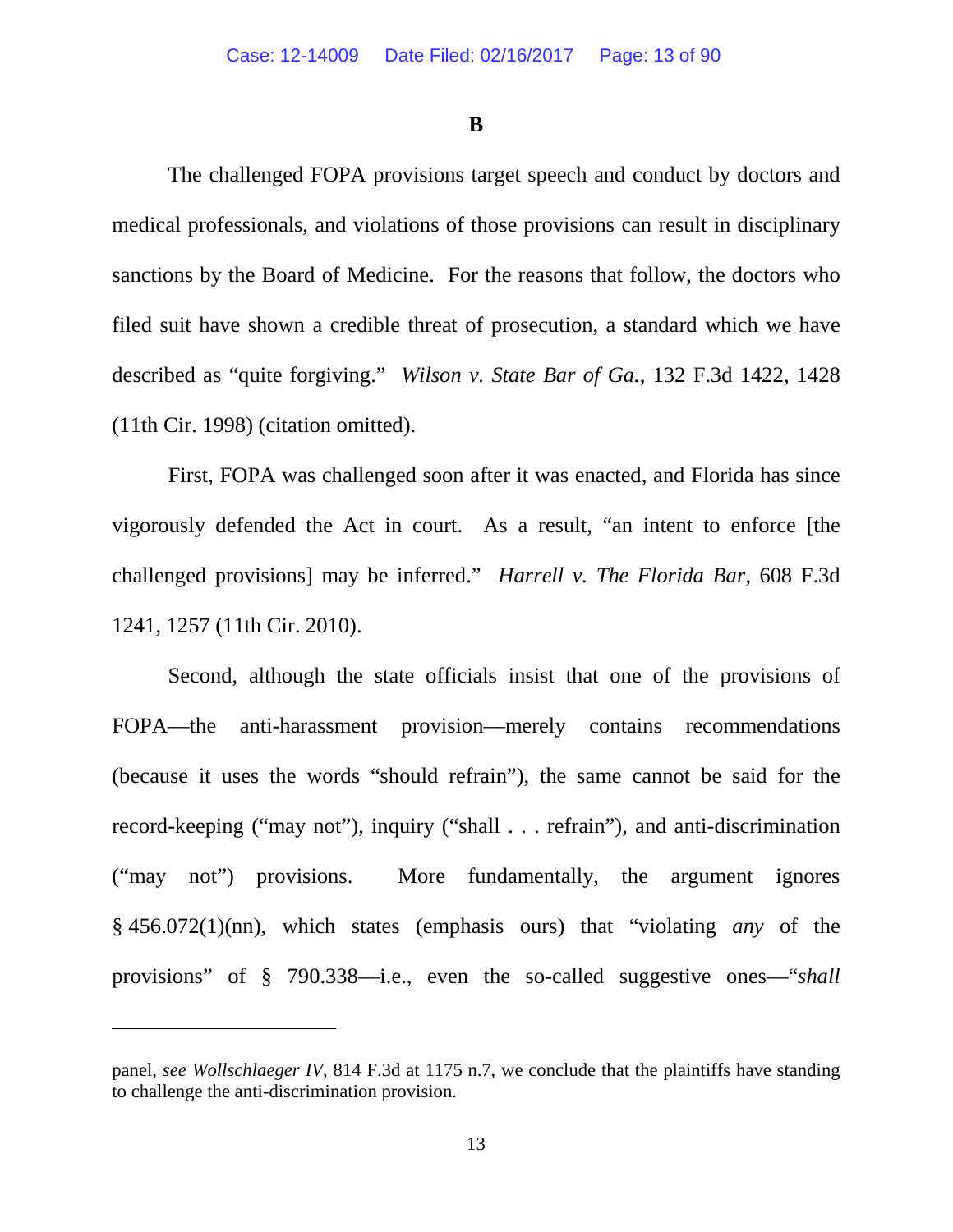**B**

The challenged FOPA provisions target speech and conduct by doctors and medical professionals, and violations of those provisions can result in disciplinary sanctions by the Board of Medicine. For the reasons that follow, the doctors who filed suit have shown a credible threat of prosecution, a standard which we have described as "quite forgiving." *Wilson v. State Bar of Ga.*, 132 F.3d 1422, 1428 (11th Cir. 1998) (citation omitted).

First, FOPA was challenged soon after it was enacted, and Florida has since vigorously defended the Act in court. As a result, "an intent to enforce [the challenged provisions] may be inferred." *Harrell v. The Florida Bar*, 608 F.3d 1241, 1257 (11th Cir. 2010).

Second, although the state officials insist that one of the provisions of FOPA—the anti-harassment provision—merely contains recommendations (because it uses the words "should refrain"), the same cannot be said for the record-keeping ("may not"), inquiry ("shall . . . refrain"), and anti-discrimination ("may not") provisions. More fundamentally, the argument ignores § 456.072(1)(nn), which states (emphasis ours) that "violating *any* of the provisions" of § 790.338—i.e., even the so-called suggestive ones—"*shall*

---

panel, *see Wollschlaeger IV*, 814 F.3d at 1175 n.7, we conclude that the plaintiffs have standing to challenge the anti-discrimination provision.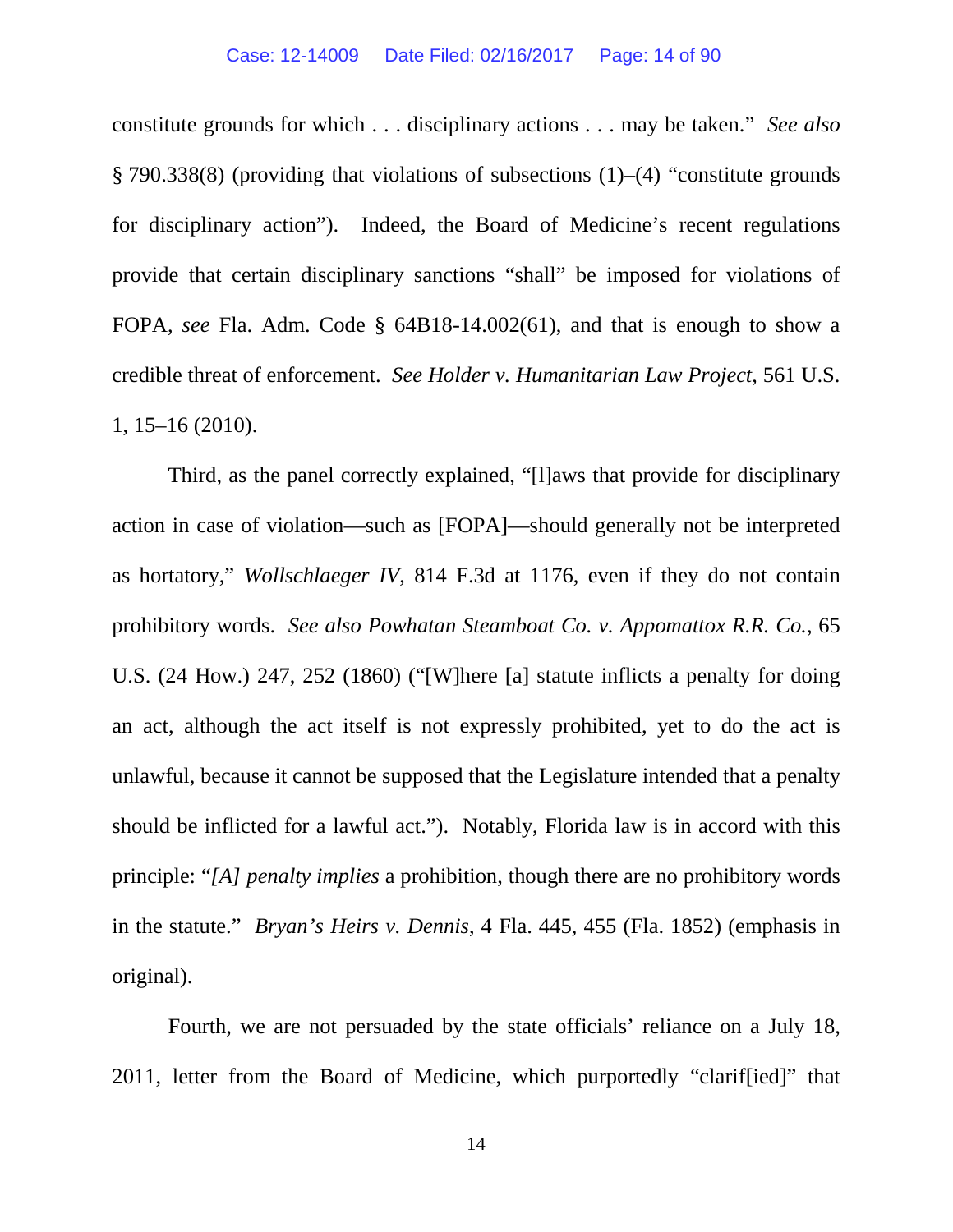constitute grounds for which . . . disciplinary actions . . . may be taken." *See also* § 790.338(8) (providing that violations of subsections (1)–(4) "constitute grounds for disciplinary action"). Indeed, the Board of Medicine's recent regulations provide that certain disciplinary sanctions "shall" be imposed for violations of FOPA, *see* Fla. Adm. Code § 64B18-14.002(61), and that is enough to show a credible threat of enforcement. *See Holder v. Humanitarian Law Project*, 561 U.S. 1, 15–16 (2010).

Third, as the panel correctly explained, "[l]aws that provide for disciplinary action in case of violation—such as [FOPA]—should generally not be interpreted as hortatory," *Wollschlaeger IV*, 814 F.3d at 1176, even if they do not contain prohibitory words. *See also Powhatan Steamboat Co. v. Appomattox R.R. Co.*, 65 U.S. (24 How.) 247, 252 (1860) ("[W]here [a] statute inflicts a penalty for doing an act, although the act itself is not expressly prohibited, yet to do the act is unlawful, because it cannot be supposed that the Legislature intended that a penalty should be inflicted for a lawful act."). Notably, Florida law is in accord with this principle: "*[A] penalty implies* a prohibition, though there are no prohibitory words in the statute." *Bryan's Heirs v. Dennis*, 4 Fla. 445, 455 (Fla. 1852) (emphasis in original).

Fourth, we are not persuaded by the state officials' reliance on a July 18, 2011, letter from the Board of Medicine, which purportedly "clarif[ied]" that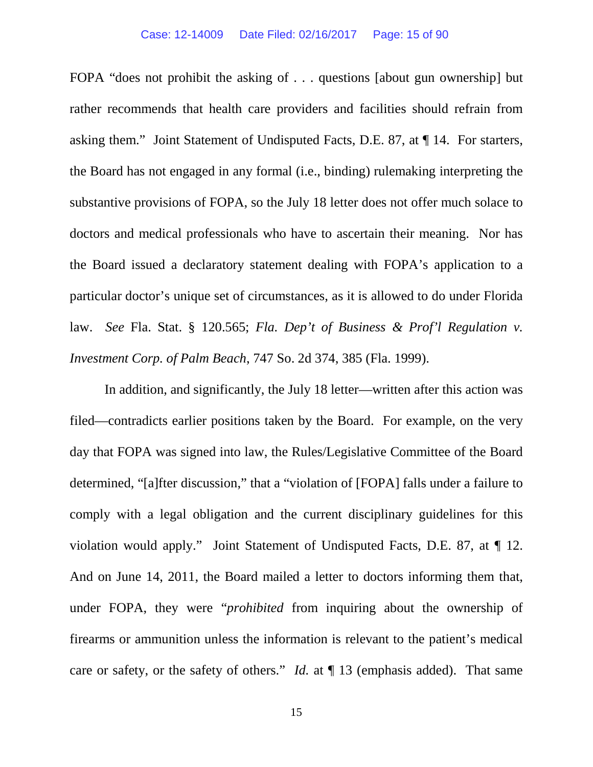FOPA "does not prohibit the asking of . . . questions [about gun ownership] but rather recommends that health care providers and facilities should refrain from asking them." Joint Statement of Undisputed Facts, D.E. 87, at ¶ 14. For starters, the Board has not engaged in any formal (i.e., binding) rulemaking interpreting the substantive provisions of FOPA, so the July 18 letter does not offer much solace to doctors and medical professionals who have to ascertain their meaning. Nor has the Board issued a declaratory statement dealing with FOPA's application to a particular doctor's unique set of circumstances, as it is allowed to do under Florida law. *See* Fla. Stat. § 120.565; *Fla. Dep't of Business & Prof'l Regulation v. Investment Corp. of Palm Beach*, 747 So. 2d 374, 385 (Fla. 1999).

In addition, and significantly, the July 18 letter—written after this action was filed—contradicts earlier positions taken by the Board. For example, on the very day that FOPA was signed into law, the Rules/Legislative Committee of the Board determined, "[a]fter discussion," that a "violation of [FOPA] falls under a failure to comply with a legal obligation and the current disciplinary guidelines for this violation would apply." Joint Statement of Undisputed Facts, D.E. 87, at ¶ 12. And on June 14, 2011, the Board mailed a letter to doctors informing them that, under FOPA, they were "*prohibited* from inquiring about the ownership of firearms or ammunition unless the information is relevant to the patient's medical care or safety, or the safety of others." *Id.* at ¶ 13 (emphasis added). That same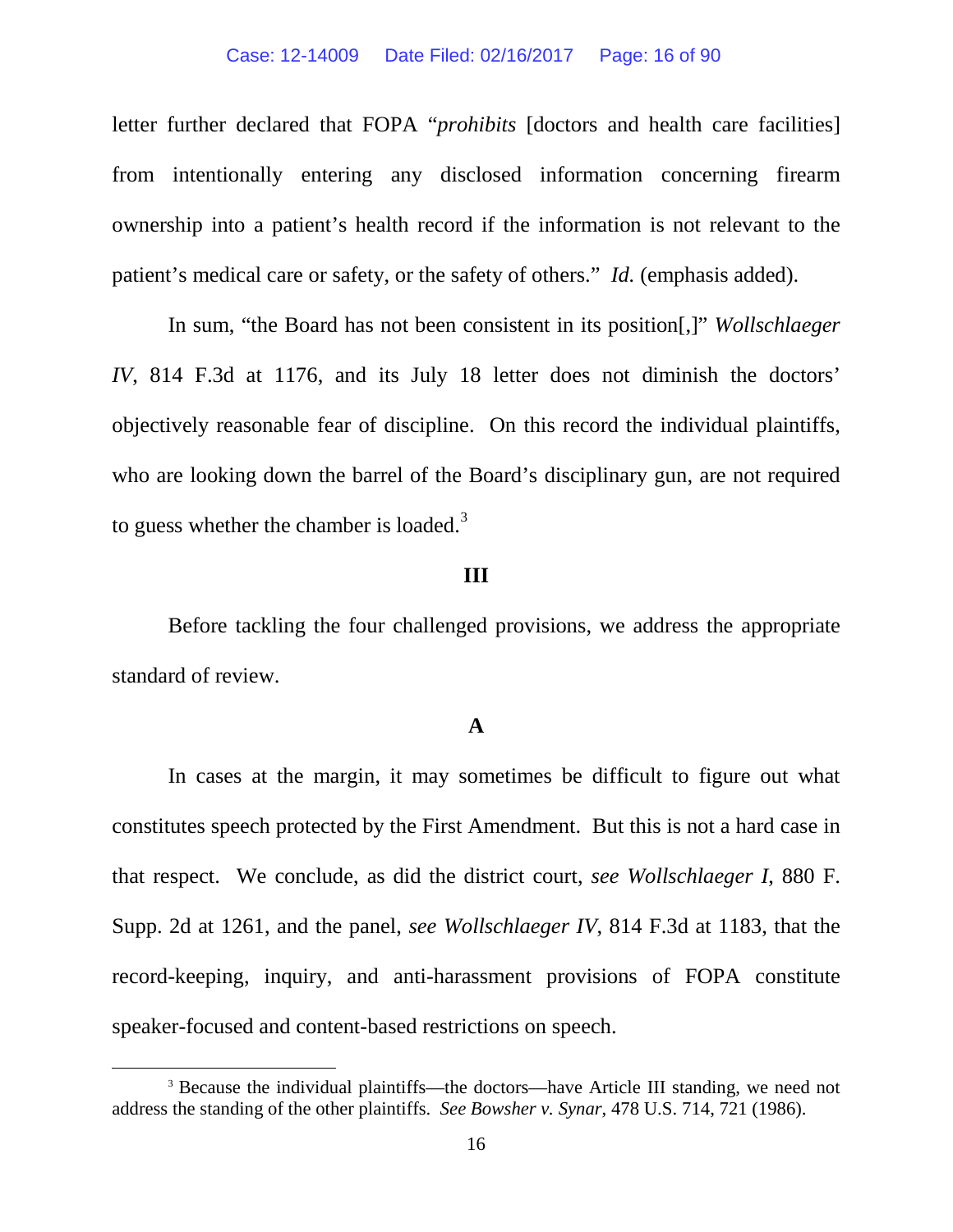letter further declared that FOPA "*prohibits* [doctors and health care facilities] from intentionally entering any disclosed information concerning firearm ownership into a patient's health record if the information is not relevant to the patient's medical care or safety, or the safety of others." *Id.* (emphasis added).

In sum, "the Board has not been consistent in its position[,]" *Wollschlaeger IV*, 814 F.3d at 1176, and its July 18 letter does not diminish the doctors' objectively reasonable fear of discipline. On this record the individual plaintiffs, who are looking down the barrel of the Board's disciplinary gun, are not required to guess whether the chamber is loaded.[3]

## III

Before tackling the four challenged provisions, we address the appropriate standard of review.

### A

In cases at the margin, it may sometimes be difficult to figure out what constitutes speech protected by the First Amendment. But this is not a hard case in that respect. We conclude, as did the district court, *see Wollschlaeger I*, 880 F. Supp. 2d at 1261, and the panel, *see Wollschlaeger IV*, 814 F.3d at 1183, that the record-keeping, inquiry, and anti-harassment provisions of FOPA constitute speaker-focused and content-based restrictions on speech.

---

[3] Because the individual plaintiffs—the doctors—have Article III standing, we need not address the standing of the other plaintiffs. *See Bowsher v. Synar*, 478 U.S. 714, 721 (1986).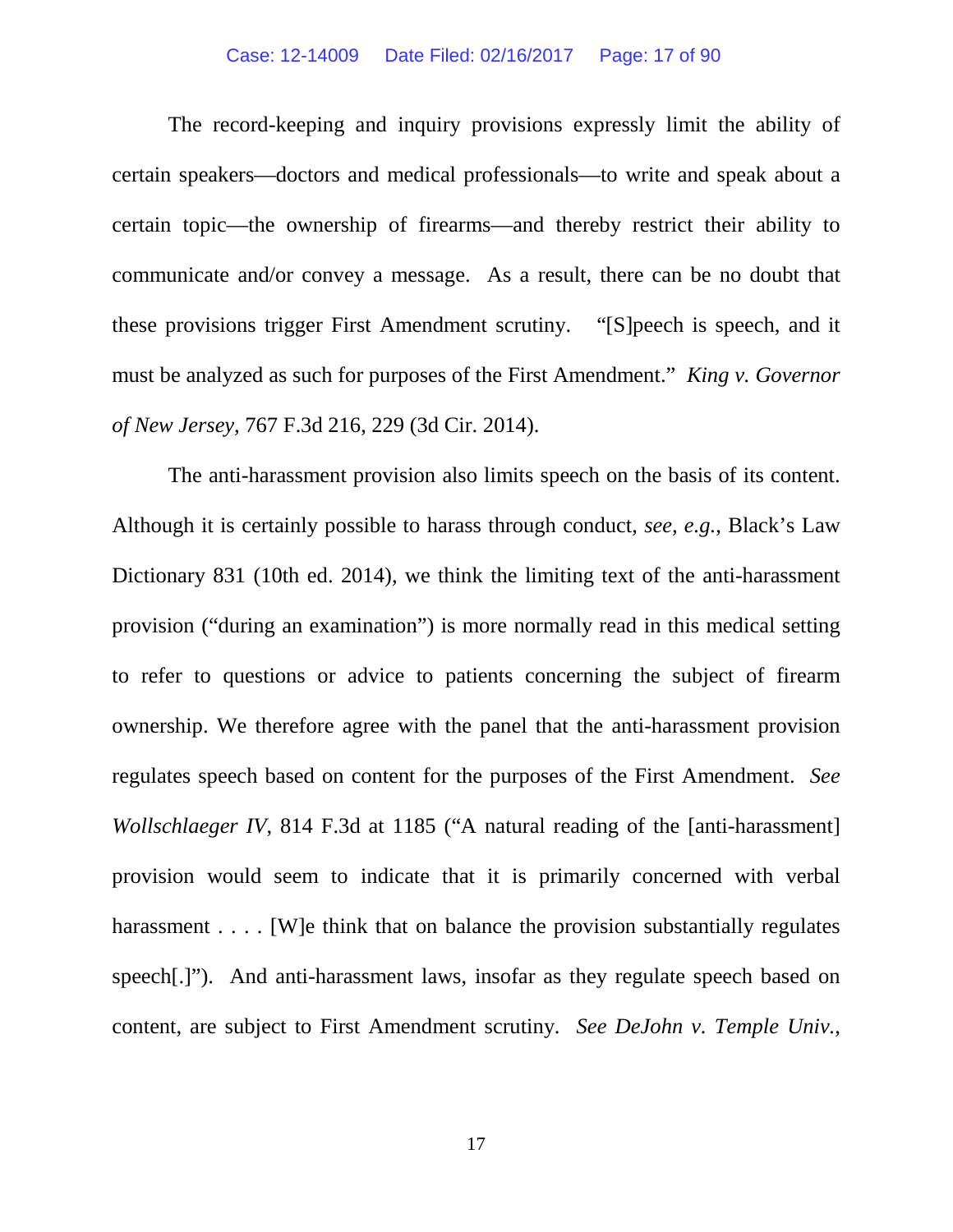The record-keeping and inquiry provisions expressly limit the ability of certain speakers—doctors and medical professionals—to write and speak about a certain topic—the ownership of firearms—and thereby restrict their ability to communicate and/or convey a message. As a result, there can be no doubt that these provisions trigger First Amendment scrutiny. "[S]peech is speech, and it must be analyzed as such for purposes of the First Amendment." *King v. Governor of New Jersey*, 767 F.3d 216, 229 (3d Cir. 2014).

The anti-harassment provision also limits speech on the basis of its content. Although it is certainly possible to harass through conduct, *see, e.g.*, Black's Law Dictionary 831 (10th ed. 2014), we think the limiting text of the anti-harassment provision ("during an examination") is more normally read in this medical setting to refer to questions or advice to patients concerning the subject of firearm ownership. We therefore agree with the panel that the anti-harassment provision regulates speech based on content for the purposes of the First Amendment. *See Wollschlaeger IV*, 814 F.3d at 1185 ("A natural reading of the [anti-harassment] provision would seem to indicate that it is primarily concerned with verbal harassment . . . . [W]e think that on balance the provision substantially regulates speech[.]"). And anti-harassment laws, insofar as they regulate speech based on content, are subject to First Amendment scrutiny. *See DeJohn v. Temple Univ.*,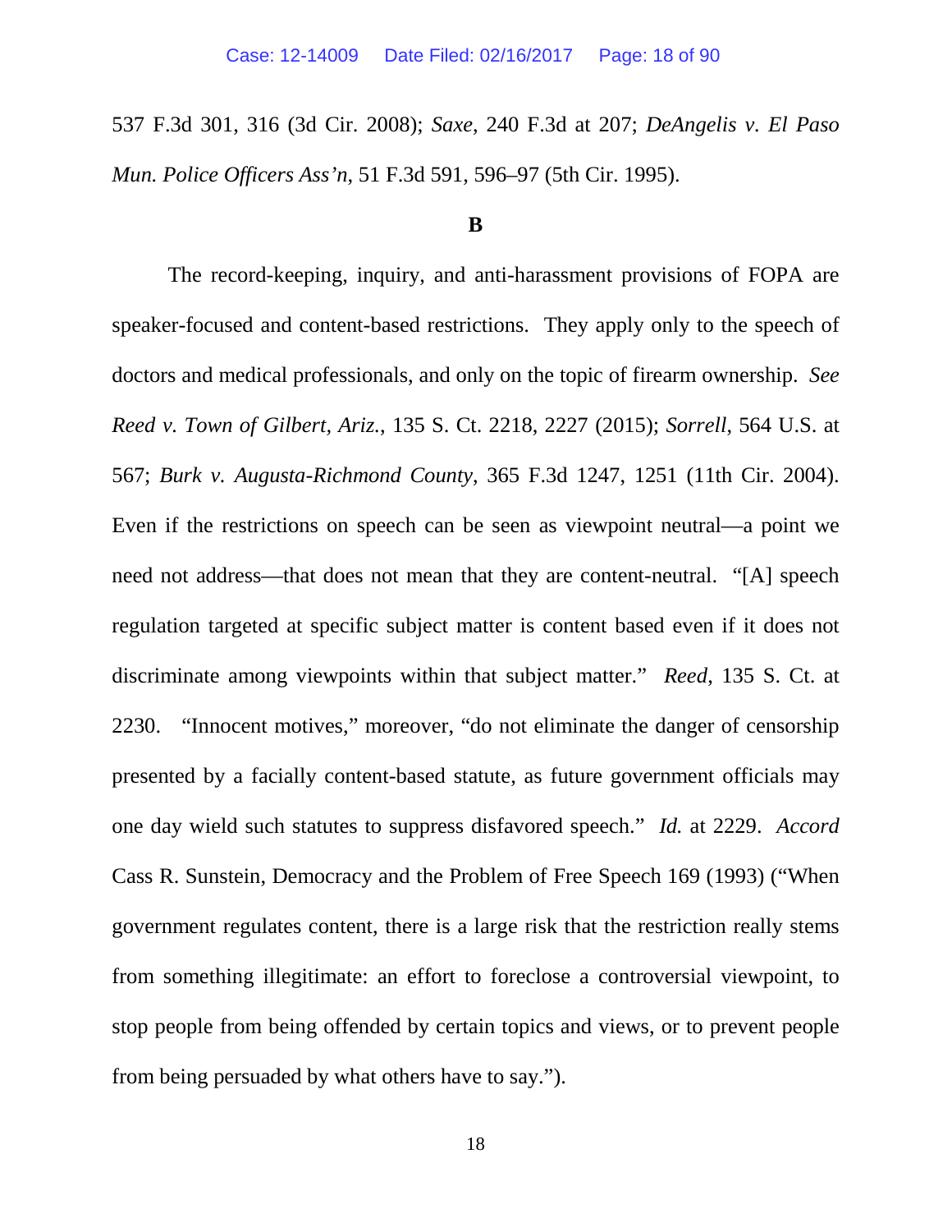537 F.3d 301, 316 (3d Cir. 2008); *Saxe*, 240 F.3d at 207; *DeAngelis v. El Paso Mun. Police Officers Ass'n*, 51 F.3d 591, 596–97 (5th Cir. 1995).

**B**

The record-keeping, inquiry, and anti-harassment provisions of FOPA are speaker-focused and content-based restrictions. They apply only to the speech of doctors and medical professionals, and only on the topic of firearm ownership. *See Reed v. Town of Gilbert, Ariz.*, 135 S. Ct. 2218, 2227 (2015); *Sorrell*, 564 U.S. at 567; *Burk v. Augusta-Richmond County*, 365 F.3d 1247, 1251 (11th Cir. 2004). Even if the restrictions on speech can be seen as viewpoint neutral—a point we need not address—that does not mean that they are content-neutral. "[A] speech regulation targeted at specific subject matter is content based even if it does not discriminate among viewpoints within that subject matter." *Reed*, 135 S. Ct. at 2230. "Innocent motives," moreover, "do not eliminate the danger of censorship presented by a facially content-based statute, as future government officials may one day wield such statutes to suppress disfavored speech." *Id.* at 2229. *Accord* Cass R. Sunstein, Democracy and the Problem of Free Speech 169 (1993) ("When government regulates content, there is a large risk that the restriction really stems from something illegitimate: an effort to foreclose a controversial viewpoint, to stop people from being offended by certain topics and views, or to prevent people from being persuaded by what others have to say.").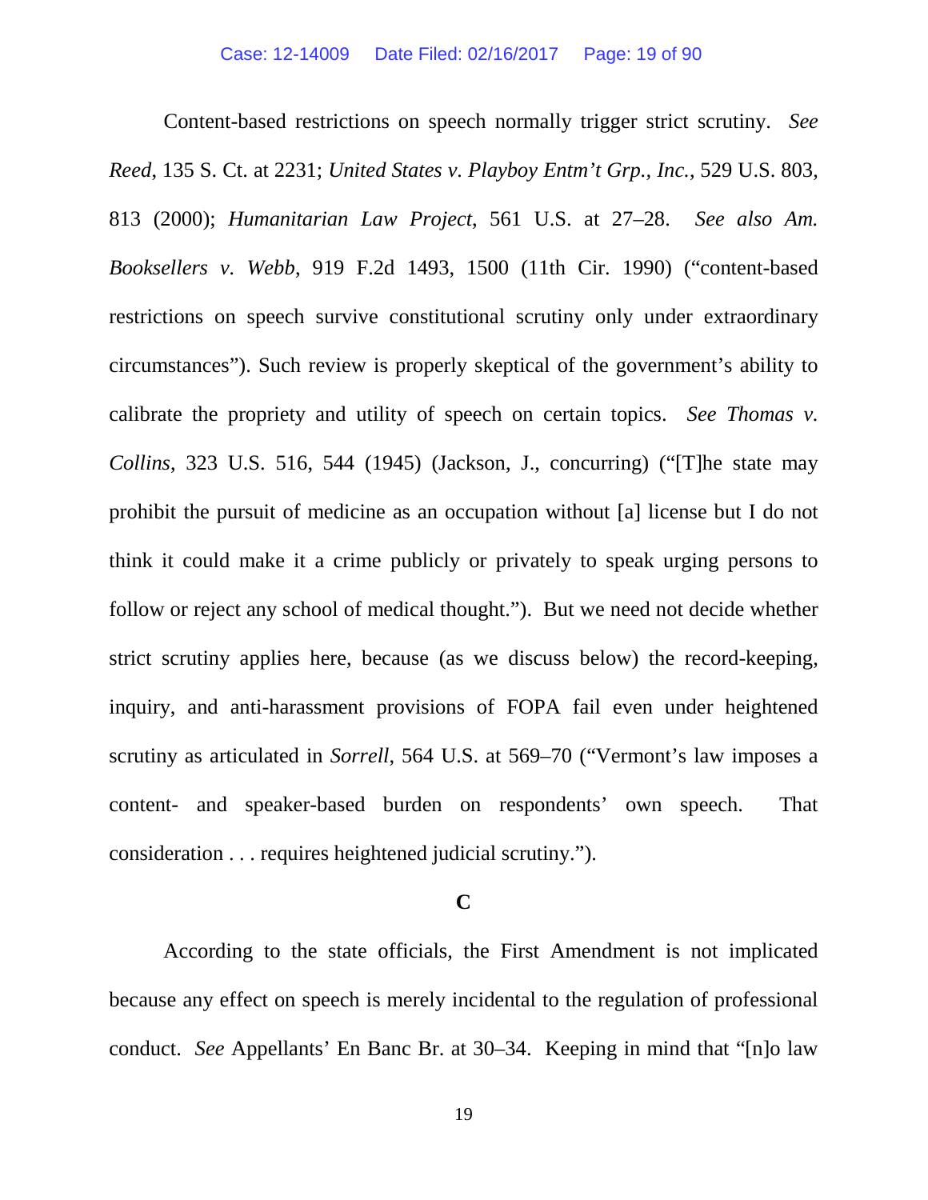Content-based restrictions on speech normally trigger strict scrutiny. *See Reed*, 135 S. Ct. at 2231; *United States v. Playboy Entm't Grp., Inc.*, 529 U.S. 803, 813 (2000); *Humanitarian Law Project*, 561 U.S. at 27–28. *See also Am. Booksellers v. Webb*, 919 F.2d 1493, 1500 (11th Cir. 1990) ("content-based restrictions on speech survive constitutional scrutiny only under extraordinary circumstances"). Such review is properly skeptical of the government's ability to calibrate the propriety and utility of speech on certain topics. *See Thomas v. Collins*, 323 U.S. 516, 544 (1945) (Jackson, J., concurring) ("[T]he state may prohibit the pursuit of medicine as an occupation without [a] license but I do not think it could make it a crime publicly or privately to speak urging persons to follow or reject any school of medical thought."). But we need not decide whether strict scrutiny applies here, because (as we discuss below) the record-keeping, inquiry, and anti-harassment provisions of FOPA fail even under heightened scrutiny as articulated in *Sorrell*, 564 U.S. at 569–70 ("Vermont's law imposes a content- and speaker-based burden on respondents' own speech. That consideration . . . requires heightened judicial scrutiny.").

### C

According to the state officials, the First Amendment is not implicated because any effect on speech is merely incidental to the regulation of professional conduct. *See* Appellants' En Banc Br. at 30–34. Keeping in mind that "[n]o law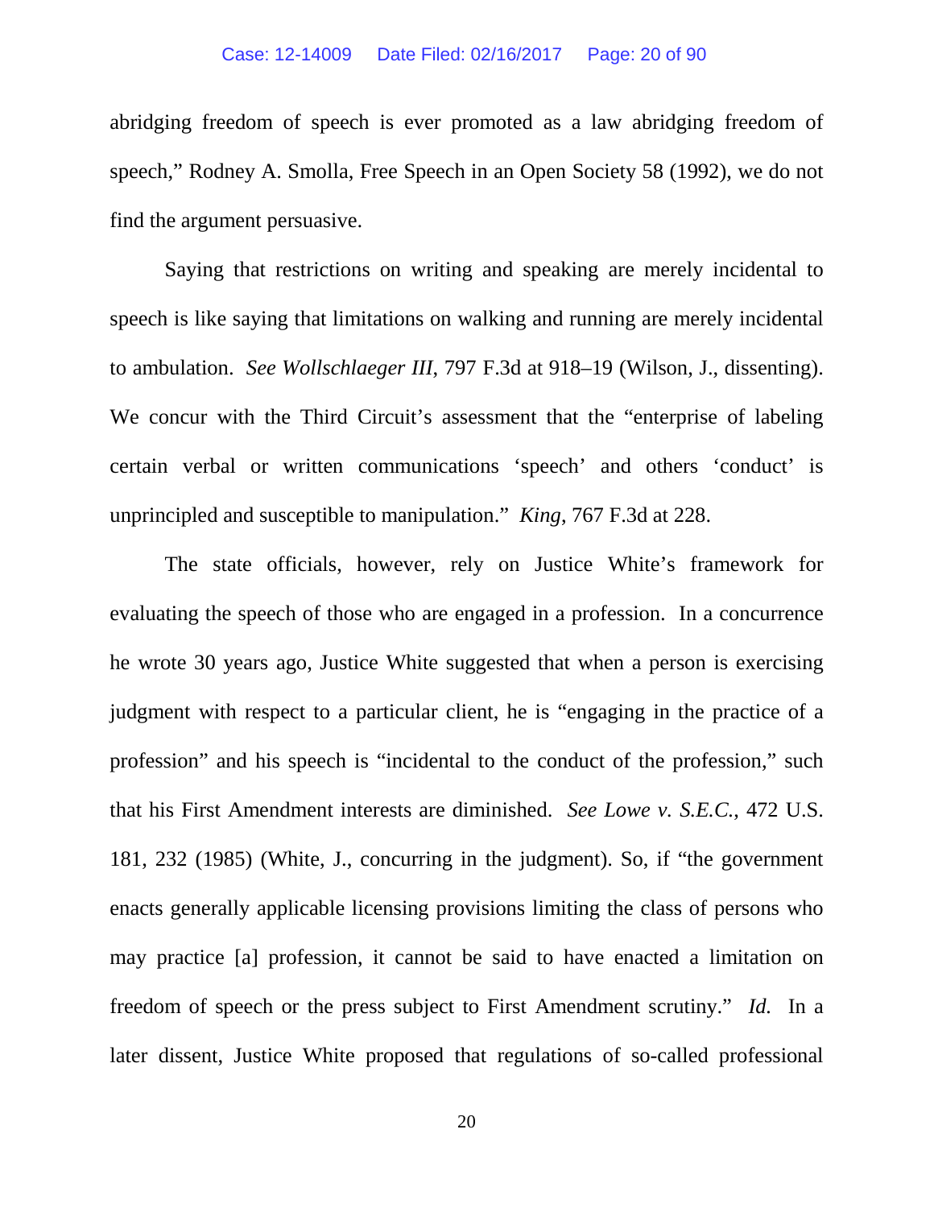abridging freedom of speech is ever promoted as a law abridging freedom of speech," Rodney A. Smolla, Free Speech in an Open Society 58 (1992), we do not find the argument persuasive.

Saying that restrictions on writing and speaking are merely incidental to speech is like saying that limitations on walking and running are merely incidental to ambulation. *See Wollschlaeger III*, 797 F.3d at 918–19 (Wilson, J., dissenting). We concur with the Third Circuit's assessment that the "enterprise of labeling certain verbal or written communications 'speech' and others 'conduct' is unprincipled and susceptible to manipulation." *King*, 767 F.3d at 228.

The state officials, however, rely on Justice White's framework for evaluating the speech of those who are engaged in a profession. In a concurrence he wrote 30 years ago, Justice White suggested that when a person is exercising judgment with respect to a particular client, he is "engaging in the practice of a profession" and his speech is "incidental to the conduct of the profession," such that his First Amendment interests are diminished. *See Lowe v. S.E.C.*, 472 U.S. 181, 232 (1985) (White, J., concurring in the judgment). So, if "the government enacts generally applicable licensing provisions limiting the class of persons who may practice [a] profession, it cannot be said to have enacted a limitation on freedom of speech or the press subject to First Amendment scrutiny." *Id.* In a later dissent, Justice White proposed that regulations of so-called professional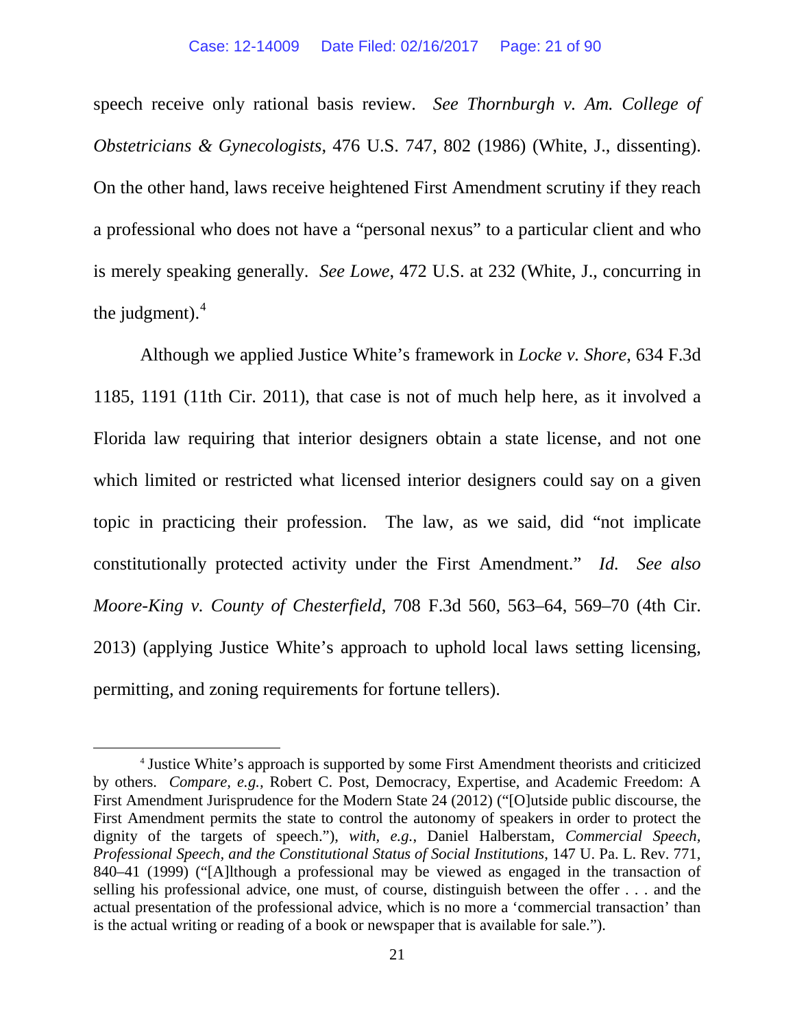speech receive only rational basis review. *See Thornburgh v. Am. College of Obstetricians & Gynecologists*, 476 U.S. 747, 802 (1986) (White, J., dissenting). On the other hand, laws receive heightened First Amendment scrutiny if they reach a professional who does not have a "personal nexus" to a particular client and who is merely speaking generally. *See Lowe*, 472 U.S. at 232 (White, J., concurring in the judgment).[4]

Although we applied Justice White's framework in *Locke v. Shore*, 634 F.3d 1185, 1191 (11th Cir. 2011), that case is not of much help here, as it involved a Florida law requiring that interior designers obtain a state license, and not one which limited or restricted what licensed interior designers could say on a given topic in practicing their profession. The law, as we said, did "not implicate constitutionally protected activity under the First Amendment." *Id. See also Moore-King v. County of Chesterfield*, 708 F.3d 560, 563–64, 569–70 (4th Cir. 2013) (applying Justice White's approach to uphold local laws setting licensing, permitting, and zoning requirements for fortune tellers).

---

[4] Justice White's approach is supported by some First Amendment theorists and criticized by others. *Compare, e.g.*, Robert C. Post, Democracy, Expertise, and Academic Freedom: A First Amendment Jurisprudence for the Modern State 24 (2012) ("[O]utside public discourse, the First Amendment permits the state to control the autonomy of speakers in order to protect the dignity of the targets of speech."), *with, e.g.*, Daniel Halberstam, *Commercial Speech, Professional Speech, and the Constitutional Status of Social Institutions*, 147 U. Pa. L. Rev. 771, 840–41 (1999) ("[A]lthough a professional may be viewed as engaged in the transaction of selling his professional advice, one must, of course, distinguish between the offer . . . and the actual presentation of the professional advice, which is no more a 'commercial transaction' than is the actual writing or reading of a book or newspaper that is available for sale.").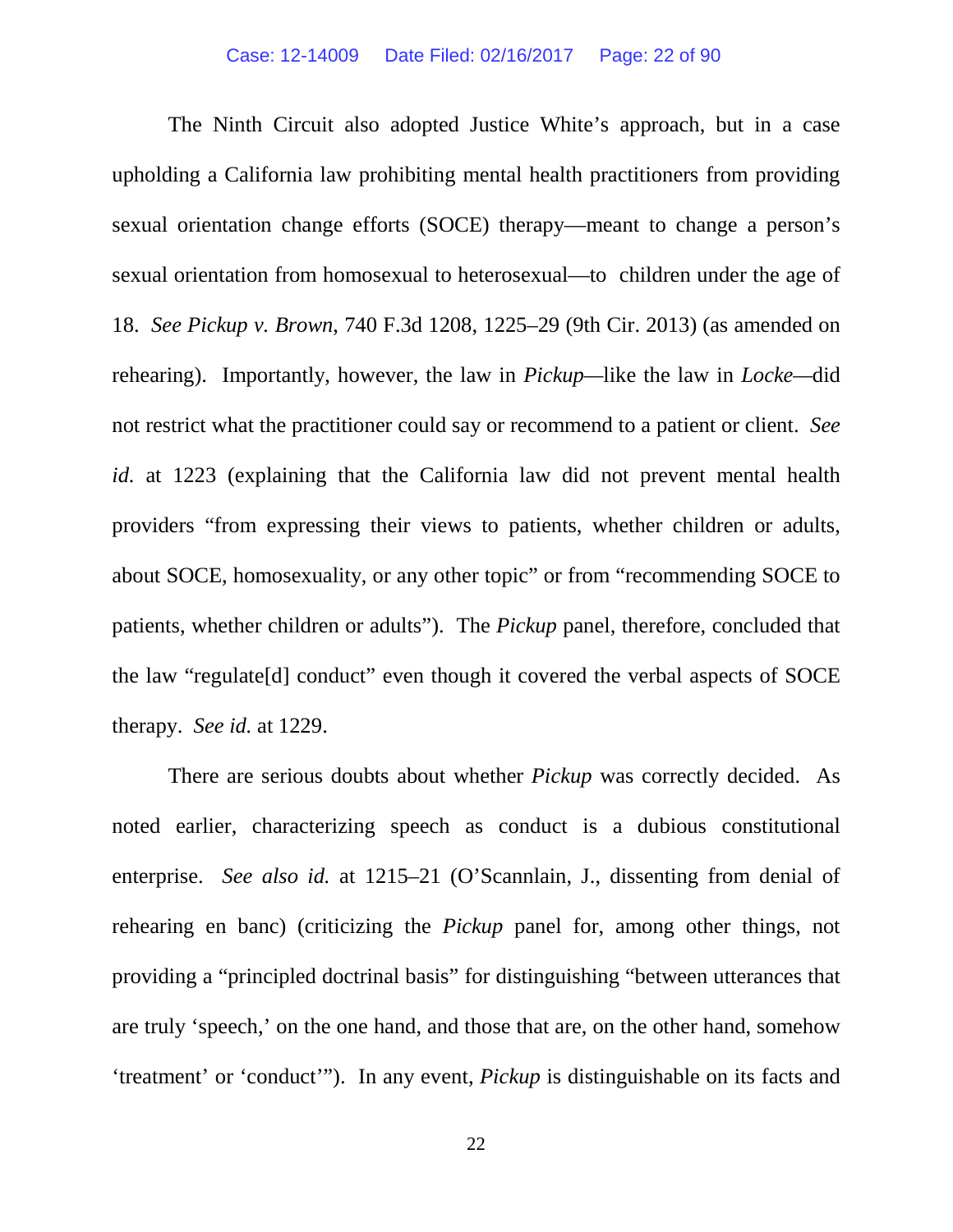The Ninth Circuit also adopted Justice White's approach, but in a case upholding a California law prohibiting mental health practitioners from providing sexual orientation change efforts (SOCE) therapy—meant to change a person's sexual orientation from homosexual to heterosexual—to children under the age of 18. *See Pickup v. Brown*, 740 F.3d 1208, 1225–29 (9th Cir. 2013) (as amended on rehearing). Importantly, however, the law in *Pickup*—like the law in *Locke*—did not restrict what the practitioner could say or recommend to a patient or client. *See id.* at 1223 (explaining that the California law did not prevent mental health providers "from expressing their views to patients, whether children or adults, about SOCE, homosexuality, or any other topic" or from "recommending SOCE to patients, whether children or adults"). The *Pickup* panel, therefore, concluded that the law "regulate[d] conduct" even though it covered the verbal aspects of SOCE therapy. *See id.* at 1229.

There are serious doubts about whether *Pickup* was correctly decided. As noted earlier, characterizing speech as conduct is a dubious constitutional enterprise. *See also id.* at 1215–21 (O'Scannlain, J., dissenting from denial of rehearing en banc) (criticizing the *Pickup* panel for, among other things, not providing a "principled doctrinal basis" for distinguishing "between utterances that are truly 'speech,' on the one hand, and those that are, on the other hand, somehow 'treatment' or 'conduct'"). In any event, *Pickup* is distinguishable on its facts and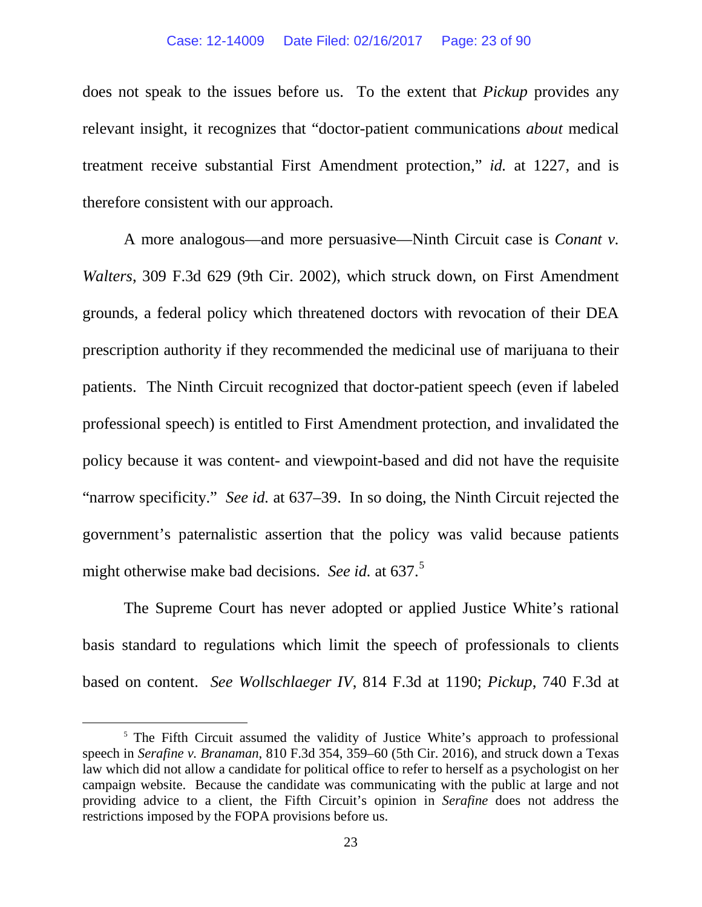does not speak to the issues before us. To the extent that *Pickup* provides any relevant insight, it recognizes that "doctor-patient communications *about* medical treatment receive substantial First Amendment protection," *id.* at 1227, and is therefore consistent with our approach.

A more analogous—and more persuasive—Ninth Circuit case is *Conant v. Walters*, 309 F.3d 629 (9th Cir. 2002), which struck down, on First Amendment grounds, a federal policy which threatened doctors with revocation of their DEA prescription authority if they recommended the medicinal use of marijuana to their patients. The Ninth Circuit recognized that doctor-patient speech (even if labeled professional speech) is entitled to First Amendment protection, and invalidated the policy because it was content- and viewpoint-based and did not have the requisite "narrow specificity." *See id.* at 637–39. In so doing, the Ninth Circuit rejected the government's paternalistic assertion that the policy was valid because patients might otherwise make bad decisions. *See id.* at 637.[5]

The Supreme Court has never adopted or applied Justice White's rational basis standard to regulations which limit the speech of professionals to clients based on content. *See Wollschlaeger IV*, 814 F.3d at 1190; *Pickup*, 740 F.3d at

[5] The Fifth Circuit assumed the validity of Justice White's approach to professional speech in *Serafine v. Branaman*, 810 F.3d 354, 359–60 (5th Cir. 2016), and struck down a Texas law which did not allow a candidate for political office to refer to herself as a psychologist on her campaign website. Because the candidate was communicating with the public at large and not providing advice to a client, the Fifth Circuit's opinion in *Serafine* does not address the restrictions imposed by the FOPA provisions before us.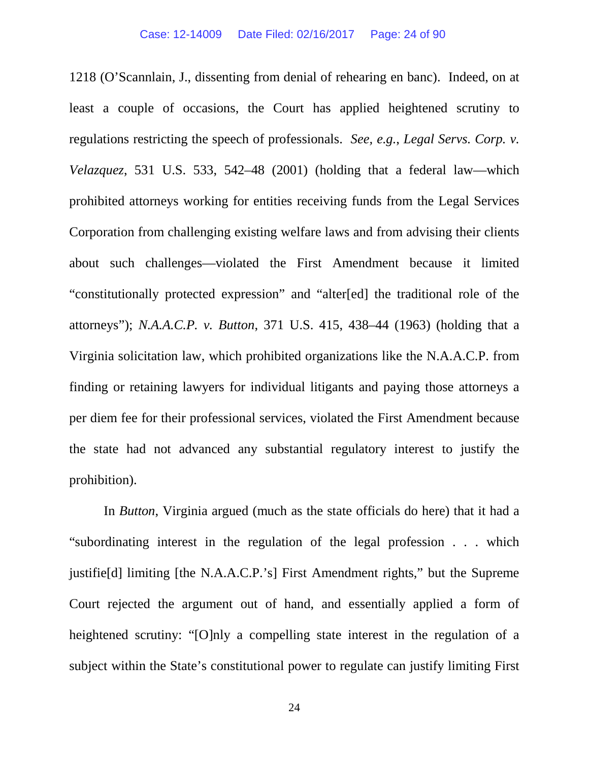1218 (O'Scannlain, J., dissenting from denial of rehearing en banc). Indeed, on at least a couple of occasions, the Court has applied heightened scrutiny to regulations restricting the speech of professionals. *See, e.g.*, *Legal Servs. Corp. v. Velazquez*, 531 U.S. 533, 542–48 (2001) (holding that a federal law—which prohibited attorneys working for entities receiving funds from the Legal Services Corporation from challenging existing welfare laws and from advising their clients about such challenges—violated the First Amendment because it limited "constitutionally protected expression" and "alter[ed] the traditional role of the attorneys"); *N.A.A.C.P. v. Button*, 371 U.S. 415, 438–44 (1963) (holding that a Virginia solicitation law, which prohibited organizations like the N.A.A.C.P. from finding or retaining lawyers for individual litigants and paying those attorneys a per diem fee for their professional services, violated the First Amendment because the state had not advanced any substantial regulatory interest to justify the prohibition).

In *Button*, Virginia argued (much as the state officials do here) that it had a "subordinating interest in the regulation of the legal profession . . . which justifie[d] limiting [the N.A.A.C.P.'s] First Amendment rights," but the Supreme Court rejected the argument out of hand, and essentially applied a form of heightened scrutiny: "[O]nly a compelling state interest in the regulation of a subject within the State's constitutional power to regulate can justify limiting First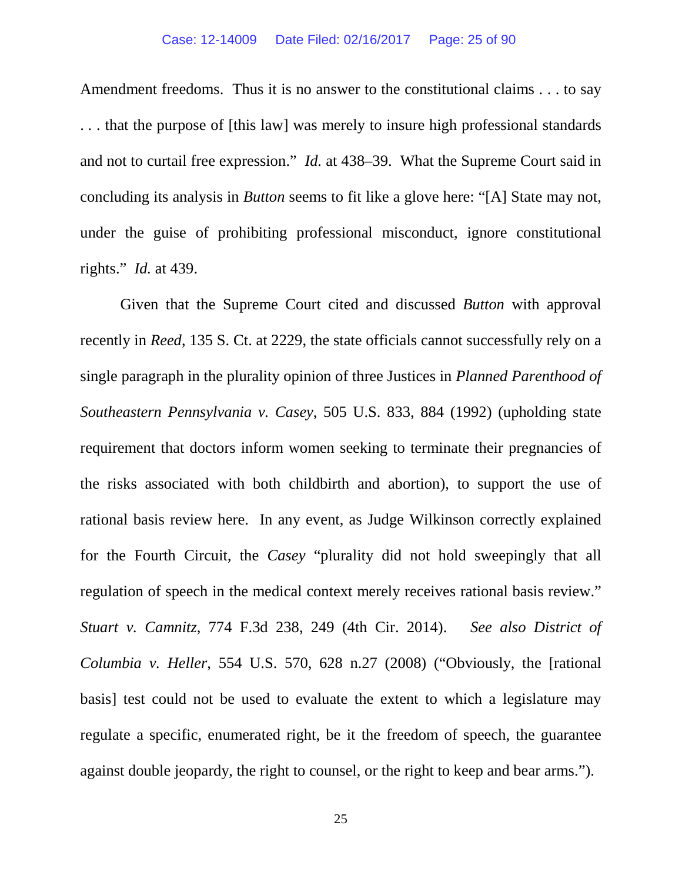Amendment freedoms. Thus it is no answer to the constitutional claims . . . to say . . . that the purpose of [this law] was merely to insure high professional standards and not to curtail free expression." *Id.* at 438–39. What the Supreme Court said in concluding its analysis in *Button* seems to fit like a glove here: "[A] State may not, under the guise of prohibiting professional misconduct, ignore constitutional rights." *Id.* at 439.

Given that the Supreme Court cited and discussed *Button* with approval recently in *Reed*, 135 S. Ct. at 2229, the state officials cannot successfully rely on a single paragraph in the plurality opinion of three Justices in *Planned Parenthood of Southeastern Pennsylvania v. Casey*, 505 U.S. 833, 884 (1992) (upholding state requirement that doctors inform women seeking to terminate their pregnancies of the risks associated with both childbirth and abortion), to support the use of rational basis review here. In any event, as Judge Wilkinson correctly explained for the Fourth Circuit, the *Casey* "plurality did not hold sweepingly that all regulation of speech in the medical context merely receives rational basis review." *Stuart v. Camnitz*, 774 F.3d 238, 249 (4th Cir. 2014). *See also District of Columbia v. Heller*, 554 U.S. 570, 628 n.27 (2008) ("Obviously, the [rational basis] test could not be used to evaluate the extent to which a legislature may regulate a specific, enumerated right, be it the freedom of speech, the guarantee against double jeopardy, the right to counsel, or the right to keep and bear arms.").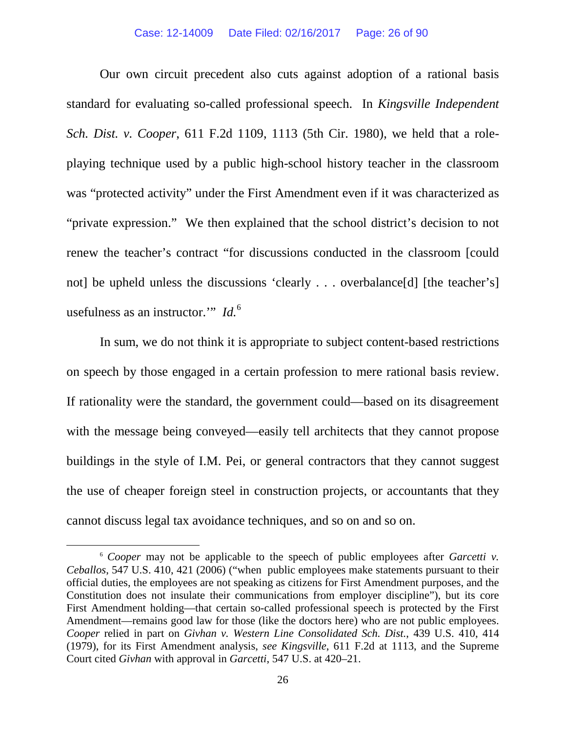Our own circuit precedent also cuts against adoption of a rational basis standard for evaluating so-called professional speech. In *Kingsville Independent Sch. Dist. v. Cooper*, 611 F.2d 1109, 1113 (5th Cir. 1980), we held that a role-playing technique used by a public high-school history teacher in the classroom was "protected activity" under the First Amendment even if it was characterized as "private expression." We then explained that the school district's decision to not renew the teacher's contract "for discussions conducted in the classroom [could not] be upheld unless the discussions 'clearly . . . overbalance[d] [the teacher's] usefulness as an instructor.'" *Id.*[6]

In sum, we do not think it is appropriate to subject content-based restrictions on speech by those engaged in a certain profession to mere rational basis review. If rationality were the standard, the government could—based on its disagreement with the message being conveyed—easily tell architects that they cannot propose buildings in the style of I.M. Pei, or general contractors that they cannot suggest the use of cheaper foreign steel in construction projects, or accountants that they cannot discuss legal tax avoidance techniques, and so on and so on.

---

[6] *Cooper* may not be applicable to the speech of public employees after *Garcetti v. Ceballos*, 547 U.S. 410, 421 (2006) ("when public employees make statements pursuant to their official duties, the employees are not speaking as citizens for First Amendment purposes, and the Constitution does not insulate their communications from employer discipline"), but its core First Amendment holding—that certain so-called professional speech is protected by the First Amendment—remains good law for those (like the doctors here) who are not public employees. *Cooper* relied in part on *Givhan v. Western Line Consolidated Sch. Dist.*, 439 U.S. 410, 414 (1979), for its First Amendment analysis, *see Kingsville*, 611 F.2d at 1113, and the Supreme Court cited *Givhan* with approval in *Garcetti*, 547 U.S. at 420–21.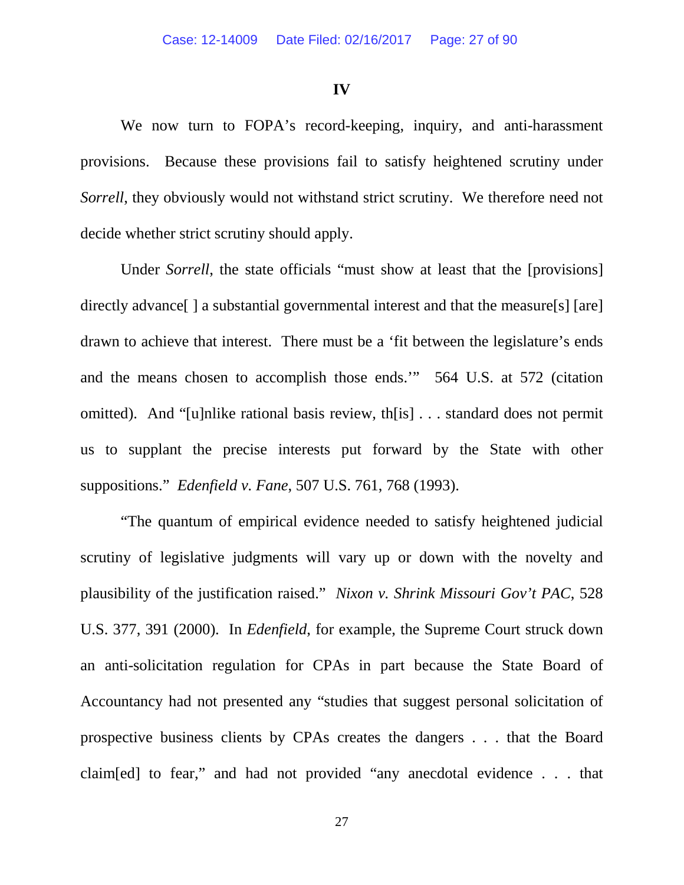## IV

We now turn to FOPA's record-keeping, inquiry, and anti-harassment provisions. Because these provisions fail to satisfy heightened scrutiny under *Sorrell*, they obviously would not withstand strict scrutiny. We therefore need not decide whether strict scrutiny should apply.

Under *Sorrell*, the state officials "must show at least that the [provisions] directly advance[ ] a substantial governmental interest and that the measure[s] [are] drawn to achieve that interest. There must be a 'fit between the legislature's ends and the means chosen to accomplish those ends.'" 564 U.S. at 572 (citation omitted). And "[u]nlike rational basis review, th[is] . . . standard does not permit us to supplant the precise interests put forward by the State with other suppositions." *Edenfield v. Fane*, 507 U.S. 761, 768 (1993).

"The quantum of empirical evidence needed to satisfy heightened judicial scrutiny of legislative judgments will vary up or down with the novelty and plausibility of the justification raised." *Nixon v. Shrink Missouri Gov't PAC*, 528 U.S. 377, 391 (2000). In *Edenfield*, for example, the Supreme Court struck down an anti-solicitation regulation for CPAs in part because the State Board of Accountancy had not presented any "studies that suggest personal solicitation of prospective business clients by CPAs creates the dangers . . . that the Board claim[ed] to fear," and had not provided "any anecdotal evidence . . . that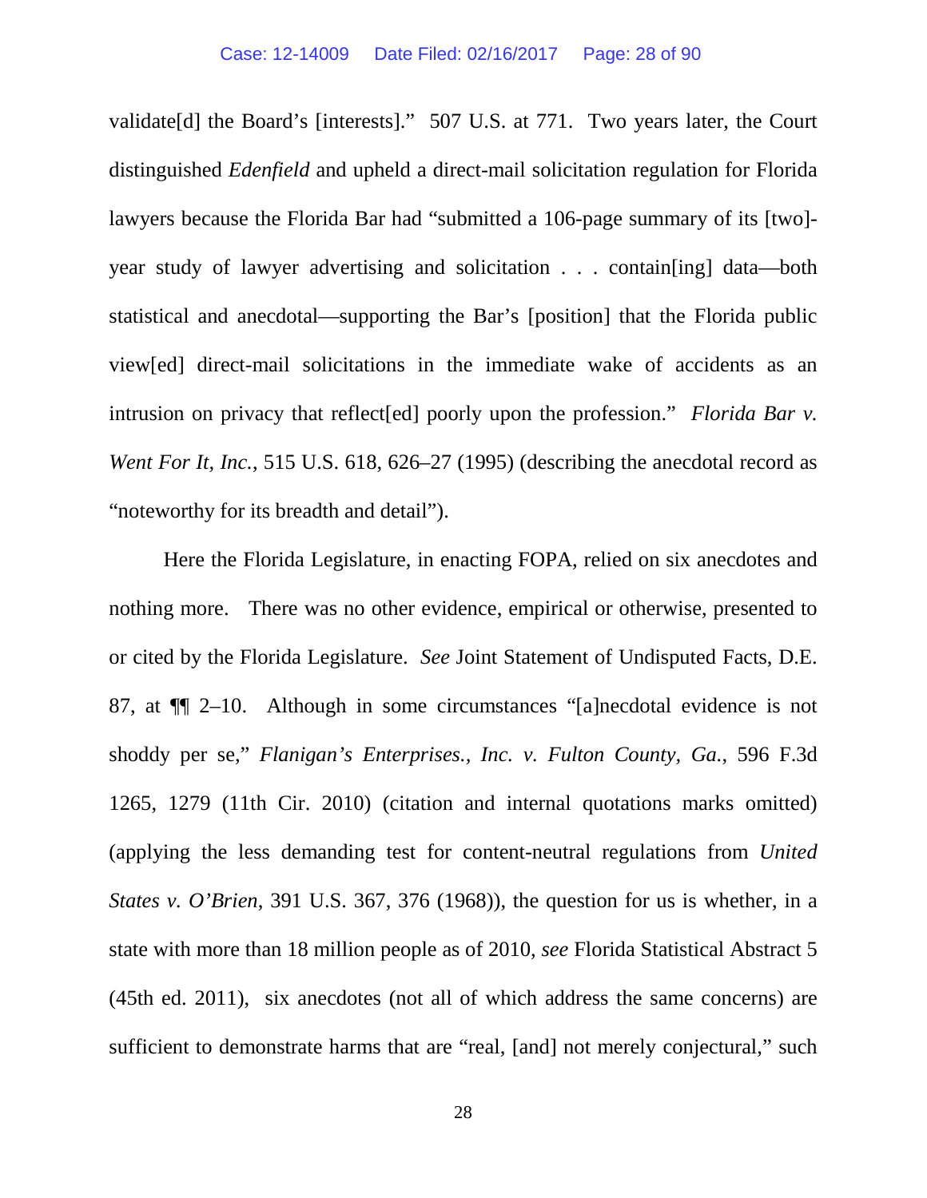validate[d] the Board's [interests]." 507 U.S. at 771. Two years later, the Court distinguished *Edenfield* and upheld a direct-mail solicitation regulation for Florida lawyers because the Florida Bar had "submitted a 106-page summary of its [two]-year study of lawyer advertising and solicitation . . . contain[ing] data—both statistical and anecdotal—supporting the Bar's [position] that the Florida public view[ed] direct-mail solicitations in the immediate wake of accidents as an intrusion on privacy that reflect[ed] poorly upon the profession." *Florida Bar v. Went For It, Inc.*, 515 U.S. 618, 626–27 (1995) (describing the anecdotal record as "noteworthy for its breadth and detail").

Here the Florida Legislature, in enacting FOPA, relied on six anecdotes and nothing more. There was no other evidence, empirical or otherwise, presented to or cited by the Florida Legislature. *See* Joint Statement of Undisputed Facts, D.E. 87, at ¶¶ 2–10. Although in some circumstances "[a]necdotal evidence is not shoddy per se," *Flanigan's Enterprises., Inc. v. Fulton County, Ga.*, 596 F.3d 1265, 1279 (11th Cir. 2010) (citation and internal quotations marks omitted) (applying the less demanding test for content-neutral regulations from *United States v. O'Brien*, 391 U.S. 367, 376 (1968)), the question for us is whether, in a state with more than 18 million people as of 2010, *see* Florida Statistical Abstract 5 (45th ed. 2011), six anecdotes (not all of which address the same concerns) are sufficient to demonstrate harms that are "real, [and] not merely conjectural," such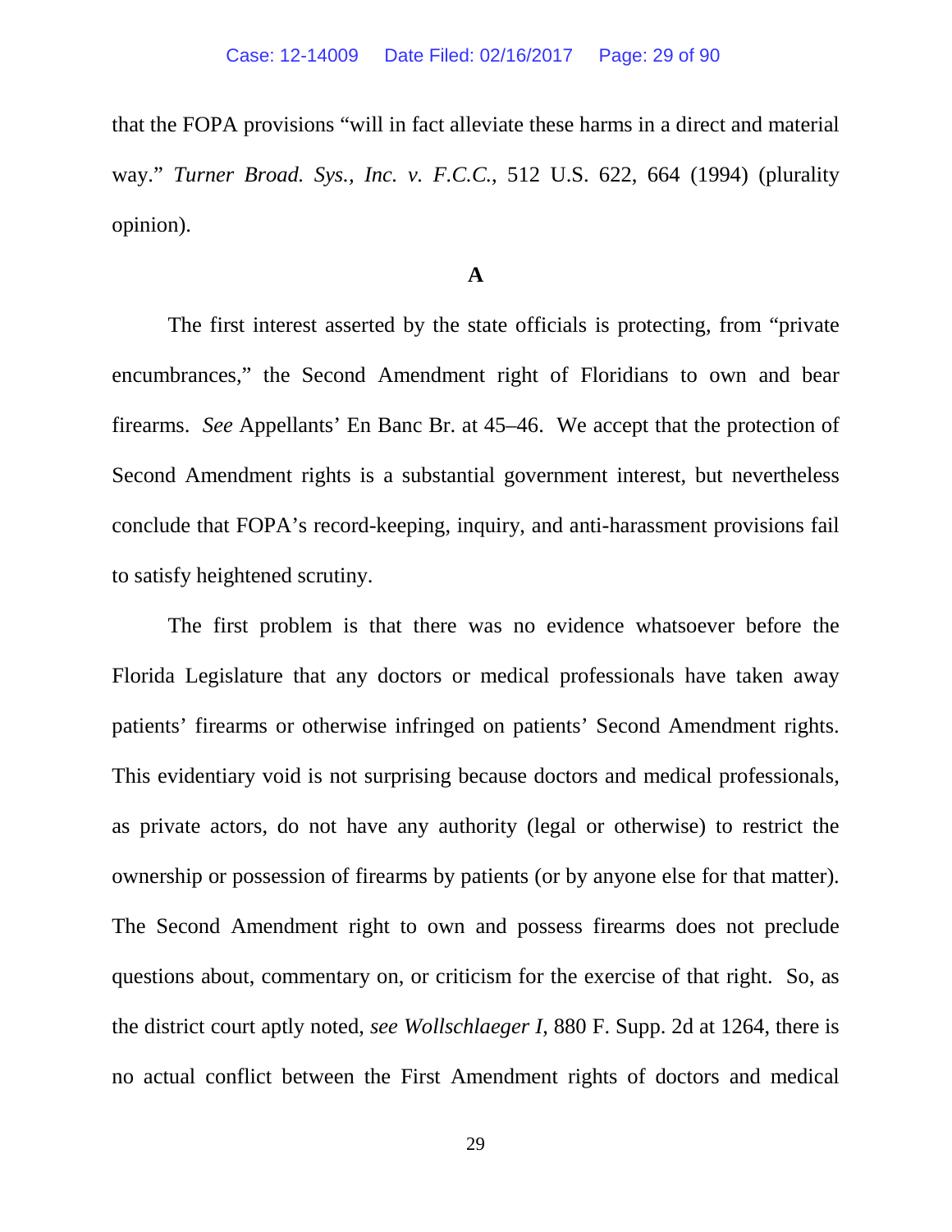that the FOPA provisions "will in fact alleviate these harms in a direct and material way." *Turner Broad. Sys., Inc. v. F.C.C.*, 512 U.S. 622, 664 (1994) (plurality opinion).

**A**

The first interest asserted by the state officials is protecting, from "private encumbrances," the Second Amendment right of Floridians to own and bear firearms. *See* Appellants' En Banc Br. at 45–46. We accept that the protection of Second Amendment rights is a substantial government interest, but nevertheless conclude that FOPA's record-keeping, inquiry, and anti-harassment provisions fail to satisfy heightened scrutiny.

The first problem is that there was no evidence whatsoever before the Florida Legislature that any doctors or medical professionals have taken away patients' firearms or otherwise infringed on patients' Second Amendment rights. This evidentiary void is not surprising because doctors and medical professionals, as private actors, do not have any authority (legal or otherwise) to restrict the ownership or possession of firearms by patients (or by anyone else for that matter). The Second Amendment right to own and possess firearms does not preclude questions about, commentary on, or criticism for the exercise of that right. So, as the district court aptly noted, *see Wollschlaeger I*, 880 F. Supp. 2d at 1264, there is no actual conflict between the First Amendment rights of doctors and medical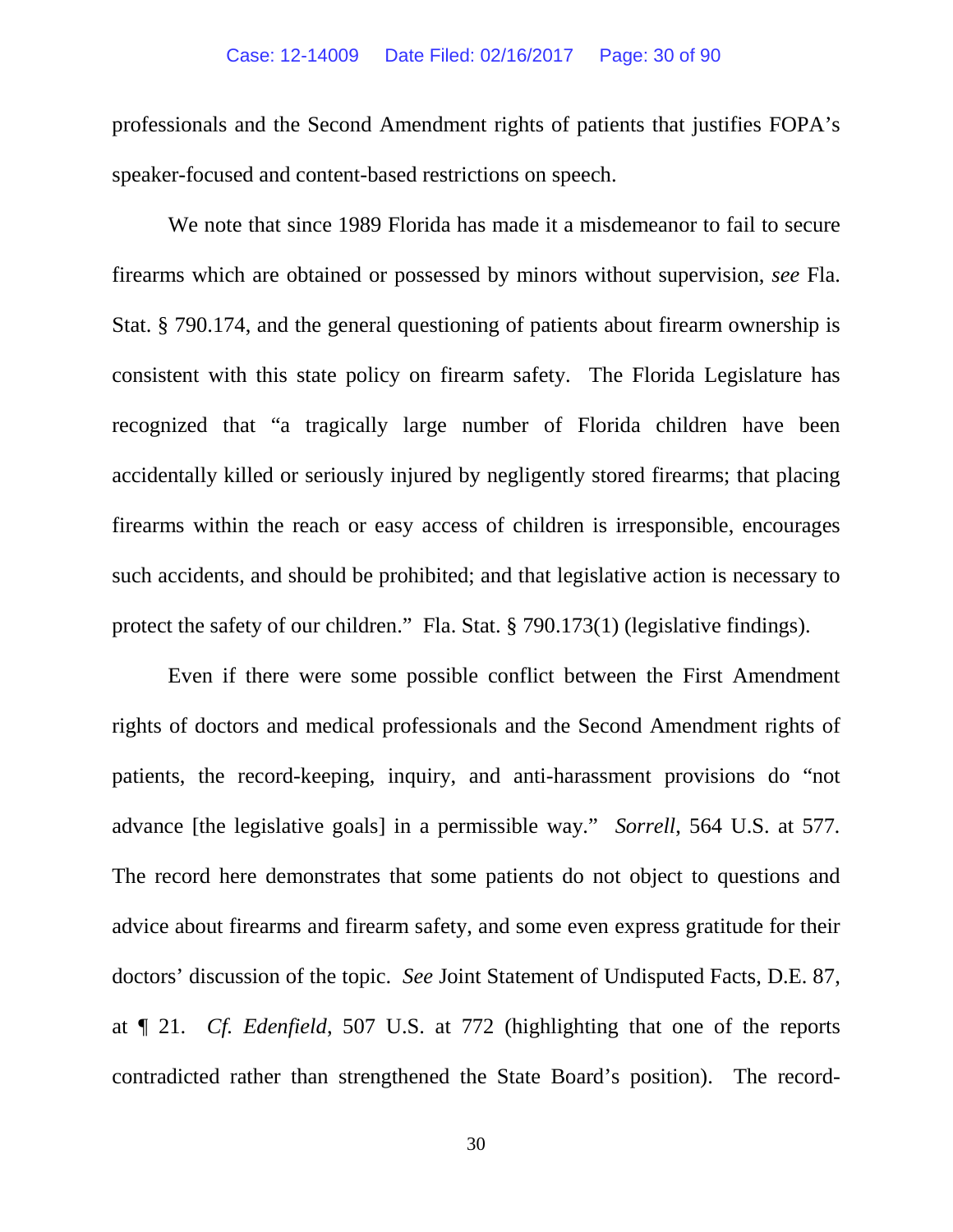professionals and the Second Amendment rights of patients that justifies FOPA's speaker-focused and content-based restrictions on speech.

We note that since 1989 Florida has made it a misdemeanor to fail to secure firearms which are obtained or possessed by minors without supervision, *see* Fla. Stat. § 790.174, and the general questioning of patients about firearm ownership is consistent with this state policy on firearm safety. The Florida Legislature has recognized that "a tragically large number of Florida children have been accidentally killed or seriously injured by negligently stored firearms; that placing firearms within the reach or easy access of children is irresponsible, encourages such accidents, and should be prohibited; and that legislative action is necessary to protect the safety of our children." Fla. Stat. § 790.173(1) (legislative findings).

Even if there were some possible conflict between the First Amendment rights of doctors and medical professionals and the Second Amendment rights of patients, the record-keeping, inquiry, and anti-harassment provisions do "not advance [the legislative goals] in a permissible way." *Sorrell*, 564 U.S. at 577. The record here demonstrates that some patients do not object to questions and advice about firearms and firearm safety, and some even express gratitude for their doctors' discussion of the topic. *See* Joint Statement of Undisputed Facts, D.E. 87, at ¶ 21. *Cf. Edenfield*, 507 U.S. at 772 (highlighting that one of the reports contradicted rather than strengthened the State Board's position). The record-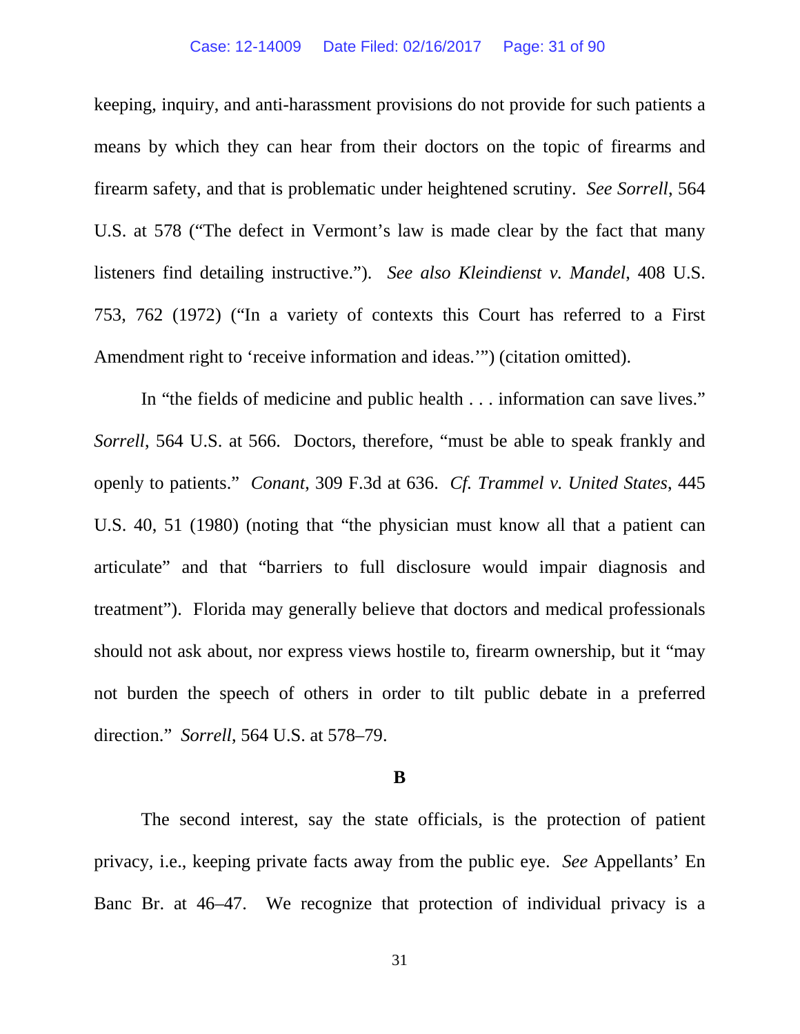keeping, inquiry, and anti-harassment provisions do not provide for such patients a means by which they can hear from their doctors on the topic of firearms and firearm safety, and that is problematic under heightened scrutiny. *See Sorrell*, 564 U.S. at 578 ("The defect in Vermont's law is made clear by the fact that many listeners find detailing instructive."). *See also Kleindienst v. Mandel*, 408 U.S. 753, 762 (1972) ("In a variety of contexts this Court has referred to a First Amendment right to 'receive information and ideas.'") (citation omitted).

In "the fields of medicine and public health . . . information can save lives." *Sorrell*, 564 U.S. at 566. Doctors, therefore, "must be able to speak frankly and openly to patients." *Conant*, 309 F.3d at 636. *Cf. Trammel v. United States*, 445 U.S. 40, 51 (1980) (noting that "the physician must know all that a patient can articulate" and that "barriers to full disclosure would impair diagnosis and treatment"). Florida may generally believe that doctors and medical professionals should not ask about, nor express views hostile to, firearm ownership, but it "may not burden the speech of others in order to tilt public debate in a preferred direction." *Sorrell*, 564 U.S. at 578–79.

**B**

The second interest, say the state officials, is the protection of patient privacy, i.e., keeping private facts away from the public eye. *See* Appellants' En Banc Br. at 46–47. We recognize that protection of individual privacy is a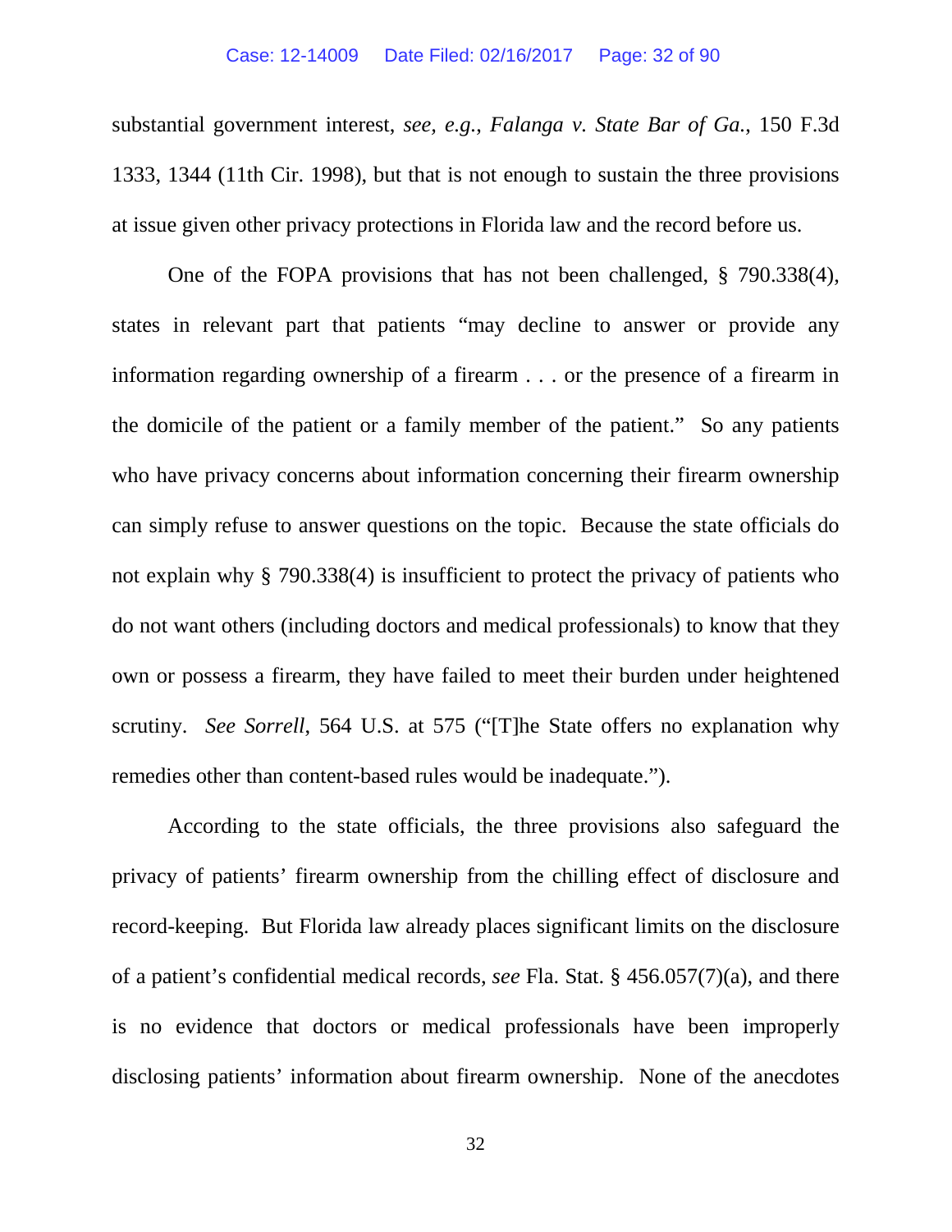substantial government interest, *see, e.g.*, *Falanga v. State Bar of Ga.*, 150 F.3d 1333, 1344 (11th Cir. 1998), but that is not enough to sustain the three provisions at issue given other privacy protections in Florida law and the record before us.

One of the FOPA provisions that has not been challenged, § 790.338(4), states in relevant part that patients "may decline to answer or provide any information regarding ownership of a firearm . . . or the presence of a firearm in the domicile of the patient or a family member of the patient." So any patients who have privacy concerns about information concerning their firearm ownership can simply refuse to answer questions on the topic. Because the state officials do not explain why § 790.338(4) is insufficient to protect the privacy of patients who do not want others (including doctors and medical professionals) to know that they own or possess a firearm, they have failed to meet their burden under heightened scrutiny. *See Sorrell*, 564 U.S. at 575 ("[T]he State offers no explanation why remedies other than content-based rules would be inadequate.").

According to the state officials, the three provisions also safeguard the privacy of patients' firearm ownership from the chilling effect of disclosure and record-keeping. But Florida law already places significant limits on the disclosure of a patient's confidential medical records, *see* Fla. Stat. § 456.057(7)(a), and there is no evidence that doctors or medical professionals have been improperly disclosing patients' information about firearm ownership. None of the anecdotes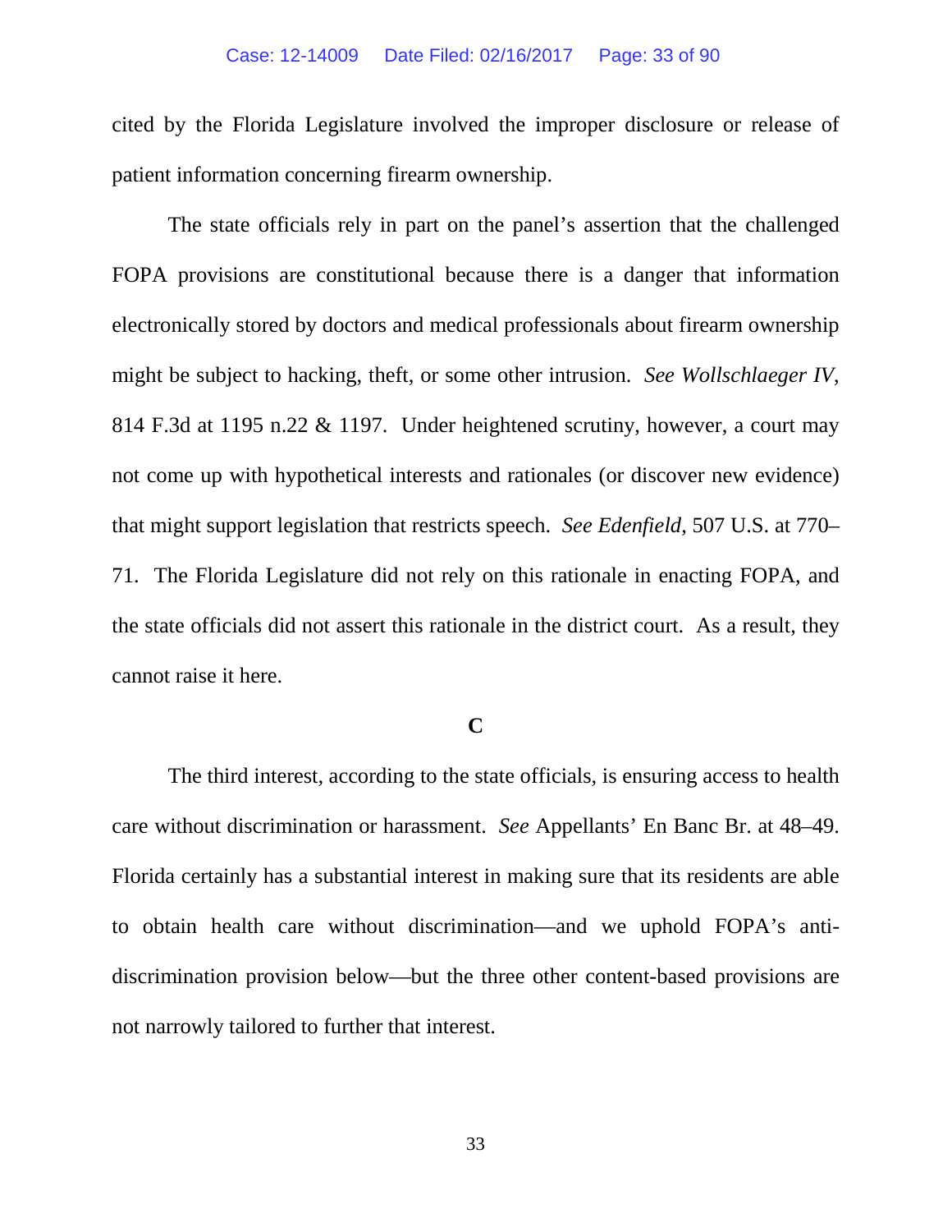cited by the Florida Legislature involved the improper disclosure or release of patient information concerning firearm ownership.

The state officials rely in part on the panel's assertion that the challenged FOPA provisions are constitutional because there is a danger that information electronically stored by doctors and medical professionals about firearm ownership might be subject to hacking, theft, or some other intrusion. *See Wollschlaeger IV*, 814 F.3d at 1195 n.22 & 1197. Under heightened scrutiny, however, a court may not come up with hypothetical interests and rationales (or discover new evidence) that might support legislation that restricts speech. *See Edenfield*, 507 U.S. at 770–71. The Florida Legislature did not rely on this rationale in enacting FOPA, and the state officials did not assert this rationale in the district court. As a result, they cannot raise it here.

**C**

The third interest, according to the state officials, is ensuring access to health care without discrimination or harassment. *See* Appellants' En Banc Br. at 48–49. Florida certainly has a substantial interest in making sure that its residents are able to obtain health care without discrimination—and we uphold FOPA's anti-discrimination provision below—but the three other content-based provisions are not narrowly tailored to further that interest.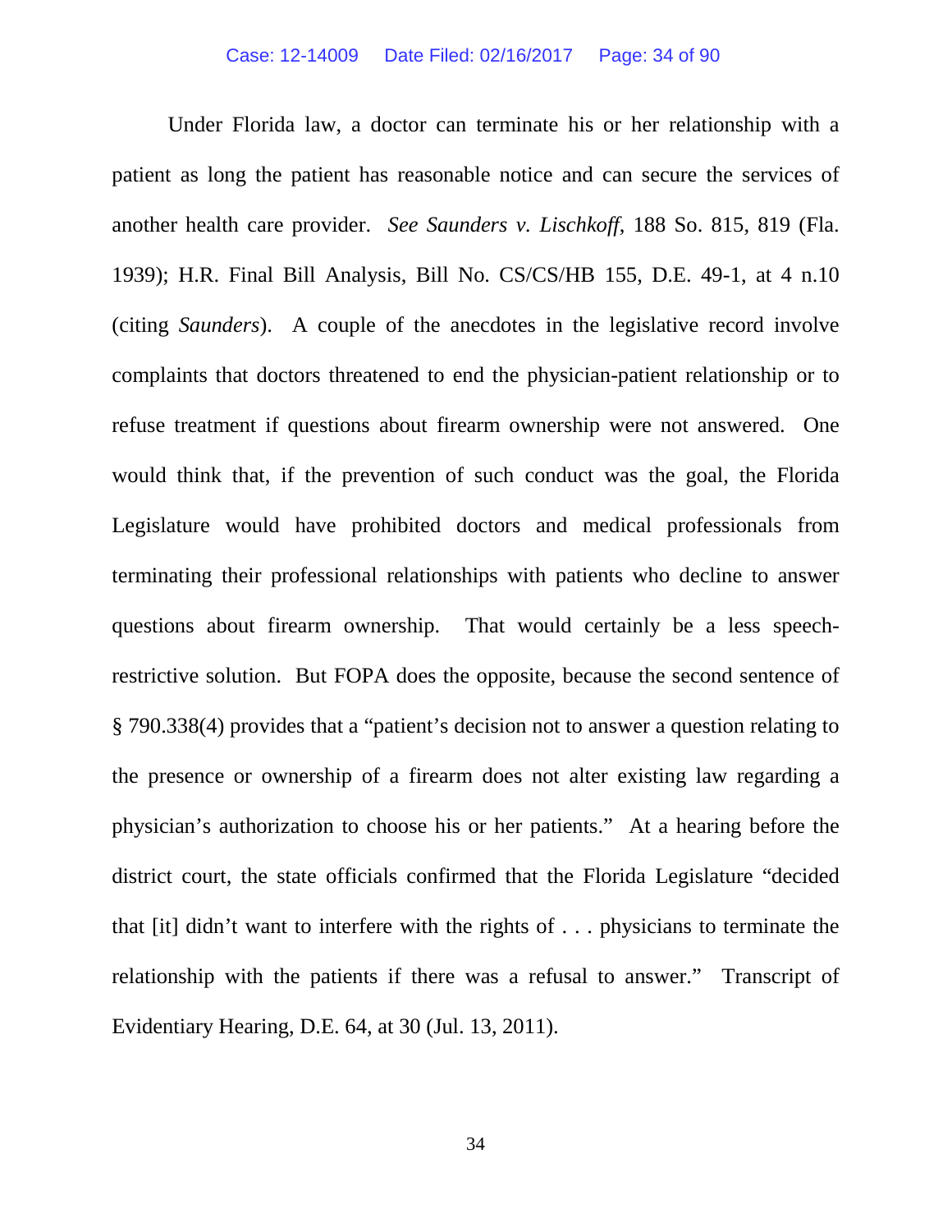Under Florida law, a doctor can terminate his or her relationship with a patient as long the patient has reasonable notice and can secure the services of another health care provider. *See Saunders v. Lischkoff*, 188 So. 815, 819 (Fla. 1939); H.R. Final Bill Analysis, Bill No. CS/CS/HB 155, D.E. 49-1, at 4 n.10 (citing *Saunders*). A couple of the anecdotes in the legislative record involve complaints that doctors threatened to end the physician-patient relationship or to refuse treatment if questions about firearm ownership were not answered. One would think that, if the prevention of such conduct was the goal, the Florida Legislature would have prohibited doctors and medical professionals from terminating their professional relationships with patients who decline to answer questions about firearm ownership. That would certainly be a less speech-restrictive solution. But FOPA does the opposite, because the second sentence of § 790.338(4) provides that a "patient's decision not to answer a question relating to the presence or ownership of a firearm does not alter existing law regarding a physician's authorization to choose his or her patients." At a hearing before the district court, the state officials confirmed that the Florida Legislature "decided that [it] didn't want to interfere with the rights of . . . physicians to terminate the relationship with the patients if there was a refusal to answer." Transcript of Evidentiary Hearing, D.E. 64, at 30 (Jul. 13, 2011).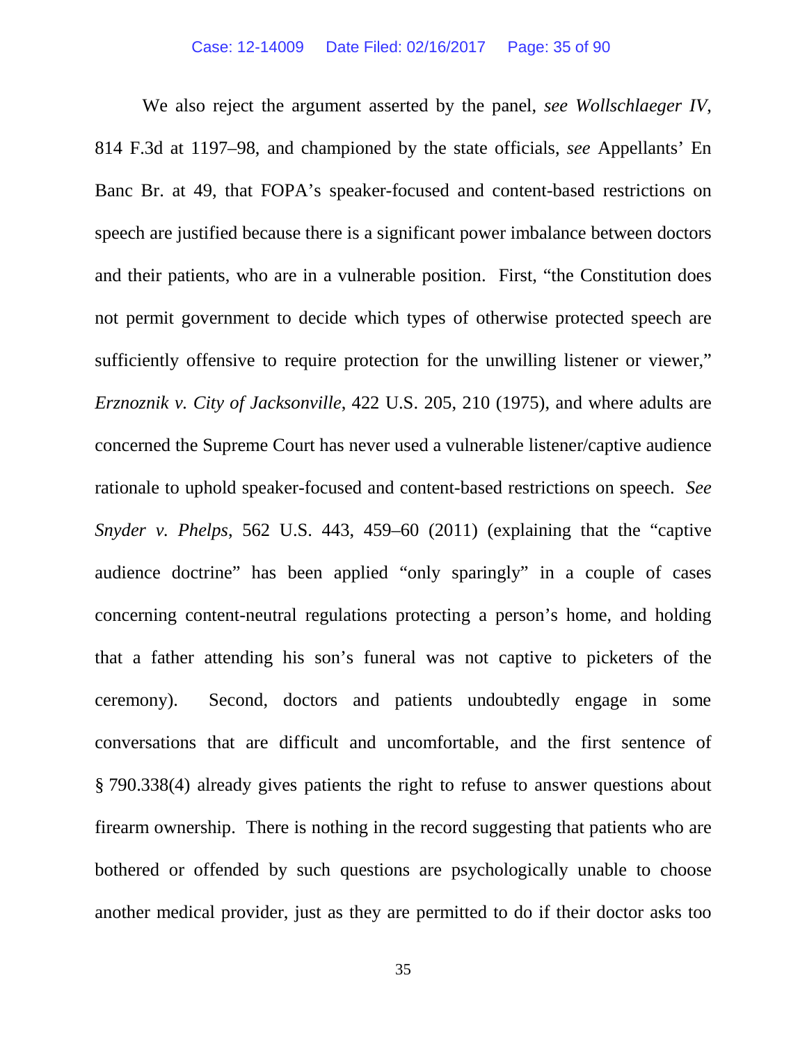We also reject the argument asserted by the panel, *see Wollschlaeger IV*, 814 F.3d at 1197–98, and championed by the state officials, *see* Appellants' En Banc Br. at 49, that FOPA's speaker-focused and content-based restrictions on speech are justified because there is a significant power imbalance between doctors and their patients, who are in a vulnerable position. First, "the Constitution does not permit government to decide which types of otherwise protected speech are sufficiently offensive to require protection for the unwilling listener or viewer," *Erznoznik v. City of Jacksonville*, 422 U.S. 205, 210 (1975), and where adults are concerned the Supreme Court has never used a vulnerable listener/captive audience rationale to uphold speaker-focused and content-based restrictions on speech. *See Snyder v. Phelps*, 562 U.S. 443, 459–60 (2011) (explaining that the "captive audience doctrine" has been applied "only sparingly" in a couple of cases concerning content-neutral regulations protecting a person's home, and holding that a father attending his son's funeral was not captive to picketers of the ceremony). Second, doctors and patients undoubtedly engage in some conversations that are difficult and uncomfortable, and the first sentence of § 790.338(4) already gives patients the right to refuse to answer questions about firearm ownership. There is nothing in the record suggesting that patients who are bothered or offended by such questions are psychologically unable to choose another medical provider, just as they are permitted to do if their doctor asks too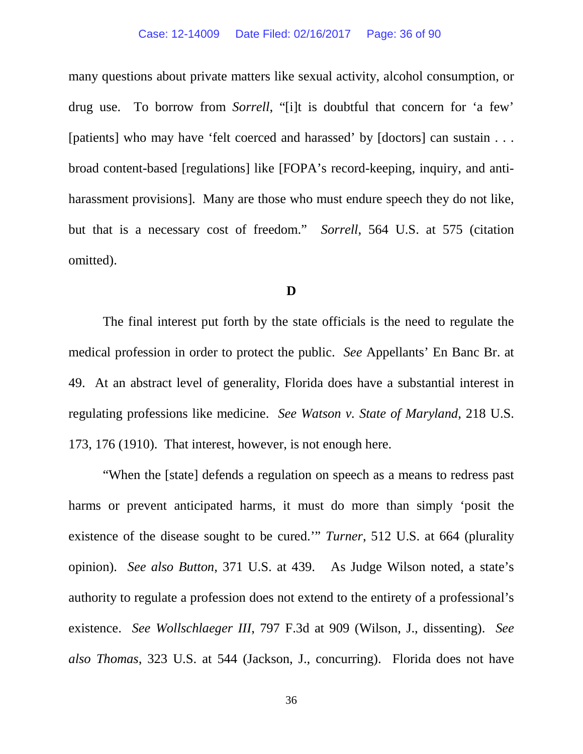many questions about private matters like sexual activity, alcohol consumption, or drug use. To borrow from *Sorrell*, "[i]t is doubtful that concern for 'a few' [patients] who may have 'felt coerced and harassed' by [doctors] can sustain . . . broad content-based [regulations] like [FOPA's record-keeping, inquiry, and anti-harassment provisions]. Many are those who must endure speech they do not like, but that is a necessary cost of freedom." *Sorrell*, 564 U.S. at 575 (citation omitted).

## D

The final interest put forth by the state officials is the need to regulate the medical profession in order to protect the public. *See* Appellants' En Banc Br. at 49. At an abstract level of generality, Florida does have a substantial interest in regulating professions like medicine. *See Watson v. State of Maryland*, 218 U.S. 173, 176 (1910). That interest, however, is not enough here.

"When the [state] defends a regulation on speech as a means to redress past harms or prevent anticipated harms, it must do more than simply 'posit the existence of the disease sought to be cured.'" *Turner*, 512 U.S. at 664 (plurality opinion). *See also Button*, 371 U.S. at 439. As Judge Wilson noted, a state's authority to regulate a profession does not extend to the entirety of a professional's existence. *See Wollschlaeger III*, 797 F.3d at 909 (Wilson, J., dissenting). *See also Thomas*, 323 U.S. at 544 (Jackson, J., concurring). Florida does not have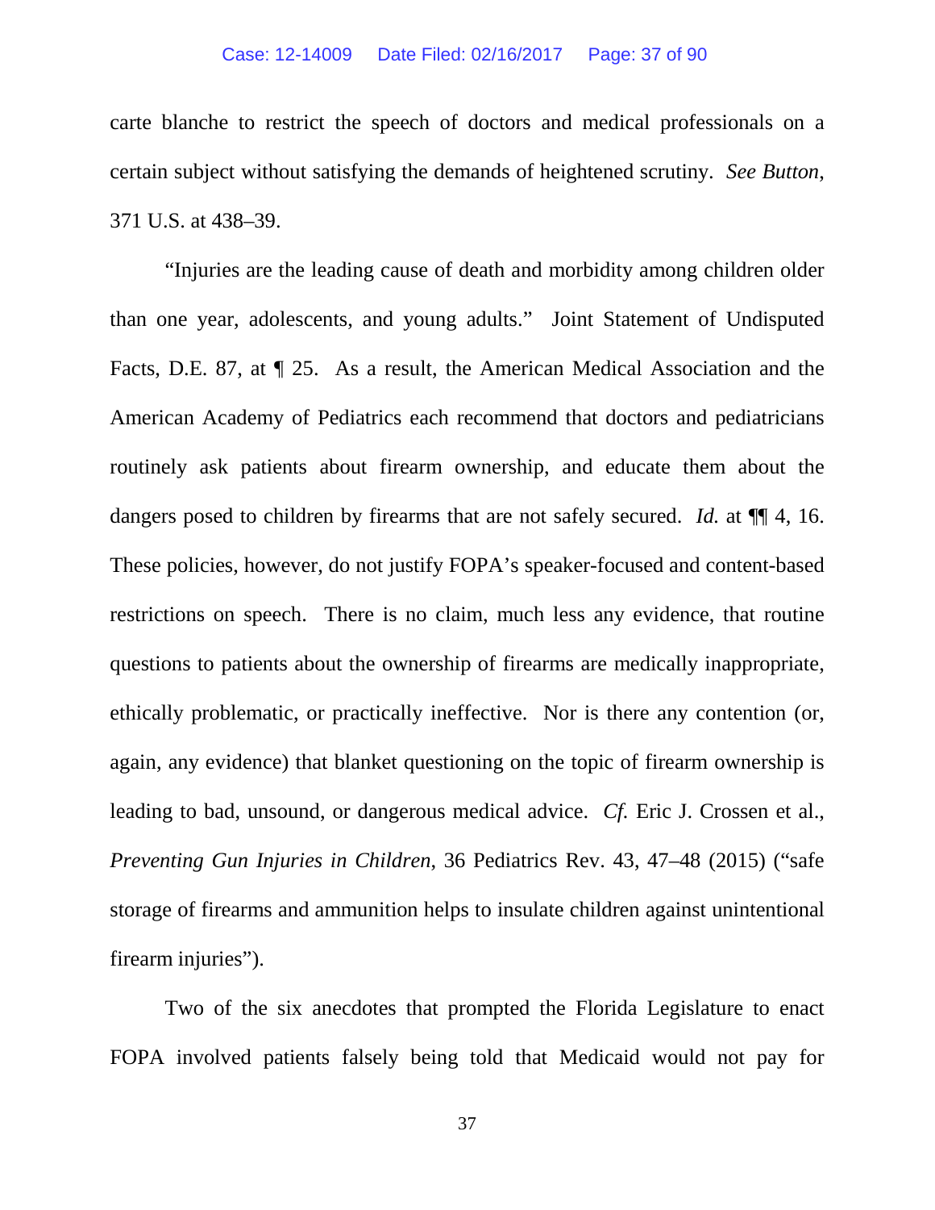carte blanche to restrict the speech of doctors and medical professionals on a certain subject without satisfying the demands of heightened scrutiny. *See Button*, 371 U.S. at 438–39.

"Injuries are the leading cause of death and morbidity among children older than one year, adolescents, and young adults." Joint Statement of Undisputed Facts, D.E. 87, at ¶ 25. As a result, the American Medical Association and the American Academy of Pediatrics each recommend that doctors and pediatricians routinely ask patients about firearm ownership, and educate them about the dangers posed to children by firearms that are not safely secured. *Id.* at ¶¶ 4, 16. These policies, however, do not justify FOPA's speaker-focused and content-based restrictions on speech. There is no claim, much less any evidence, that routine questions to patients about the ownership of firearms are medically inappropriate, ethically problematic, or practically ineffective. Nor is there any contention (or, again, any evidence) that blanket questioning on the topic of firearm ownership is leading to bad, unsound, or dangerous medical advice. *Cf.* Eric J. Crossen et al., *Preventing Gun Injuries in Children*, 36 Pediatrics Rev. 43, 47–48 (2015) ("safe storage of firearms and ammunition helps to insulate children against unintentional firearm injuries").

Two of the six anecdotes that prompted the Florida Legislature to enact FOPA involved patients falsely being told that Medicaid would not pay for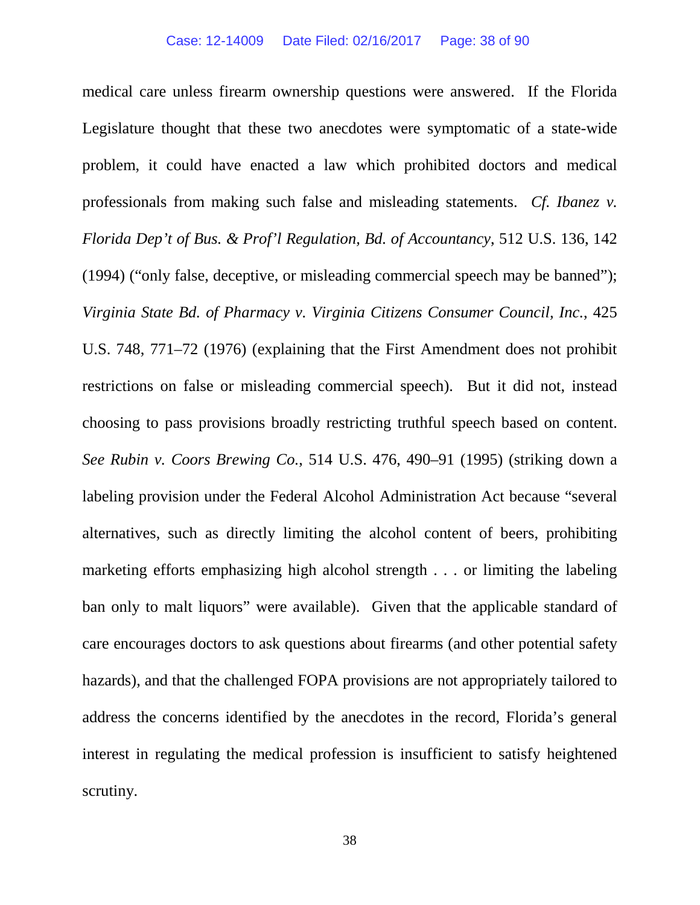medical care unless firearm ownership questions were answered. If the Florida Legislature thought that these two anecdotes were symptomatic of a state-wide problem, it could have enacted a law which prohibited doctors and medical professionals from making such false and misleading statements. *Cf. Ibanez v. Florida Dep't of Bus. & Prof'l Regulation, Bd. of Accountancy*, 512 U.S. 136, 142 (1994) ("only false, deceptive, or misleading commercial speech may be banned"); *Virginia State Bd. of Pharmacy v. Virginia Citizens Consumer Council, Inc.*, 425 U.S. 748, 771–72 (1976) (explaining that the First Amendment does not prohibit restrictions on false or misleading commercial speech). But it did not, instead choosing to pass provisions broadly restricting truthful speech based on content. *See Rubin v. Coors Brewing Co.*, 514 U.S. 476, 490–91 (1995) (striking down a labeling provision under the Federal Alcohol Administration Act because "several alternatives, such as directly limiting the alcohol content of beers, prohibiting marketing efforts emphasizing high alcohol strength . . . or limiting the labeling ban only to malt liquors" were available). Given that the applicable standard of care encourages doctors to ask questions about firearms (and other potential safety hazards), and that the challenged FOPA provisions are not appropriately tailored to address the concerns identified by the anecdotes in the record, Florida's general interest in regulating the medical profession is insufficient to satisfy heightened scrutiny.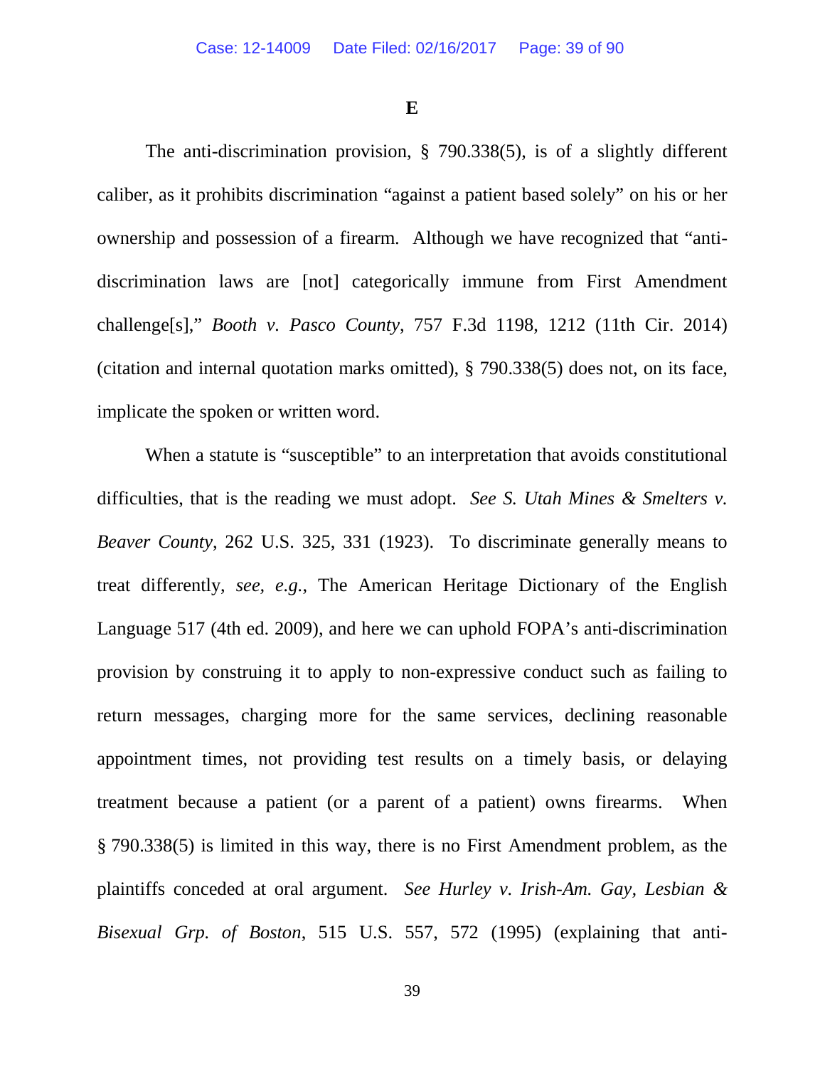**E**

The anti-discrimination provision, § 790.338(5), is of a slightly different caliber, as it prohibits discrimination "against a patient based solely" on his or her ownership and possession of a firearm. Although we have recognized that "anti-discrimination laws are [not] categorically immune from First Amendment challenge[s]," *Booth v. Pasco County*, 757 F.3d 1198, 1212 (11th Cir. 2014) (citation and internal quotation marks omitted), § 790.338(5) does not, on its face, implicate the spoken or written word.

When a statute is "susceptible" to an interpretation that avoids constitutional difficulties, that is the reading we must adopt. *See S. Utah Mines & Smelters v. Beaver County*, 262 U.S. 325, 331 (1923). To discriminate generally means to treat differently, *see, e.g.*, The American Heritage Dictionary of the English Language 517 (4th ed. 2009), and here we can uphold FOPA's anti-discrimination provision by construing it to apply to non-expressive conduct such as failing to return messages, charging more for the same services, declining reasonable appointment times, not providing test results on a timely basis, or delaying treatment because a patient (or a parent of a patient) owns firearms. When § 790.338(5) is limited in this way, there is no First Amendment problem, as the plaintiffs conceded at oral argument. *See Hurley v. Irish-Am. Gay, Lesbian & Bisexual Grp. of Boston*, 515 U.S. 557, 572 (1995) (explaining that anti-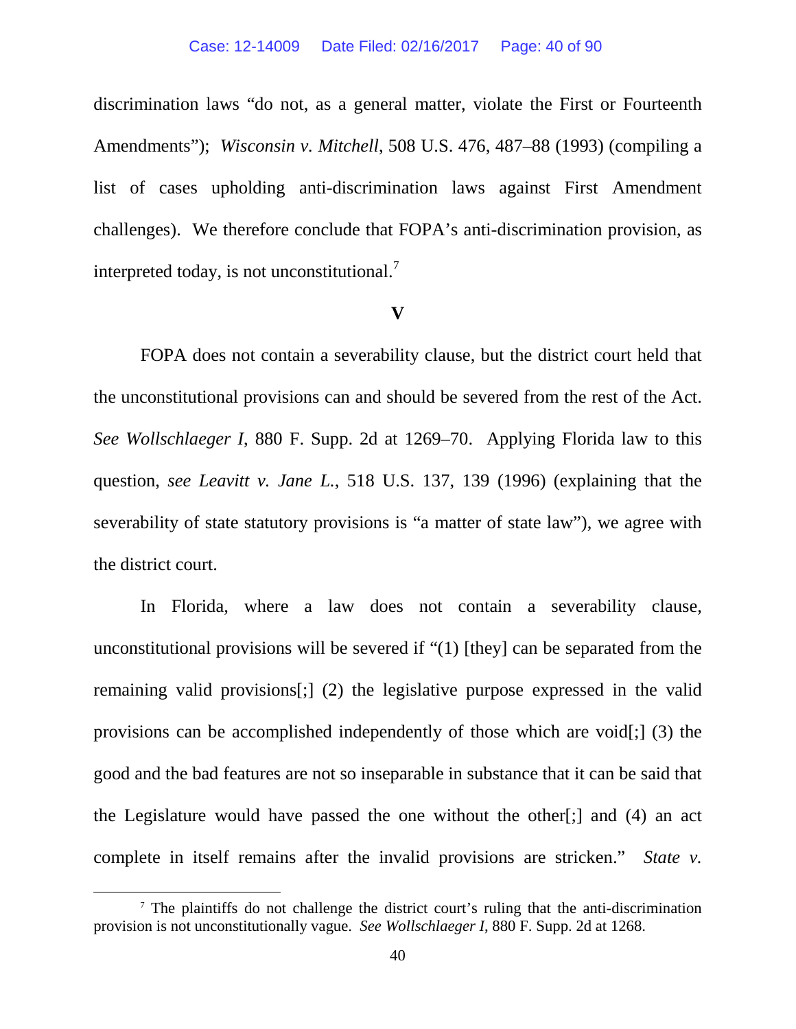discrimination laws "do not, as a general matter, violate the First or Fourteenth Amendments"); *Wisconsin v. Mitchell*, 508 U.S. 476, 487–88 (1993) (compiling a list of cases upholding anti-discrimination laws against First Amendment challenges). We therefore conclude that FOPA's anti-discrimination provision, as interpreted today, is not unconstitutional.[7]

**V**

FOPA does not contain a severability clause, but the district court held that the unconstitutional provisions can and should be severed from the rest of the Act. *See Wollschlaeger I*, 880 F. Supp. 2d at 1269–70. Applying Florida law to this question, *see Leavitt v. Jane L.*, 518 U.S. 137, 139 (1996) (explaining that the severability of state statutory provisions is "a matter of state law"), we agree with the district court.

In Florida, where a law does not contain a severability clause, unconstitutional provisions will be severed if "(1) [they] can be separated from the remaining valid provisions[;] (2) the legislative purpose expressed in the valid provisions can be accomplished independently of those which are void[;] (3) the good and the bad features are not so inseparable in substance that it can be said that the Legislature would have passed the one without the other[;] and (4) an act complete in itself remains after the invalid provisions are stricken." *State v.*

[7] The plaintiffs do not challenge the district court's ruling that the anti-discrimination provision is not unconstitutionally vague. *See Wollschlaeger I*, 880 F. Supp. 2d at 1268.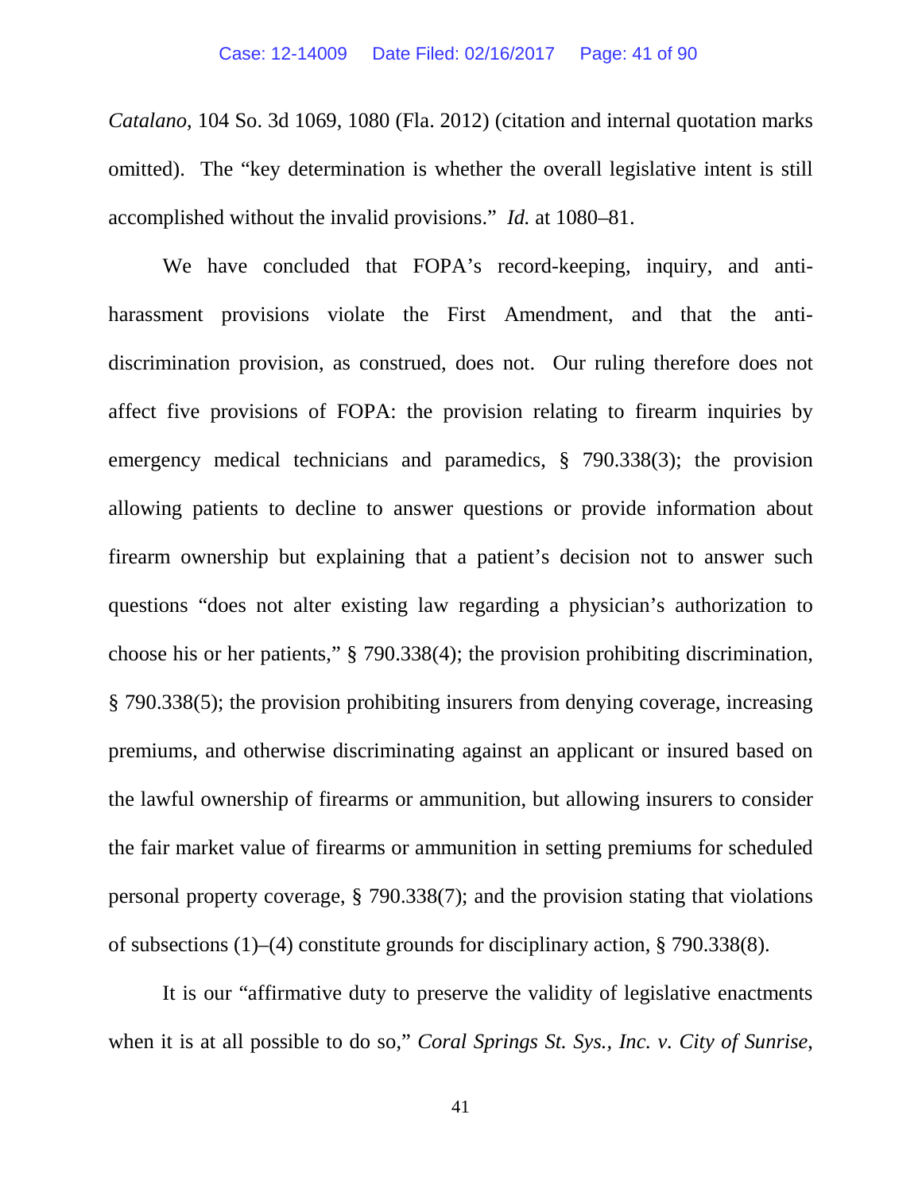*Catalano*, 104 So. 3d 1069, 1080 (Fla. 2012) (citation and internal quotation marks omitted). The "key determination is whether the overall legislative intent is still accomplished without the invalid provisions." *Id.* at 1080–81.

We have concluded that FOPA's record-keeping, inquiry, and anti-harassment provisions violate the First Amendment, and that the anti-discrimination provision, as construed, does not. Our ruling therefore does not affect five provisions of FOPA: the provision relating to firearm inquiries by emergency medical technicians and paramedics, § 790.338(3); the provision allowing patients to decline to answer questions or provide information about firearm ownership but explaining that a patient's decision not to answer such questions "does not alter existing law regarding a physician's authorization to choose his or her patients," § 790.338(4); the provision prohibiting discrimination, § 790.338(5); the provision prohibiting insurers from denying coverage, increasing premiums, and otherwise discriminating against an applicant or insured based on the lawful ownership of firearms or ammunition, but allowing insurers to consider the fair market value of firearms or ammunition in setting premiums for scheduled personal property coverage, § 790.338(7); and the provision stating that violations of subsections (1)–(4) constitute grounds for disciplinary action, § 790.338(8).

It is our "affirmative duty to preserve the validity of legislative enactments when it is at all possible to do so," *Coral Springs St. Sys., Inc. v. City of Sunrise*,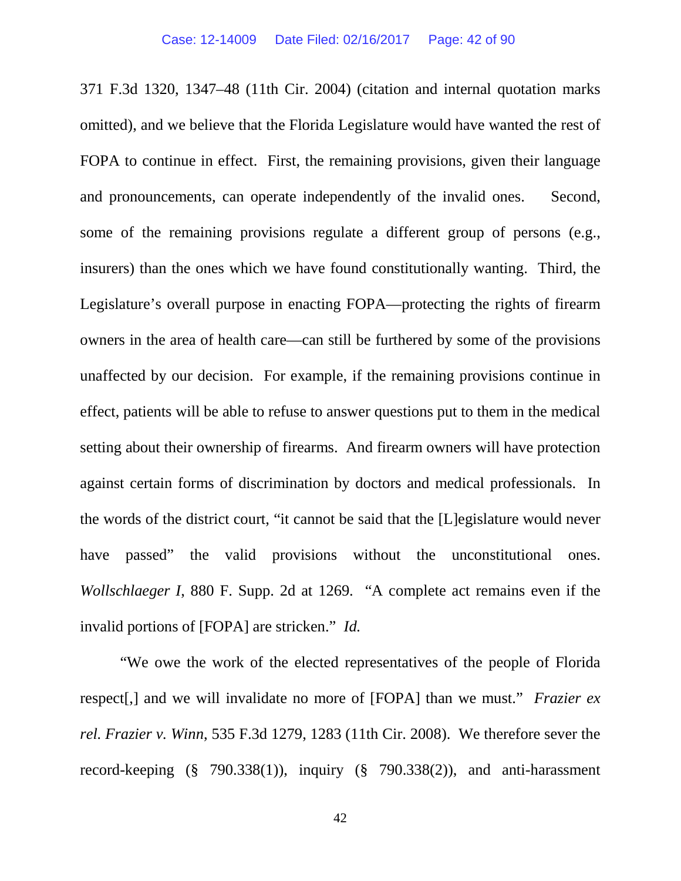371 F.3d 1320, 1347–48 (11th Cir. 2004) (citation and internal quotation marks omitted), and we believe that the Florida Legislature would have wanted the rest of FOPA to continue in effect. First, the remaining provisions, given their language and pronouncements, can operate independently of the invalid ones. Second, some of the remaining provisions regulate a different group of persons (e.g., insurers) than the ones which we have found constitutionally wanting. Third, the Legislature's overall purpose in enacting FOPA—protecting the rights of firearm owners in the area of health care—can still be furthered by some of the provisions unaffected by our decision. For example, if the remaining provisions continue in effect, patients will be able to refuse to answer questions put to them in the medical setting about their ownership of firearms. And firearm owners will have protection against certain forms of discrimination by doctors and medical professionals. In the words of the district court, "it cannot be said that the [L]egislature would never have passed" the valid provisions without the unconstitutional ones. *Wollschlaeger I*, 880 F. Supp. 2d at 1269. "A complete act remains even if the invalid portions of [FOPA] are stricken." *Id.*

"We owe the work of the elected representatives of the people of Florida respect[,] and we will invalidate no more of [FOPA] than we must." *Frazier ex rel. Frazier v. Winn*, 535 F.3d 1279, 1283 (11th Cir. 2008). We therefore sever the record-keeping (§ 790.338(1)), inquiry (§ 790.338(2)), and anti-harassment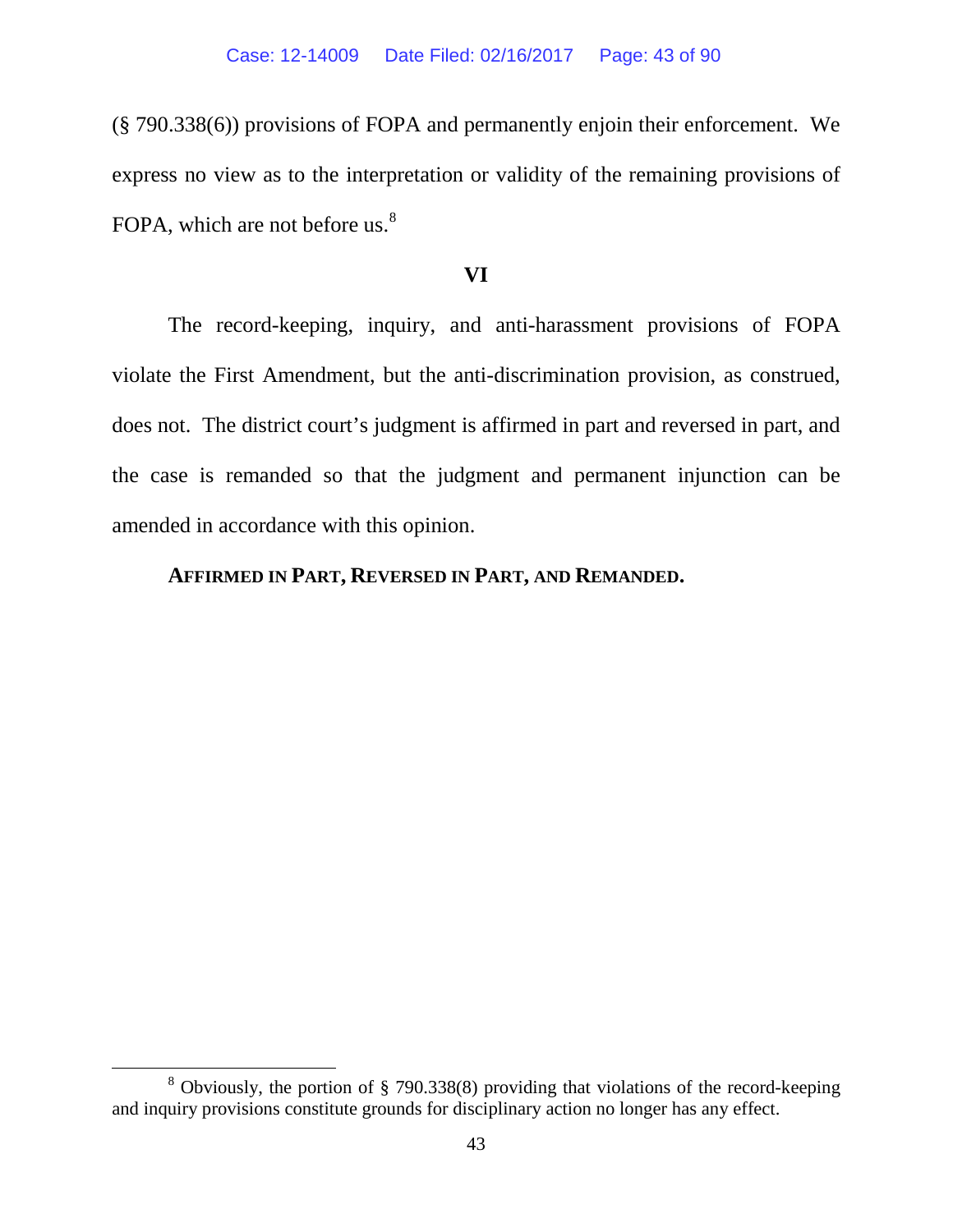(§ 790.338(6)) provisions of FOPA and permanently enjoin their enforcement. We express no view as to the interpretation or validity of the remaining provisions of FOPA, which are not before us.[8]

## VI

The record-keeping, inquiry, and anti-harassment provisions of FOPA violate the First Amendment, but the anti-discrimination provision, as construed, does not. The district court's judgment is affirmed in part and reversed in part, and the case is remanded so that the judgment and permanent injunction can be amended in accordance with this opinion.

**AFFIRMED IN PART, REVERSED IN PART, AND REMANDED.**

---

[8] Obviously, the portion of § 790.338(8) providing that violations of the record-keeping and inquiry provisions constitute grounds for disciplinary action no longer has any effect.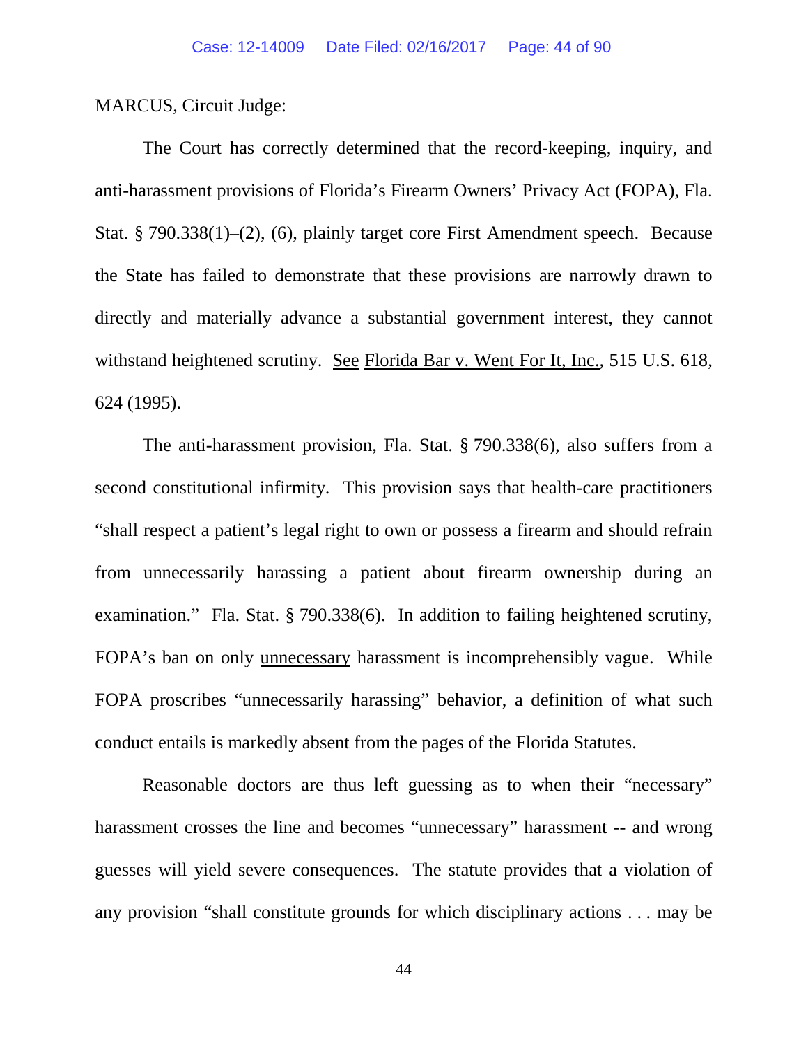MARCUS, Circuit Judge:

The Court has correctly determined that the record-keeping, inquiry, and anti-harassment provisions of Florida's Firearm Owners' Privacy Act (FOPA), Fla. Stat. § 790.338(1)–(2), (6), plainly target core First Amendment speech. Because the State has failed to demonstrate that these provisions are narrowly drawn to directly and materially advance a substantial government interest, they cannot withstand heightened scrutiny. See Florida Bar v. Went For It, Inc., 515 U.S. 618, 624 (1995).

The anti-harassment provision, Fla. Stat. § 790.338(6), also suffers from a second constitutional infirmity. This provision says that health-care practitioners "shall respect a patient's legal right to own or possess a firearm and should refrain from unnecessarily harassing a patient about firearm ownership during an examination." Fla. Stat. § 790.338(6). In addition to failing heightened scrutiny, FOPA's ban on only unnecessary harassment is incomprehensibly vague. While FOPA proscribes "unnecessarily harassing" behavior, a definition of what such conduct entails is markedly absent from the pages of the Florida Statutes.

Reasonable doctors are thus left guessing as to when their "necessary" harassment crosses the line and becomes "unnecessary" harassment -- and wrong guesses will yield severe consequences. The statute provides that a violation of any provision "shall constitute grounds for which disciplinary actions . . . may be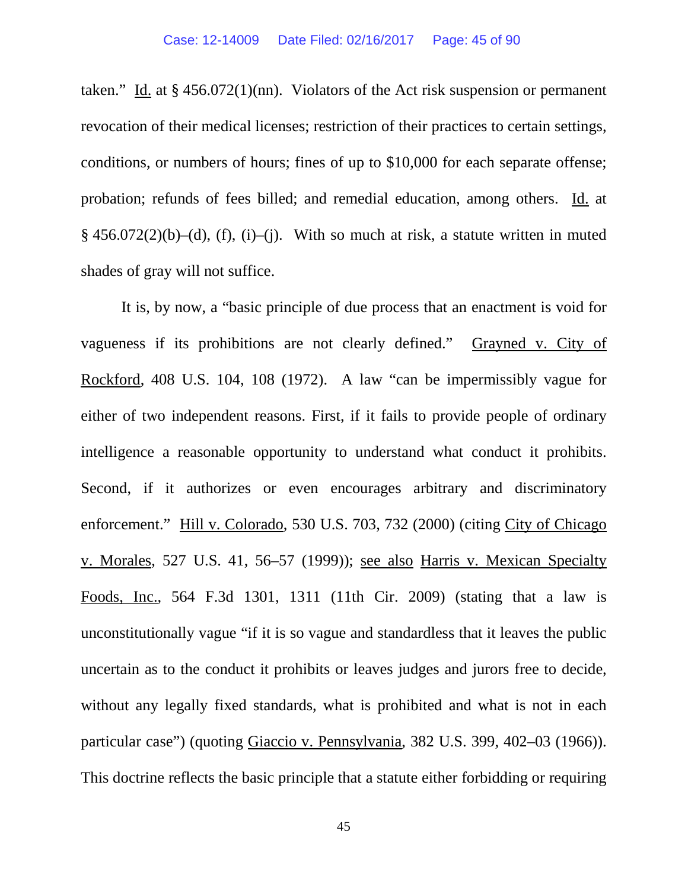taken." Id. at § 456.072(1)(nn). Violators of the Act risk suspension or permanent revocation of their medical licenses; restriction of their practices to certain settings, conditions, or numbers of hours; fines of up to $10,000 for each separate offense; probation; refunds of fees billed; and remedial education, among others. Id. at § 456.072(2)(b)–(d), (f), (i)–(j). With so much at risk, a statute written in muted shades of gray will not suffice.

It is, by now, a "basic principle of due process that an enactment is void for vagueness if its prohibitions are not clearly defined." Grayned v. City of Rockford, 408 U.S. 104, 108 (1972). A law "can be impermissibly vague for either of two independent reasons. First, if it fails to provide people of ordinary intelligence a reasonable opportunity to understand what conduct it prohibits. Second, if it authorizes or even encourages arbitrary and discriminatory enforcement." Hill v. Colorado, 530 U.S. 703, 732 (2000) (citing City of Chicago v. Morales, 527 U.S. 41, 56–57 (1999)); see also Harris v. Mexican Specialty Foods, Inc., 564 F.3d 1301, 1311 (11th Cir. 2009) (stating that a law is unconstitutionally vague "if it is so vague and standardless that it leaves the public uncertain as to the conduct it prohibits or leaves judges and jurors free to decide, without any legally fixed standards, what is prohibited and what is not in each particular case") (quoting Giaccio v. Pennsylvania, 382 U.S. 399, 402–03 (1966)). This doctrine reflects the basic principle that a statute either forbidding or requiring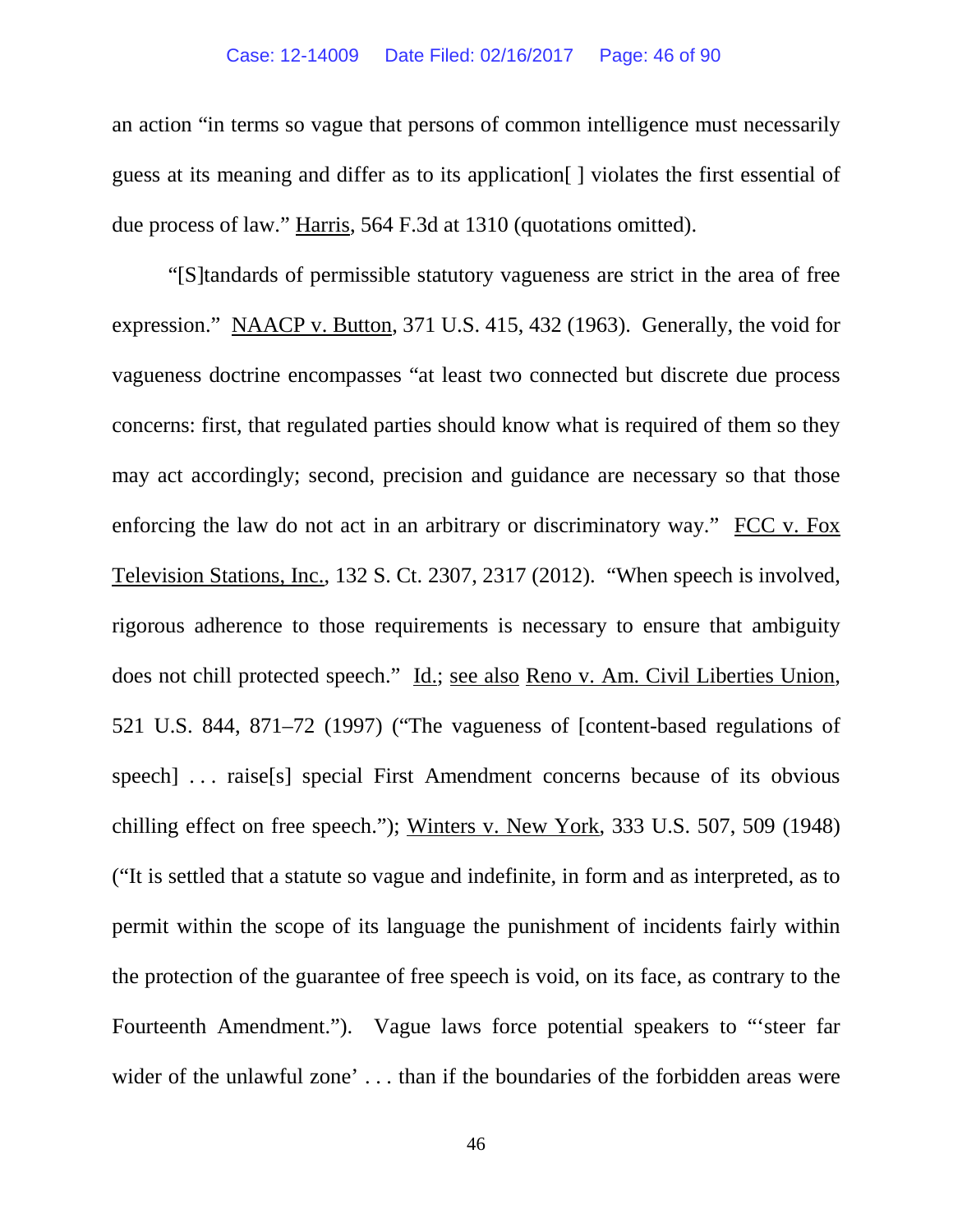an action "in terms so vague that persons of common intelligence must necessarily guess at its meaning and differ as to its application[ ] violates the first essential of due process of law." Harris, 564 F.3d at 1310 (quotations omitted).

"[S]tandards of permissible statutory vagueness are strict in the area of free expression." NAACP v. Button, 371 U.S. 415, 432 (1963). Generally, the void for vagueness doctrine encompasses "at least two connected but discrete due process concerns: first, that regulated parties should know what is required of them so they may act accordingly; second, precision and guidance are necessary so that those enforcing the law do not act in an arbitrary or discriminatory way." FCC v. Fox Television Stations, Inc., 132 S. Ct. 2307, 2317 (2012). "When speech is involved, rigorous adherence to those requirements is necessary to ensure that ambiguity does not chill protected speech." Id.; see also Reno v. Am. Civil Liberties Union, 521 U.S. 844, 871–72 (1997) ("The vagueness of [content-based regulations of speech] . . . raise[s] special First Amendment concerns because of its obvious chilling effect on free speech."); Winters v. New York, 333 U.S. 507, 509 (1948) ("It is settled that a statute so vague and indefinite, in form and as interpreted, as to permit within the scope of its language the punishment of incidents fairly within the protection of the guarantee of free speech is void, on its face, as contrary to the Fourteenth Amendment."). Vague laws force potential speakers to "'steer far wider of the unlawful zone' . . . than if the boundaries of the forbidden areas were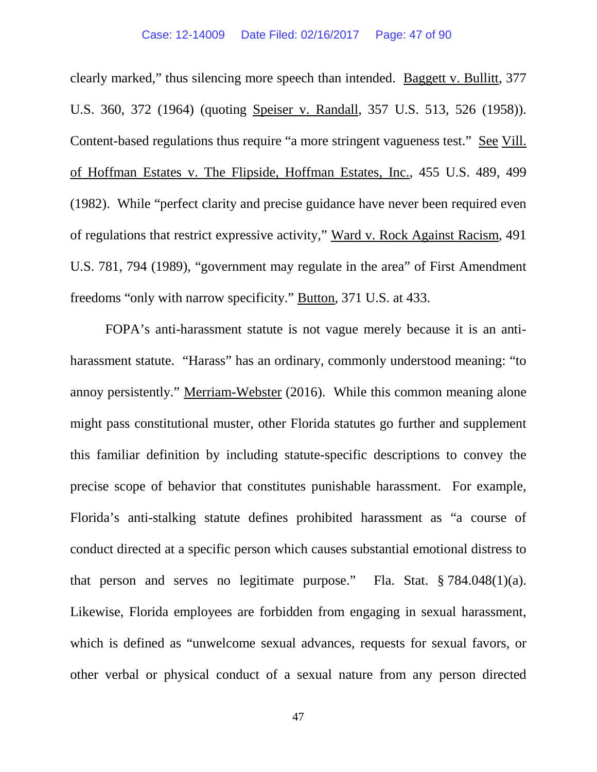clearly marked," thus silencing more speech than intended. Baggett v. Bullitt, 377 U.S. 360, 372 (1964) (quoting Speiser v. Randall, 357 U.S. 513, 526 (1958)). Content-based regulations thus require "a more stringent vagueness test." See Vill. of Hoffman Estates v. The Flipside, Hoffman Estates, Inc., 455 U.S. 489, 499 (1982). While "perfect clarity and precise guidance have never been required even of regulations that restrict expressive activity," Ward v. Rock Against Racism, 491 U.S. 781, 794 (1989), "government may regulate in the area" of First Amendment freedoms "only with narrow specificity." Button, 371 U.S. at 433.

FOPA's anti-harassment statute is not vague merely because it is an anti-harassment statute. "Harass" has an ordinary, commonly understood meaning: "to annoy persistently." Merriam-Webster (2016). While this common meaning alone might pass constitutional muster, other Florida statutes go further and supplement this familiar definition by including statute-specific descriptions to convey the precise scope of behavior that constitutes punishable harassment. For example, Florida's anti-stalking statute defines prohibited harassment as "a course of conduct directed at a specific person which causes substantial emotional distress to that person and serves no legitimate purpose." Fla. Stat. § 784.048(1)(a). Likewise, Florida employees are forbidden from engaging in sexual harassment, which is defined as "unwelcome sexual advances, requests for sexual favors, or other verbal or physical conduct of a sexual nature from any person directed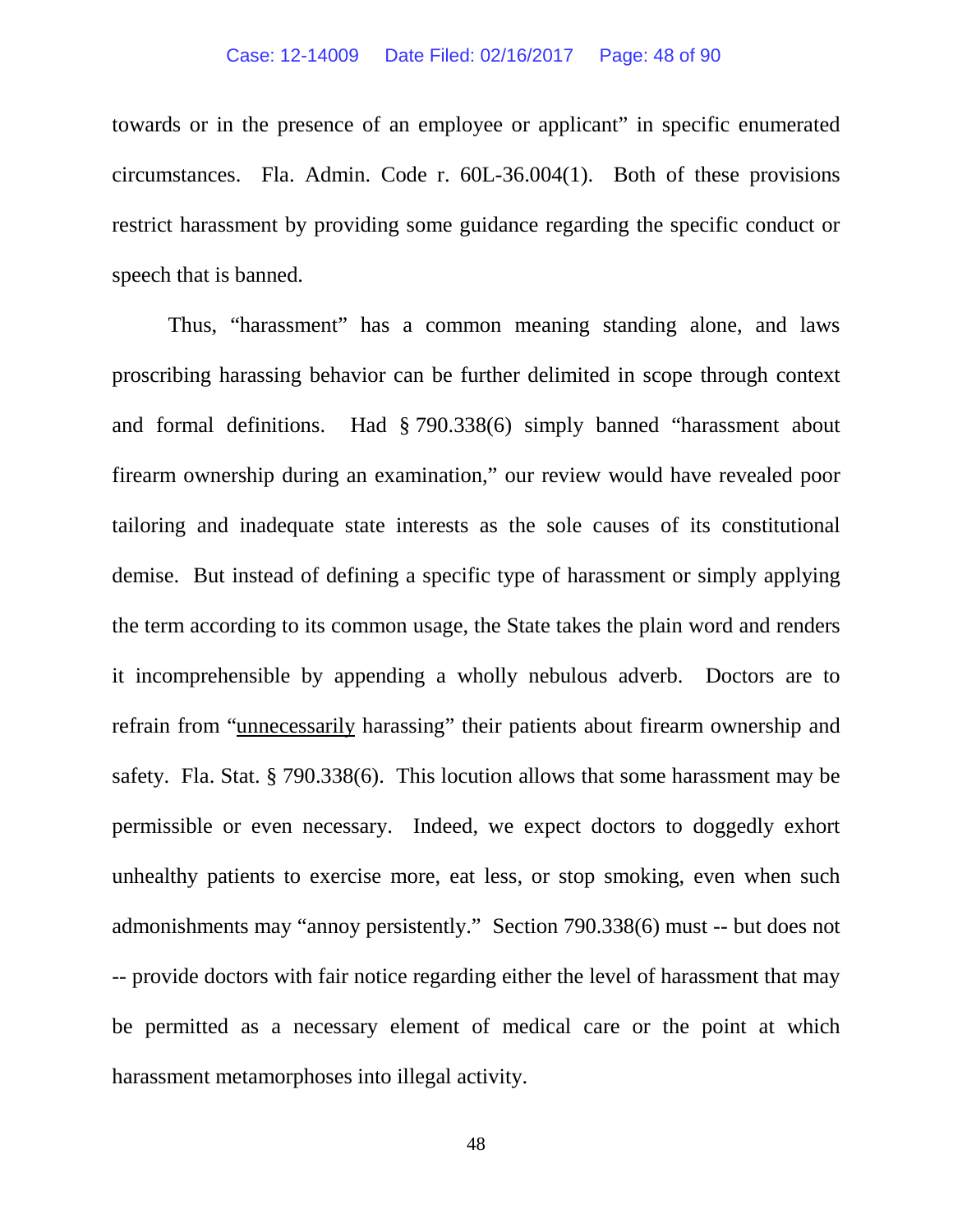towards or in the presence of an employee or applicant" in specific enumerated circumstances. Fla. Admin. Code r. 60L-36.004(1). Both of these provisions restrict harassment by providing some guidance regarding the specific conduct or speech that is banned.

Thus, "harassment" has a common meaning standing alone, and laws proscribing harassing behavior can be further delimited in scope through context and formal definitions. Had § 790.338(6) simply banned "harassment about firearm ownership during an examination," our review would have revealed poor tailoring and inadequate state interests as the sole causes of its constitutional demise. But instead of defining a specific type of harassment or simply applying the term according to its common usage, the State takes the plain word and renders it incomprehensible by appending a wholly nebulous adverb. Doctors are to refrain from "<u>unnecessarily</u> harassing" their patients about firearm ownership and safety. Fla. Stat. § 790.338(6). This locution allows that some harassment may be permissible or even necessary. Indeed, we expect doctors to doggedly exhort unhealthy patients to exercise more, eat less, or stop smoking, even when such admonishments may "annoy persistently." Section 790.338(6) must -- but does not -- provide doctors with fair notice regarding either the level of harassment that may be permitted as a necessary element of medical care or the point at which harassment metamorphoses into illegal activity.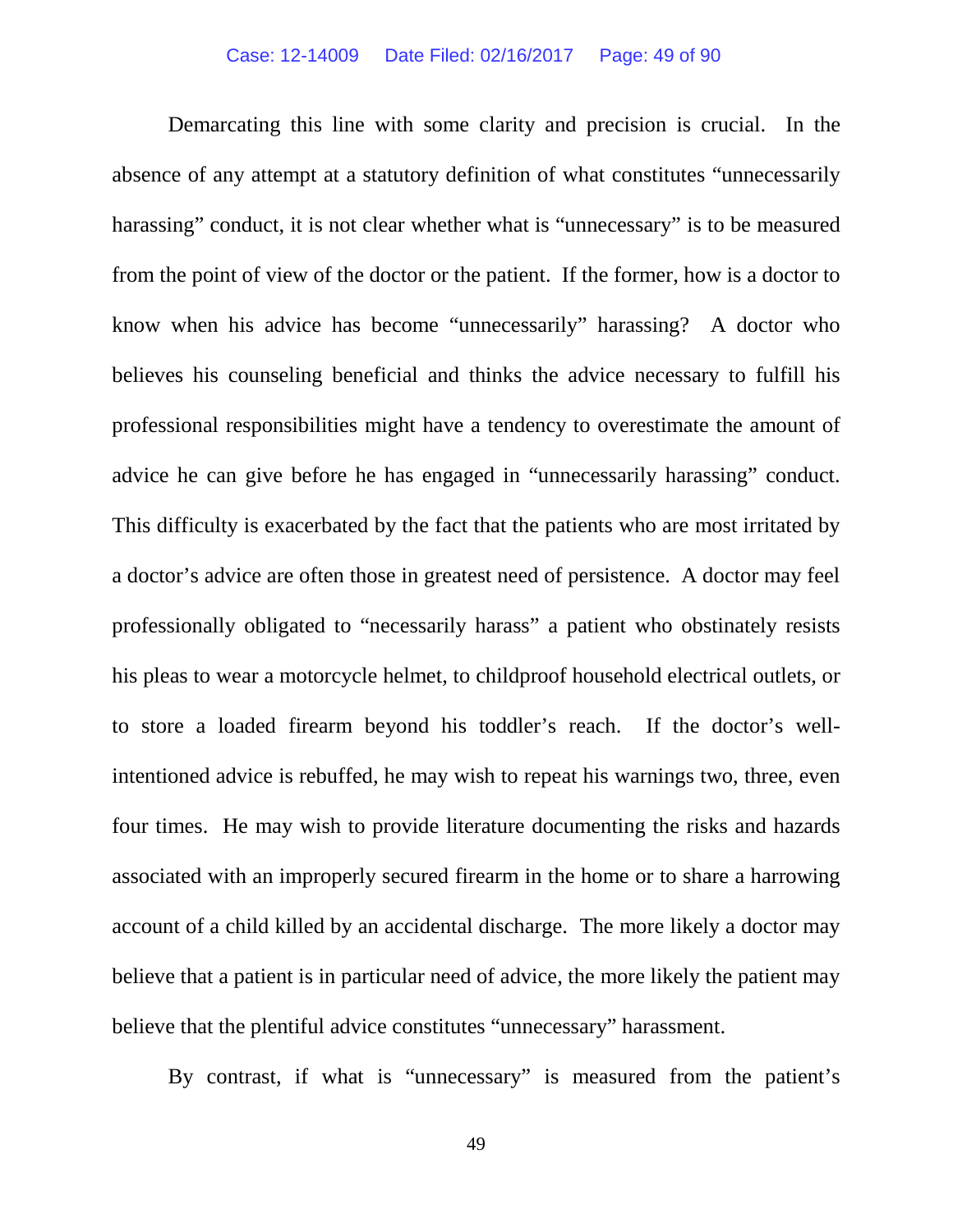Demarcating this line with some clarity and precision is crucial. In the absence of any attempt at a statutory definition of what constitutes "unnecessarily harassing" conduct, it is not clear whether what is "unnecessary" is to be measured from the point of view of the doctor or the patient. If the former, how is a doctor to know when his advice has become "unnecessarily" harassing? A doctor who believes his counseling beneficial and thinks the advice necessary to fulfill his professional responsibilities might have a tendency to overestimate the amount of advice he can give before he has engaged in "unnecessarily harassing" conduct. This difficulty is exacerbated by the fact that the patients who are most irritated by a doctor's advice are often those in greatest need of persistence. A doctor may feel professionally obligated to "necessarily harass" a patient who obstinately resists his pleas to wear a motorcycle helmet, to childproof household electrical outlets, or to store a loaded firearm beyond his toddler's reach. If the doctor's well-intentioned advice is rebuffed, he may wish to repeat his warnings two, three, even four times. He may wish to provide literature documenting the risks and hazards associated with an improperly secured firearm in the home or to share a harrowing account of a child killed by an accidental discharge. The more likely a doctor may believe that a patient is in particular need of advice, the more likely the patient may believe that the plentiful advice constitutes "unnecessary" harassment.

By contrast, if what is "unnecessary" is measured from the patient's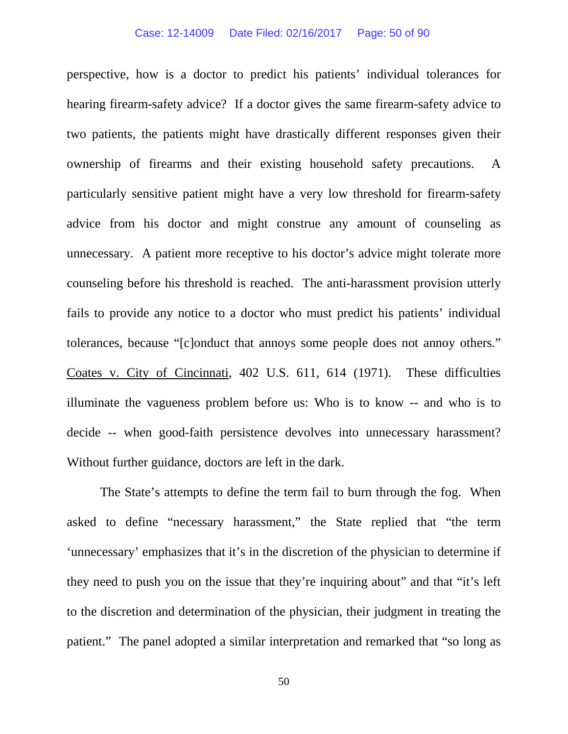perspective, how is a doctor to predict his patients' individual tolerances for hearing firearm-safety advice? If a doctor gives the same firearm-safety advice to two patients, the patients might have drastically different responses given their ownership of firearms and their existing household safety precautions. A particularly sensitive patient might have a very low threshold for firearm-safety advice from his doctor and might construe any amount of counseling as unnecessary. A patient more receptive to his doctor's advice might tolerate more counseling before his threshold is reached. The anti-harassment provision utterly fails to provide any notice to a doctor who must predict his patients' individual tolerances, because "[c]onduct that annoys some people does not annoy others." Coates v. City of Cincinnati, 402 U.S. 611, 614 (1971). These difficulties illuminate the vagueness problem before us: Who is to know -- and who is to decide -- when good-faith persistence devolves into unnecessary harassment? Without further guidance, doctors are left in the dark.

The State's attempts to define the term fail to burn through the fog. When asked to define "necessary harassment," the State replied that "the term 'unnecessary' emphasizes that it's in the discretion of the physician to determine if they need to push you on the issue that they're inquiring about" and that "it's left to the discretion and determination of the physician, their judgment in treating the patient." The panel adopted a similar interpretation and remarked that "so long as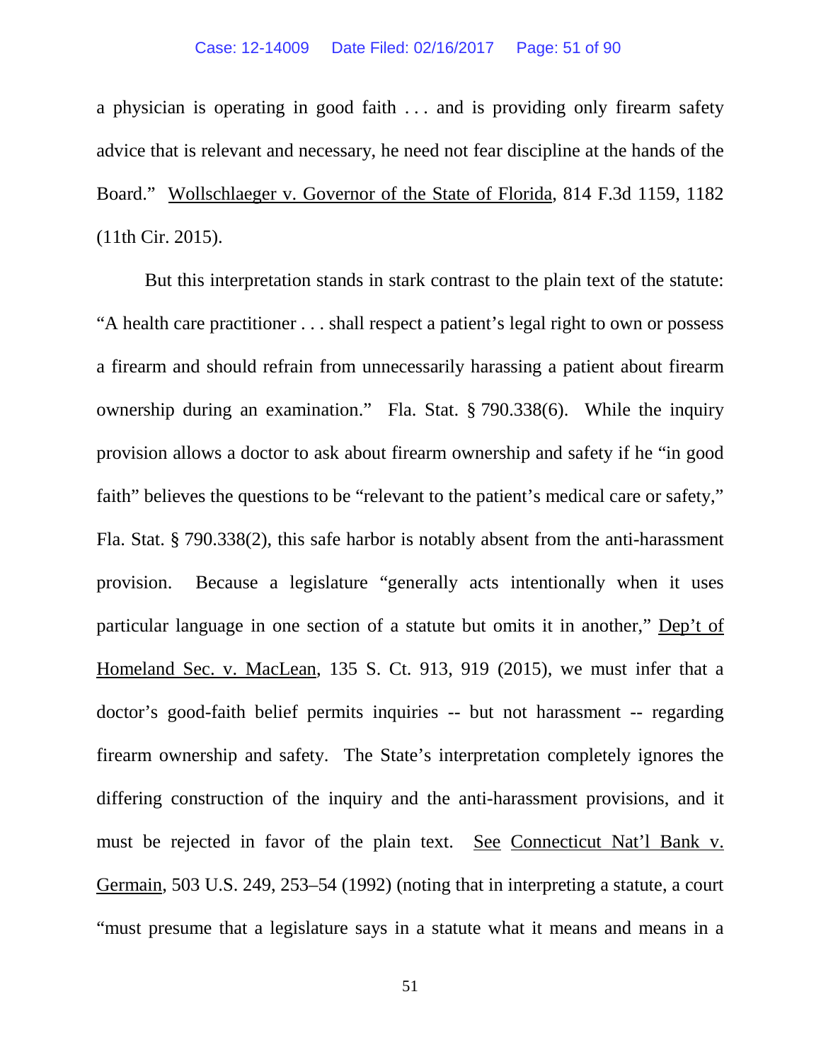a physician is operating in good faith . . . and is providing only firearm safety advice that is relevant and necessary, he need not fear discipline at the hands of the Board." Wollschlaeger v. Governor of the State of Florida, 814 F.3d 1159, 1182 (11th Cir. 2015).

But this interpretation stands in stark contrast to the plain text of the statute: "A health care practitioner . . . shall respect a patient's legal right to own or possess a firearm and should refrain from unnecessarily harassing a patient about firearm ownership during an examination." Fla. Stat. § 790.338(6). While the inquiry provision allows a doctor to ask about firearm ownership and safety if he "in good faith" believes the questions to be "relevant to the patient's medical care or safety," Fla. Stat. § 790.338(2), this safe harbor is notably absent from the anti-harassment provision. Because a legislature "generally acts intentionally when it uses particular language in one section of a statute but omits it in another," Dep't of Homeland Sec. v. MacLean, 135 S. Ct. 913, 919 (2015), we must infer that a doctor's good-faith belief permits inquiries -- but not harassment -- regarding firearm ownership and safety. The State's interpretation completely ignores the differing construction of the inquiry and the anti-harassment provisions, and it must be rejected in favor of the plain text. See Connecticut Nat'l Bank v. Germain, 503 U.S. 249, 253–54 (1992) (noting that in interpreting a statute, a court "must presume that a legislature says in a statute what it means and means in a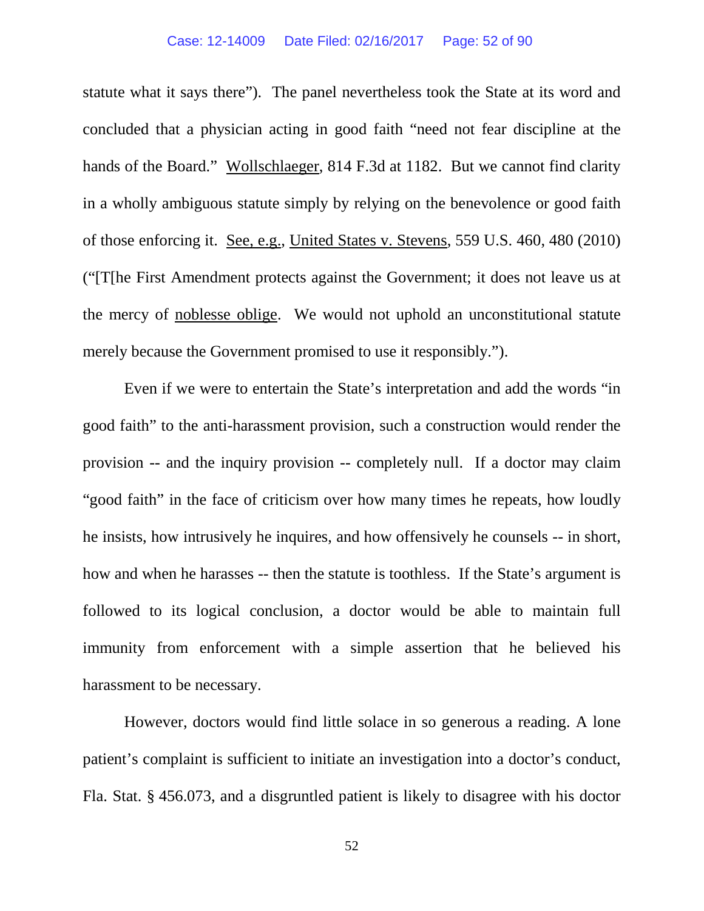statute what it says there"). The panel nevertheless took the State at its word and concluded that a physician acting in good faith "need not fear discipline at the hands of the Board." Wollschlaeger, 814 F.3d at 1182. But we cannot find clarity in a wholly ambiguous statute simply by relying on the benevolence or good faith of those enforcing it. See, e.g., United States v. Stevens, 559 U.S. 460, 480 (2010) ("[T[he First Amendment protects against the Government; it does not leave us at the mercy of noblesse oblige. We would not uphold an unconstitutional statute merely because the Government promised to use it responsibly.").

Even if we were to entertain the State's interpretation and add the words "in good faith" to the anti-harassment provision, such a construction would render the provision -- and the inquiry provision -- completely null. If a doctor may claim "good faith" in the face of criticism over how many times he repeats, how loudly he insists, how intrusively he inquires, and how offensively he counsels -- in short, how and when he harasses -- then the statute is toothless. If the State's argument is followed to its logical conclusion, a doctor would be able to maintain full immunity from enforcement with a simple assertion that he believed his harassment to be necessary.

However, doctors would find little solace in so generous a reading. A lone patient's complaint is sufficient to initiate an investigation into a doctor's conduct, Fla. Stat. § 456.073, and a disgruntled patient is likely to disagree with his doctor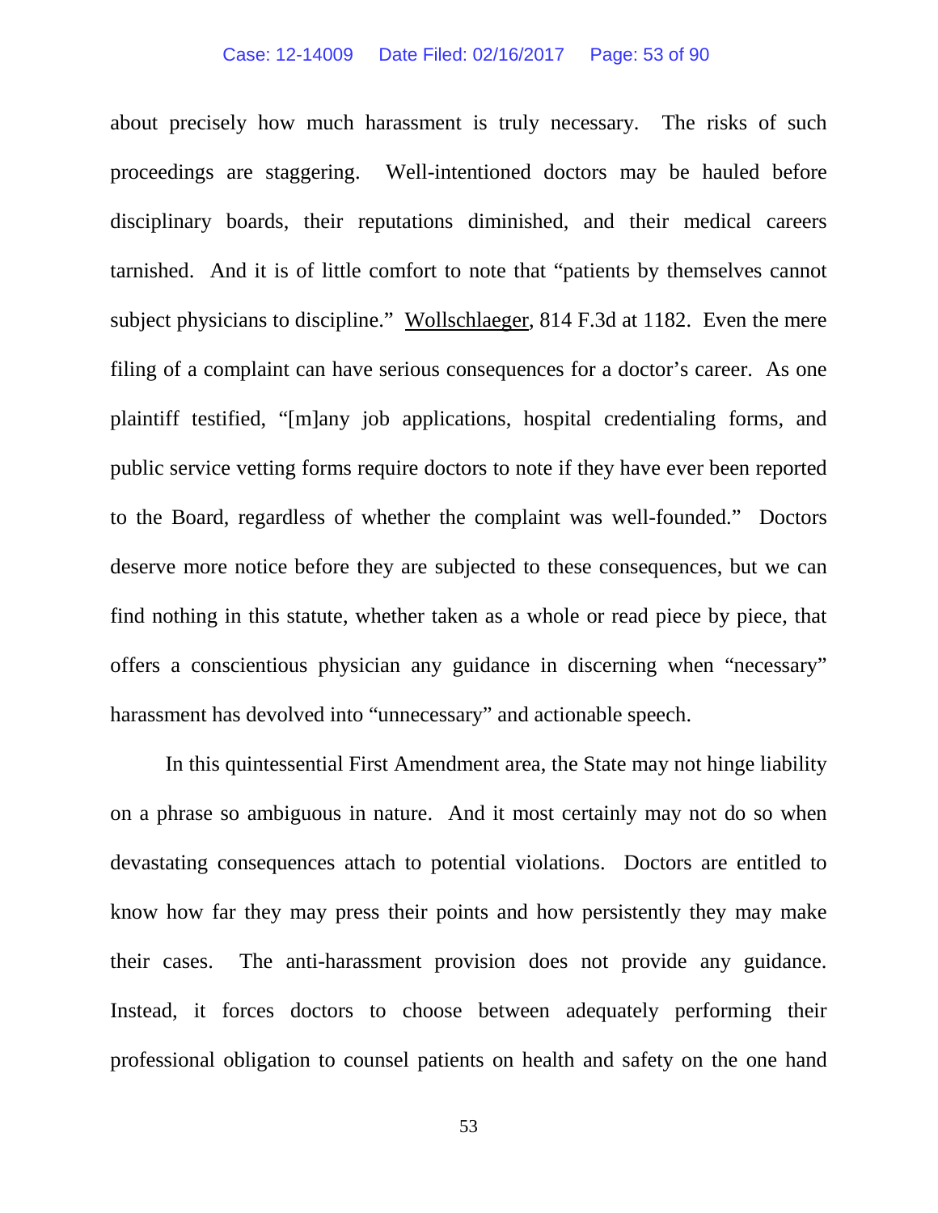about precisely how much harassment is truly necessary. The risks of such proceedings are staggering. Well-intentioned doctors may be hauled before disciplinary boards, their reputations diminished, and their medical careers tarnished. And it is of little comfort to note that "patients by themselves cannot subject physicians to discipline." Wollschlaeger, 814 F.3d at 1182. Even the mere filing of a complaint can have serious consequences for a doctor's career. As one plaintiff testified, "[m]any job applications, hospital credentialing forms, and public service vetting forms require doctors to note if they have ever been reported to the Board, regardless of whether the complaint was well-founded." Doctors deserve more notice before they are subjected to these consequences, but we can find nothing in this statute, whether taken as a whole or read piece by piece, that offers a conscientious physician any guidance in discerning when "necessary" harassment has devolved into "unnecessary" and actionable speech.

In this quintessential First Amendment area, the State may not hinge liability on a phrase so ambiguous in nature. And it most certainly may not do so when devastating consequences attach to potential violations. Doctors are entitled to know how far they may press their points and how persistently they may make their cases. The anti-harassment provision does not provide any guidance. Instead, it forces doctors to choose between adequately performing their professional obligation to counsel patients on health and safety on the one hand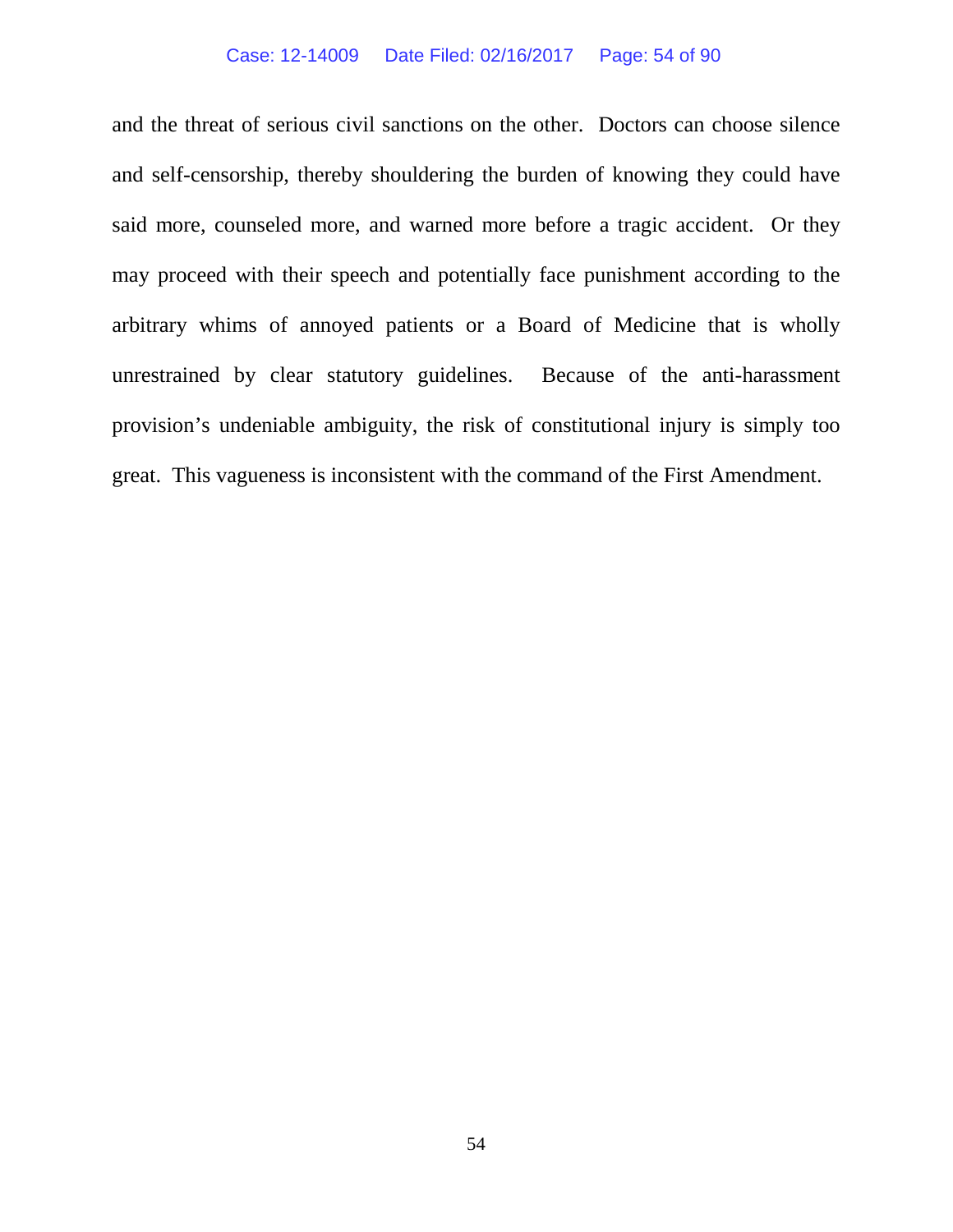and the threat of serious civil sanctions on the other. Doctors can choose silence and self-censorship, thereby shouldering the burden of knowing they could have said more, counseled more, and warned more before a tragic accident. Or they may proceed with their speech and potentially face punishment according to the arbitrary whims of annoyed patients or a Board of Medicine that is wholly unrestrained by clear statutory guidelines. Because of the anti-harassment provision's undeniable ambiguity, the risk of constitutional injury is simply too great. This vagueness is inconsistent with the command of the First Amendment.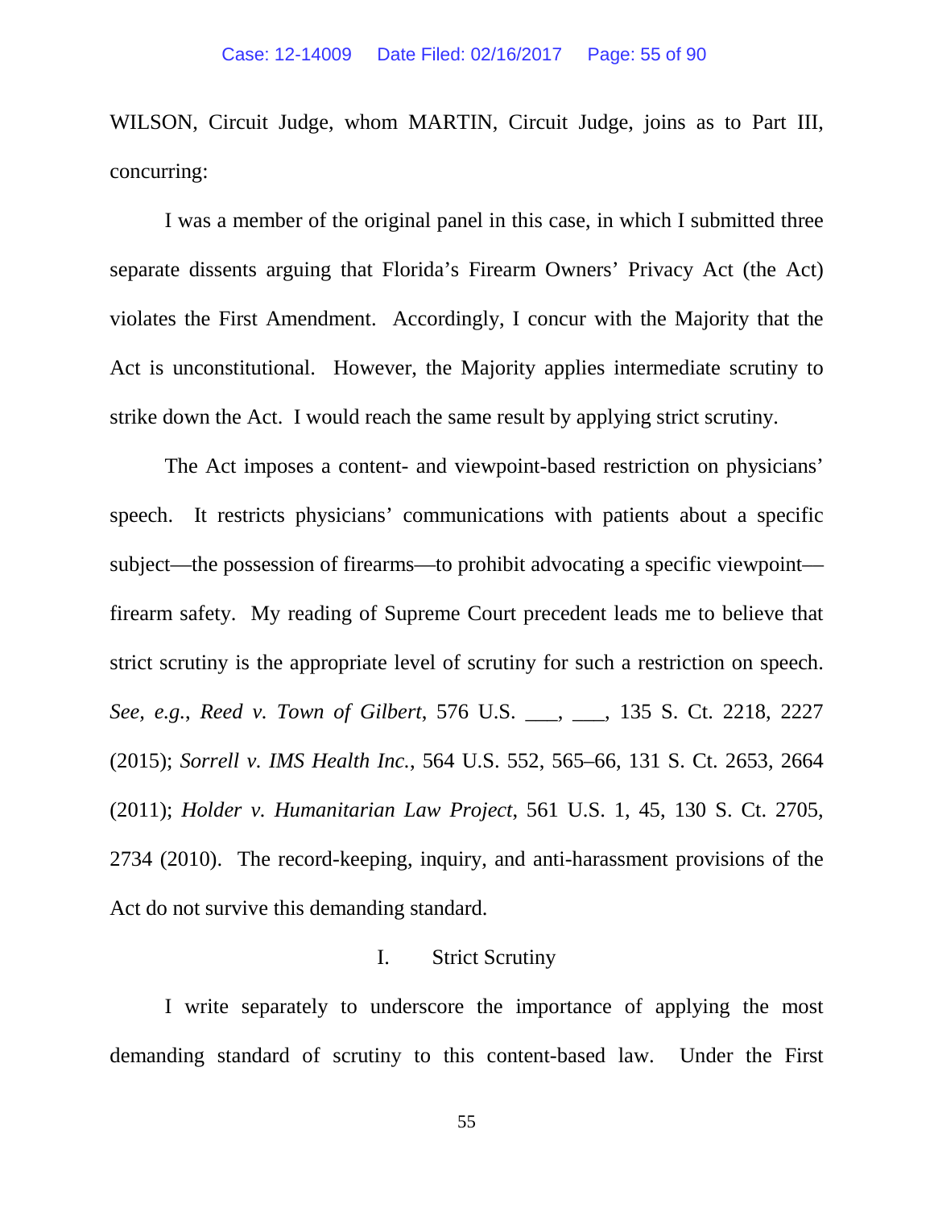WILSON, Circuit Judge, whom MARTIN, Circuit Judge, joins as to Part III, concurring:

I was a member of the original panel in this case, in which I submitted three separate dissents arguing that Florida's Firearm Owners' Privacy Act (the Act) violates the First Amendment. Accordingly, I concur with the Majority that the Act is unconstitutional. However, the Majority applies intermediate scrutiny to strike down the Act. I would reach the same result by applying strict scrutiny.

The Act imposes a content- and viewpoint-based restriction on physicians' speech. It restricts physicians' communications with patients about a specific subject—the possession of firearms—to prohibit advocating a specific viewpoint—firearm safety. My reading of Supreme Court precedent leads me to believe that strict scrutiny is the appropriate level of scrutiny for such a restriction on speech. *See, e.g.*, *Reed v. Town of Gilbert*, 576 U.S. ___, ___, 135 S. Ct. 2218, 2227 (2015); *Sorrell v. IMS Health Inc.*, 564 U.S. 552, 565–66, 131 S. Ct. 2653, 2664 (2011); *Holder v. Humanitarian Law Project*, 561 U.S. 1, 45, 130 S. Ct. 2705, 2734 (2010). The record-keeping, inquiry, and anti-harassment provisions of the Act do not survive this demanding standard.

## I. Strict Scrutiny

I write separately to underscore the importance of applying the most demanding standard of scrutiny to this content-based law. Under the First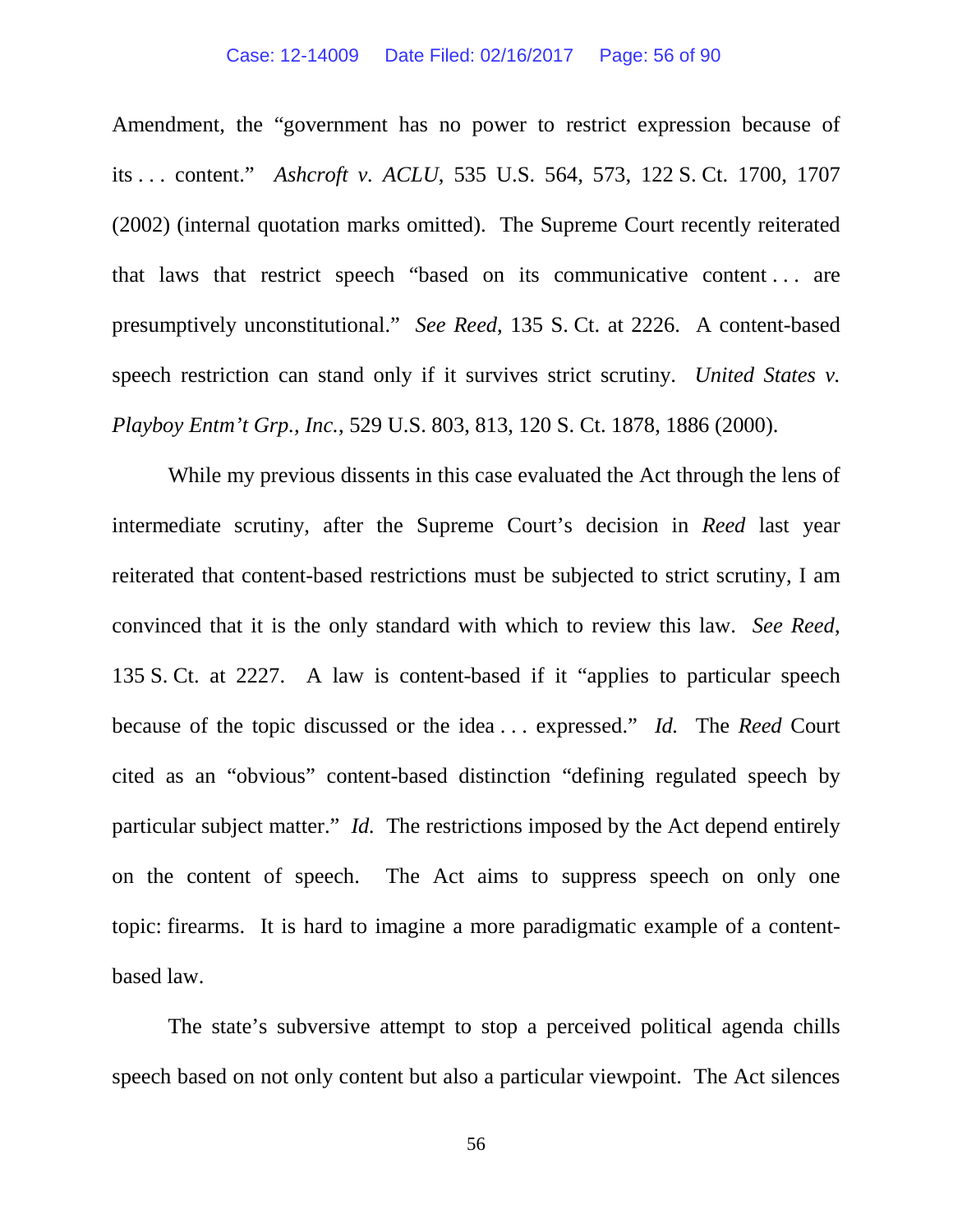Amendment, the "government has no power to restrict expression because of its . . . content." *Ashcroft v. ACLU*, 535 U.S. 564, 573, 122 S. Ct. 1700, 1707 (2002) (internal quotation marks omitted). The Supreme Court recently reiterated that laws that restrict speech "based on its communicative content . . . are presumptively unconstitutional." *See Reed*, 135 S. Ct. at 2226. A content-based speech restriction can stand only if it survives strict scrutiny. *United States v. Playboy Entm't Grp., Inc.*, 529 U.S. 803, 813, 120 S. Ct. 1878, 1886 (2000).

While my previous dissents in this case evaluated the Act through the lens of intermediate scrutiny, after the Supreme Court's decision in *Reed* last year reiterated that content-based restrictions must be subjected to strict scrutiny, I am convinced that it is the only standard with which to review this law. *See Reed*, 135 S. Ct. at 2227. A law is content-based if it "applies to particular speech because of the topic discussed or the idea . . . expressed." *Id.* The *Reed* Court cited as an "obvious" content-based distinction "defining regulated speech by particular subject matter." *Id.* The restrictions imposed by the Act depend entirely on the content of speech. The Act aims to suppress speech on only one topic: firearms. It is hard to imagine a more paradigmatic example of a content-based law.

The state's subversive attempt to stop a perceived political agenda chills speech based on not only content but also a particular viewpoint. The Act silences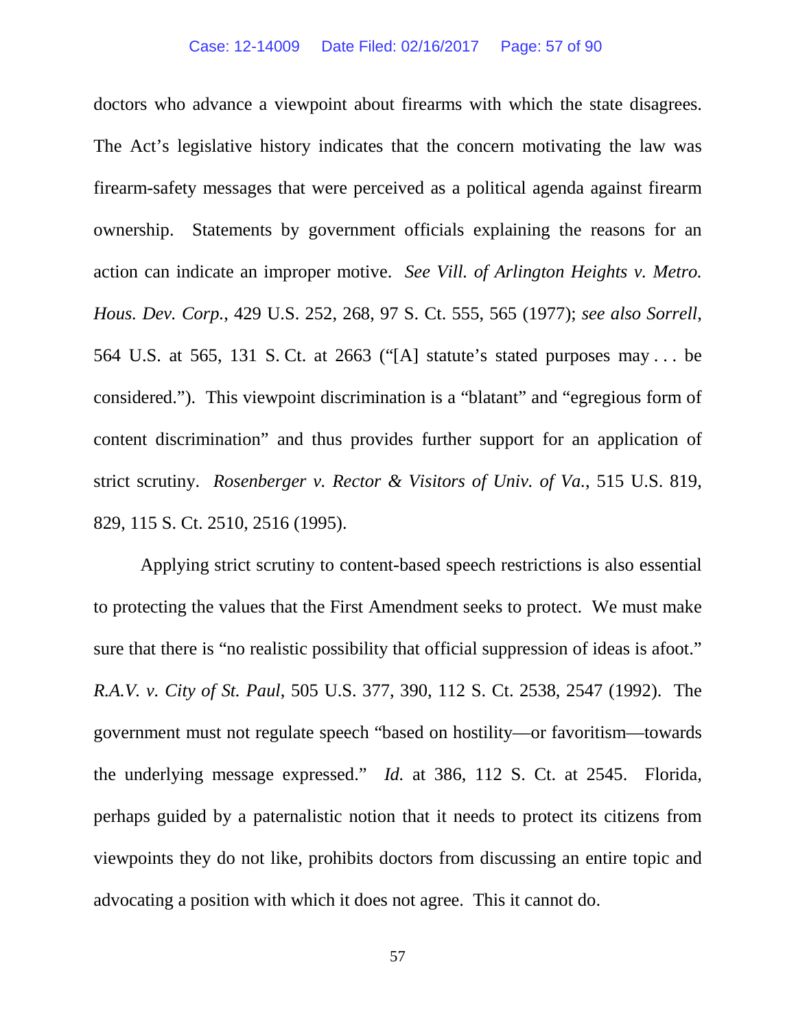doctors who advance a viewpoint about firearms with which the state disagrees. The Act's legislative history indicates that the concern motivating the law was firearm-safety messages that were perceived as a political agenda against firearm ownership. Statements by government officials explaining the reasons for an action can indicate an improper motive. *See Vill. of Arlington Heights v. Metro. Hous. Dev. Corp.*, 429 U.S. 252, 268, 97 S. Ct. 555, 565 (1977); *see also Sorrell*, 564 U.S. at 565, 131 S. Ct. at 2663 ("[A] statute's stated purposes may . . . be considered."). This viewpoint discrimination is a "blatant" and "egregious form of content discrimination" and thus provides further support for an application of strict scrutiny. *Rosenberger v. Rector & Visitors of Univ. of Va.*, 515 U.S. 819, 829, 115 S. Ct. 2510, 2516 (1995).

Applying strict scrutiny to content-based speech restrictions is also essential to protecting the values that the First Amendment seeks to protect. We must make sure that there is "no realistic possibility that official suppression of ideas is afoot." *R.A.V. v. City of St. Paul*, 505 U.S. 377, 390, 112 S. Ct. 2538, 2547 (1992). The government must not regulate speech "based on hostility—or favoritism—towards the underlying message expressed." *Id.* at 386, 112 S. Ct. at 2545. Florida, perhaps guided by a paternalistic notion that it needs to protect its citizens from viewpoints they do not like, prohibits doctors from discussing an entire topic and advocating a position with which it does not agree. This it cannot do.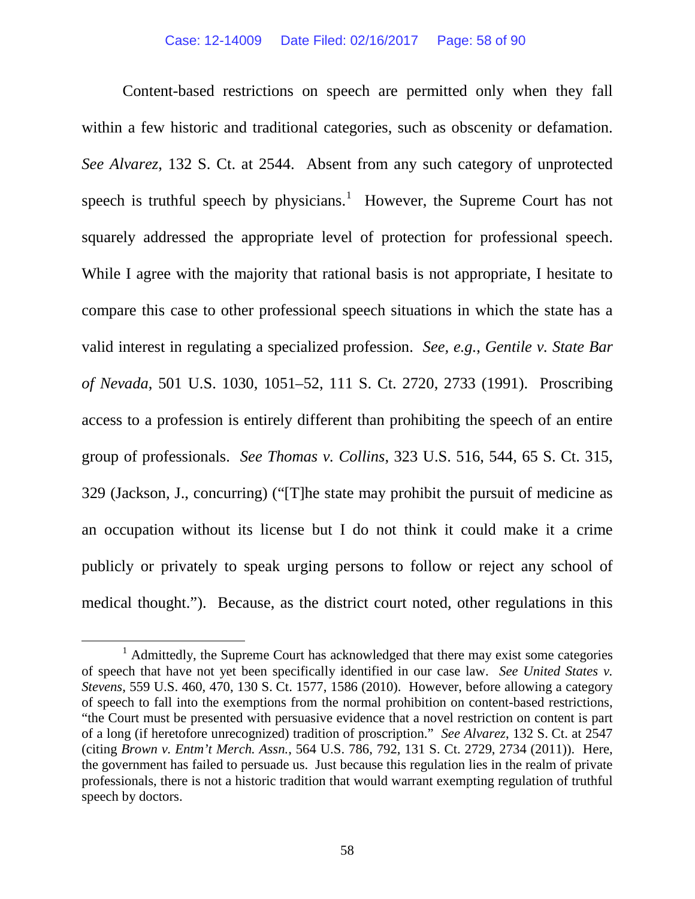Content-based restrictions on speech are permitted only when they fall within a few historic and traditional categories, such as obscenity or defamation. *See Alvarez*, 132 S. Ct. at 2544. Absent from any such category of unprotected speech is truthful speech by physicians.[1] However, the Supreme Court has not squarely addressed the appropriate level of protection for professional speech. While I agree with the majority that rational basis is not appropriate, I hesitate to compare this case to other professional speech situations in which the state has a valid interest in regulating a specialized profession. *See, e.g.*, *Gentile v. State Bar of Nevada*, 501 U.S. 1030, 1051–52, 111 S. Ct. 2720, 2733 (1991). Proscribing access to a profession is entirely different than prohibiting the speech of an entire group of professionals. *See Thomas v. Collins*, 323 U.S. 516, 544, 65 S. Ct. 315, 329 (Jackson, J., concurring) ("[T]he state may prohibit the pursuit of medicine as an occupation without its license but I do not think it could make it a crime publicly or privately to speak urging persons to follow or reject any school of medical thought."). Because, as the district court noted, other regulations in this

[1] Admittedly, the Supreme Court has acknowledged that there may exist some categories of speech that have not yet been specifically identified in our case law. *See United States v. Stevens*, 559 U.S. 460, 470, 130 S. Ct. 1577, 1586 (2010). However, before allowing a category of speech to fall into the exemptions from the normal prohibition on content-based restrictions, "the Court must be presented with persuasive evidence that a novel restriction on content is part of a long (if heretofore unrecognized) tradition of proscription." *See Alvarez*, 132 S. Ct. at 2547 (citing *Brown v. Entm't Merch. Assn.*, 564 U.S. 786, 792, 131 S. Ct. 2729, 2734 (2011)). Here, the government has failed to persuade us. Just because this regulation lies in the realm of private professionals, there is not a historic tradition that would warrant exempting regulation of truthful speech by doctors.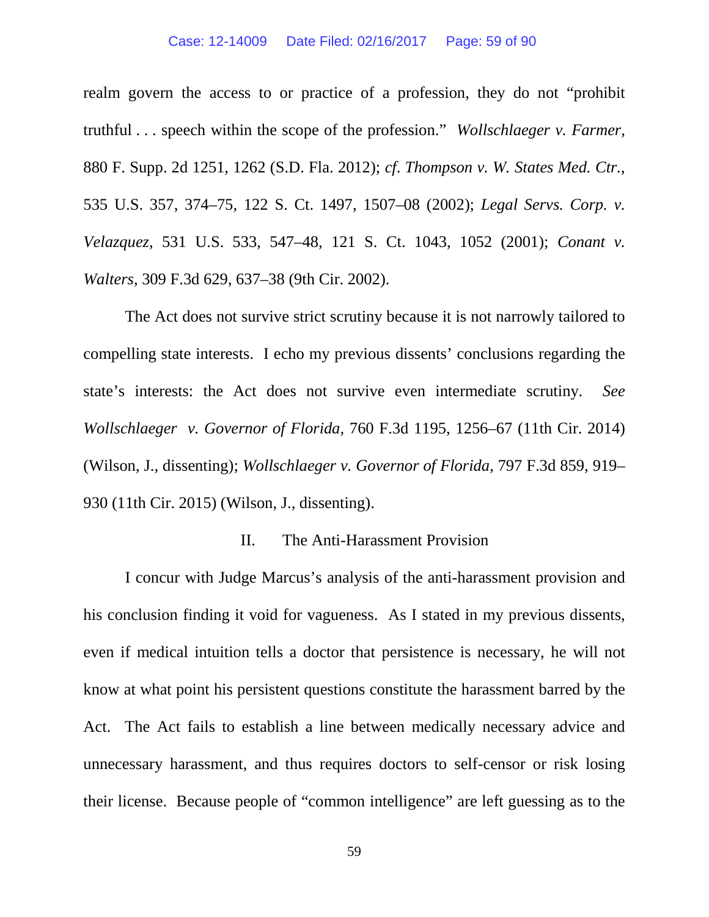realm govern the access to or practice of a profession, they do not "prohibit truthful . . . speech within the scope of the profession." *Wollschlaeger v. Farmer*, 880 F. Supp. 2d 1251, 1262 (S.D. Fla. 2012); *cf. Thompson v. W. States Med. Ctr.*, 535 U.S. 357, 374–75, 122 S. Ct. 1497, 1507–08 (2002); *Legal Servs. Corp. v. Velazquez*, 531 U.S. 533, 547–48, 121 S. Ct. 1043, 1052 (2001); *Conant v. Walters*, 309 F.3d 629, 637–38 (9th Cir. 2002).

The Act does not survive strict scrutiny because it is not narrowly tailored to compelling state interests. I echo my previous dissents' conclusions regarding the state's interests: the Act does not survive even intermediate scrutiny. *See Wollschlaeger v. Governor of Florida*, 760 F.3d 1195, 1256–67 (11th Cir. 2014) (Wilson, J., dissenting); *Wollschlaeger v. Governor of Florida*, 797 F.3d 859, 919–930 (11th Cir. 2015) (Wilson, J., dissenting).

## II. The Anti-Harassment Provision

I concur with Judge Marcus's analysis of the anti-harassment provision and his conclusion finding it void for vagueness. As I stated in my previous dissents, even if medical intuition tells a doctor that persistence is necessary, he will not know at what point his persistent questions constitute the harassment barred by the Act. The Act fails to establish a line between medically necessary advice and unnecessary harassment, and thus requires doctors to self-censor or risk losing their license. Because people of "common intelligence" are left guessing as to the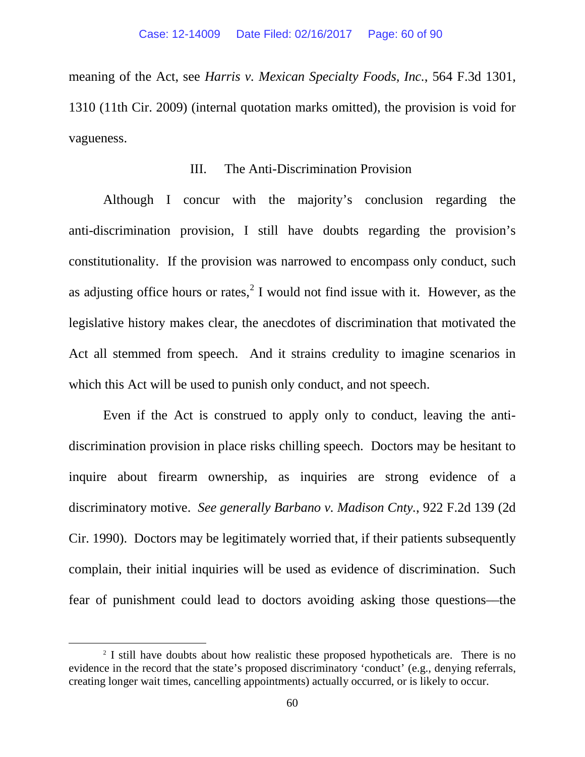meaning of the Act, see *Harris v. Mexican Specialty Foods, Inc.*, 564 F.3d 1301, 1310 (11th Cir. 2009) (internal quotation marks omitted), the provision is void for vagueness.

### III. The Anti-Discrimination Provision

Although I concur with the majority's conclusion regarding the anti-discrimination provision, I still have doubts regarding the provision's constitutionality. If the provision was narrowed to encompass only conduct, such as adjusting office hours or rates,[2] I would not find issue with it. However, as the legislative history makes clear, the anecdotes of discrimination that motivated the Act all stemmed from speech. And it strains credulity to imagine scenarios in which this Act will be used to punish only conduct, and not speech.

Even if the Act is construed to apply only to conduct, leaving the anti-discrimination provision in place risks chilling speech. Doctors may be hesitant to inquire about firearm ownership, as inquiries are strong evidence of a discriminatory motive. *See generally Barbano v. Madison Cnty.*, 922 F.2d 139 (2d Cir. 1990). Doctors may be legitimately worried that, if their patients subsequently complain, their initial inquiries will be used as evidence of discrimination. Such fear of punishment could lead to doctors avoiding asking those questions—the

[2] I still have doubts about how realistic these proposed hypotheticals are. There is no evidence in the record that the state's proposed discriminatory 'conduct' (e.g., denying referrals, creating longer wait times, cancelling appointments) actually occurred, or is likely to occur.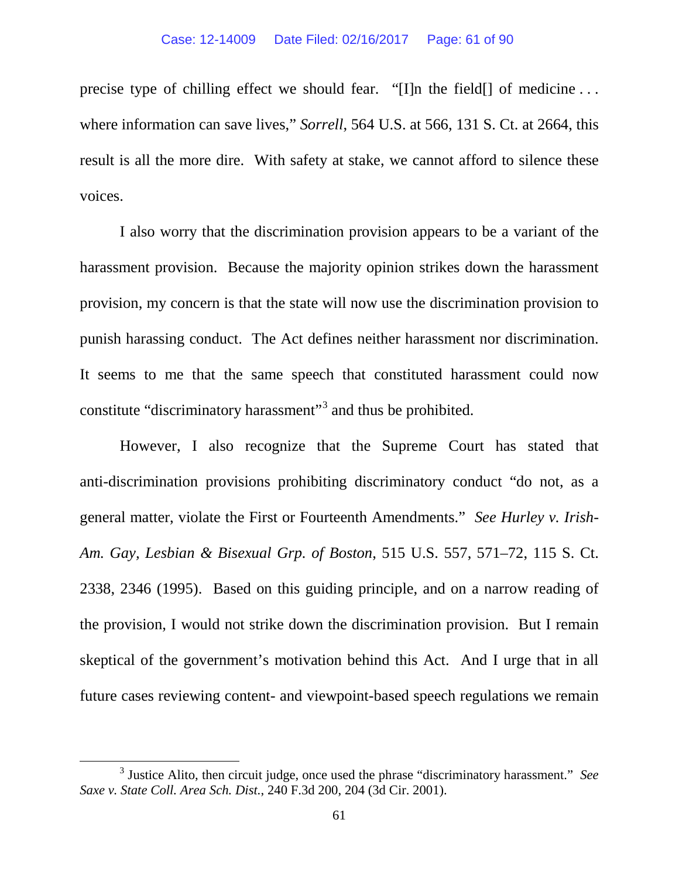precise type of chilling effect we should fear. "[I]n the field[] of medicine . . . where information can save lives," *Sorrell*, 564 U.S. at 566, 131 S. Ct. at 2664, this result is all the more dire. With safety at stake, we cannot afford to silence these voices.

I also worry that the discrimination provision appears to be a variant of the harassment provision. Because the majority opinion strikes down the harassment provision, my concern is that the state will now use the discrimination provision to punish harassing conduct. The Act defines neither harassment nor discrimination. It seems to me that the same speech that constituted harassment could now constitute "discriminatory harassment"[3] and thus be prohibited.

However, I also recognize that the Supreme Court has stated that anti-discrimination provisions prohibiting discriminatory conduct "do not, as a general matter, violate the First or Fourteenth Amendments." *See Hurley v. Irish-Am. Gay, Lesbian & Bisexual Grp. of Boston*, 515 U.S. 557, 571–72, 115 S. Ct. 2338, 2346 (1995). Based on this guiding principle, and on a narrow reading of the provision, I would not strike down the discrimination provision. But I remain skeptical of the government's motivation behind this Act. And I urge that in all future cases reviewing content- and viewpoint-based speech regulations we remain

[3] Justice Alito, then circuit judge, once used the phrase "discriminatory harassment." *See Saxe v. State Coll. Area Sch. Dist.*, 240 F.3d 200, 204 (3d Cir. 2001).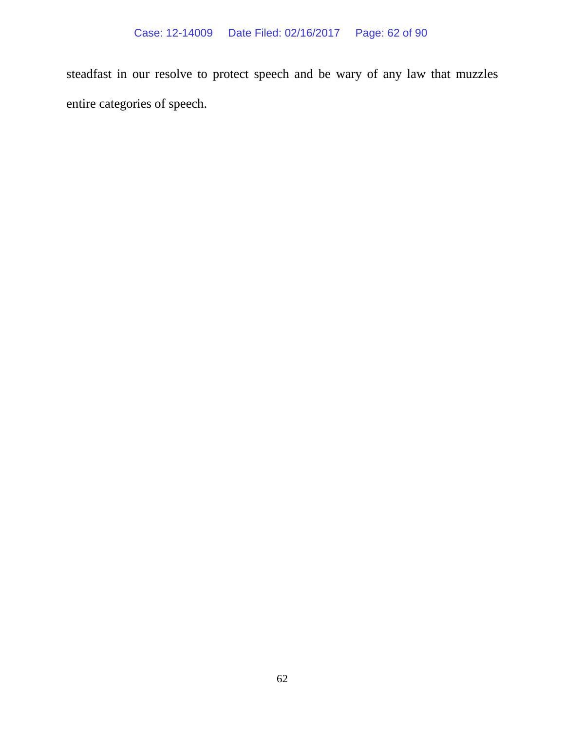steadfast in our resolve to protect speech and be wary of any law that muzzles entire categories of speech.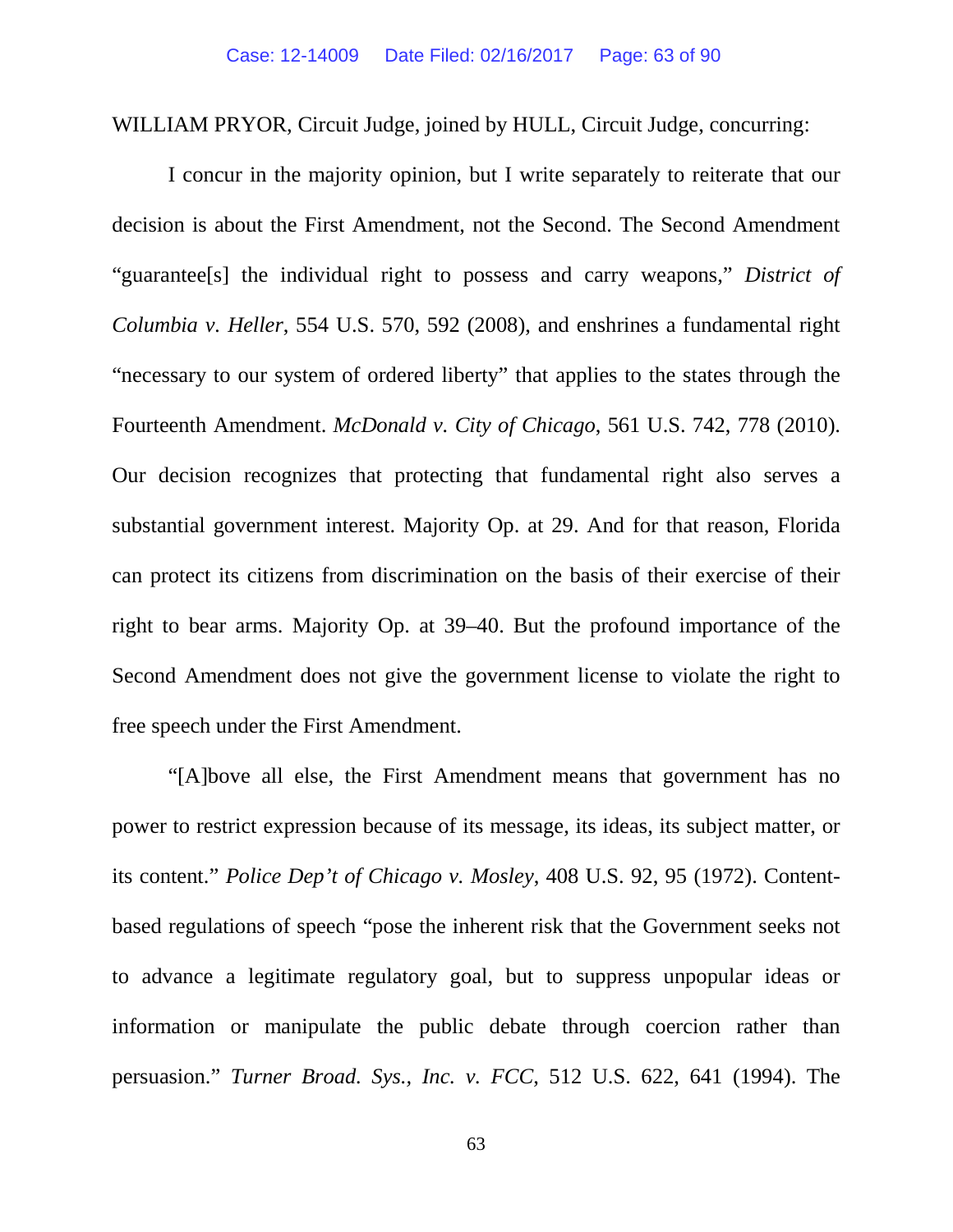WILLIAM PRYOR, Circuit Judge, joined by HULL, Circuit Judge, concurring:

I concur in the majority opinion, but I write separately to reiterate that our decision is about the First Amendment, not the Second. The Second Amendment "guarantee[s] the individual right to possess and carry weapons," *District of Columbia v. Heller*, 554 U.S. 570, 592 (2008), and enshrines a fundamental right "necessary to our system of ordered liberty" that applies to the states through the Fourteenth Amendment. *McDonald v. City of Chicago*, 561 U.S. 742, 778 (2010). Our decision recognizes that protecting that fundamental right also serves a substantial government interest. Majority Op. at 29. And for that reason, Florida can protect its citizens from discrimination on the basis of their exercise of their right to bear arms. Majority Op. at 39–40. But the profound importance of the Second Amendment does not give the government license to violate the right to free speech under the First Amendment.

"[A]bove all else, the First Amendment means that government has no power to restrict expression because of its message, its ideas, its subject matter, or its content." *Police Dep't of Chicago v. Mosley*, 408 U.S. 92, 95 (1972). Content-based regulations of speech "pose the inherent risk that the Government seeks not to advance a legitimate regulatory goal, but to suppress unpopular ideas or information or manipulate the public debate through coercion rather than persuasion." *Turner Broad. Sys., Inc. v. FCC*, 512 U.S. 622, 641 (1994). The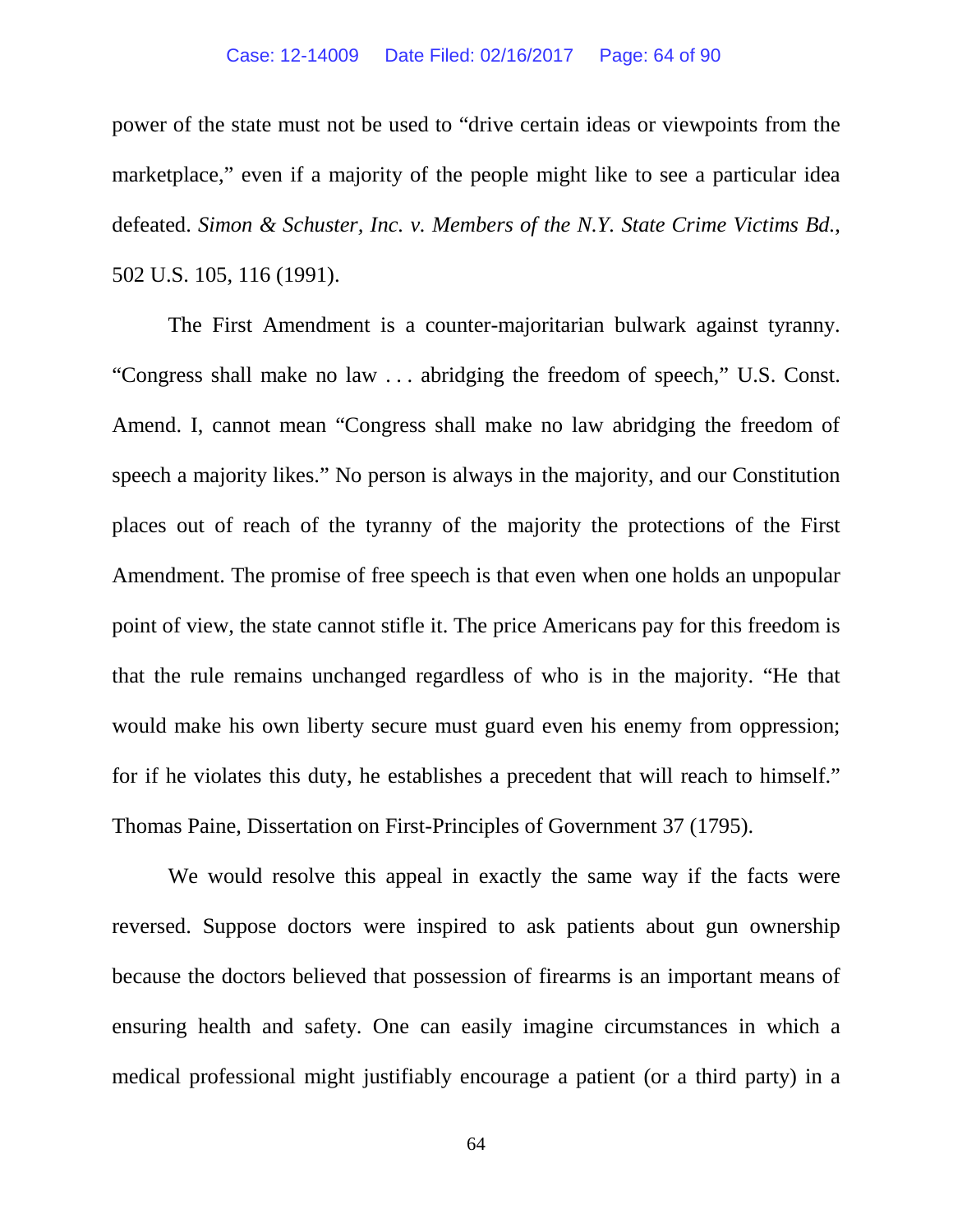power of the state must not be used to "drive certain ideas or viewpoints from the marketplace," even if a majority of the people might like to see a particular idea defeated. *Simon & Schuster, Inc. v. Members of the N.Y. State Crime Victims Bd.*, 502 U.S. 105, 116 (1991).

The First Amendment is a counter-majoritarian bulwark against tyranny. "Congress shall make no law . . . abridging the freedom of speech," U.S. Const. Amend. I, cannot mean "Congress shall make no law abridging the freedom of speech a majority likes." No person is always in the majority, and our Constitution places out of reach of the tyranny of the majority the protections of the First Amendment. The promise of free speech is that even when one holds an unpopular point of view, the state cannot stifle it. The price Americans pay for this freedom is that the rule remains unchanged regardless of who is in the majority. "He that would make his own liberty secure must guard even his enemy from oppression; for if he violates this duty, he establishes a precedent that will reach to himself." Thomas Paine, Dissertation on First-Principles of Government 37 (1795).

We would resolve this appeal in exactly the same way if the facts were reversed. Suppose doctors were inspired to ask patients about gun ownership because the doctors believed that possession of firearms is an important means of ensuring health and safety. One can easily imagine circumstances in which a medical professional might justifiably encourage a patient (or a third party) in a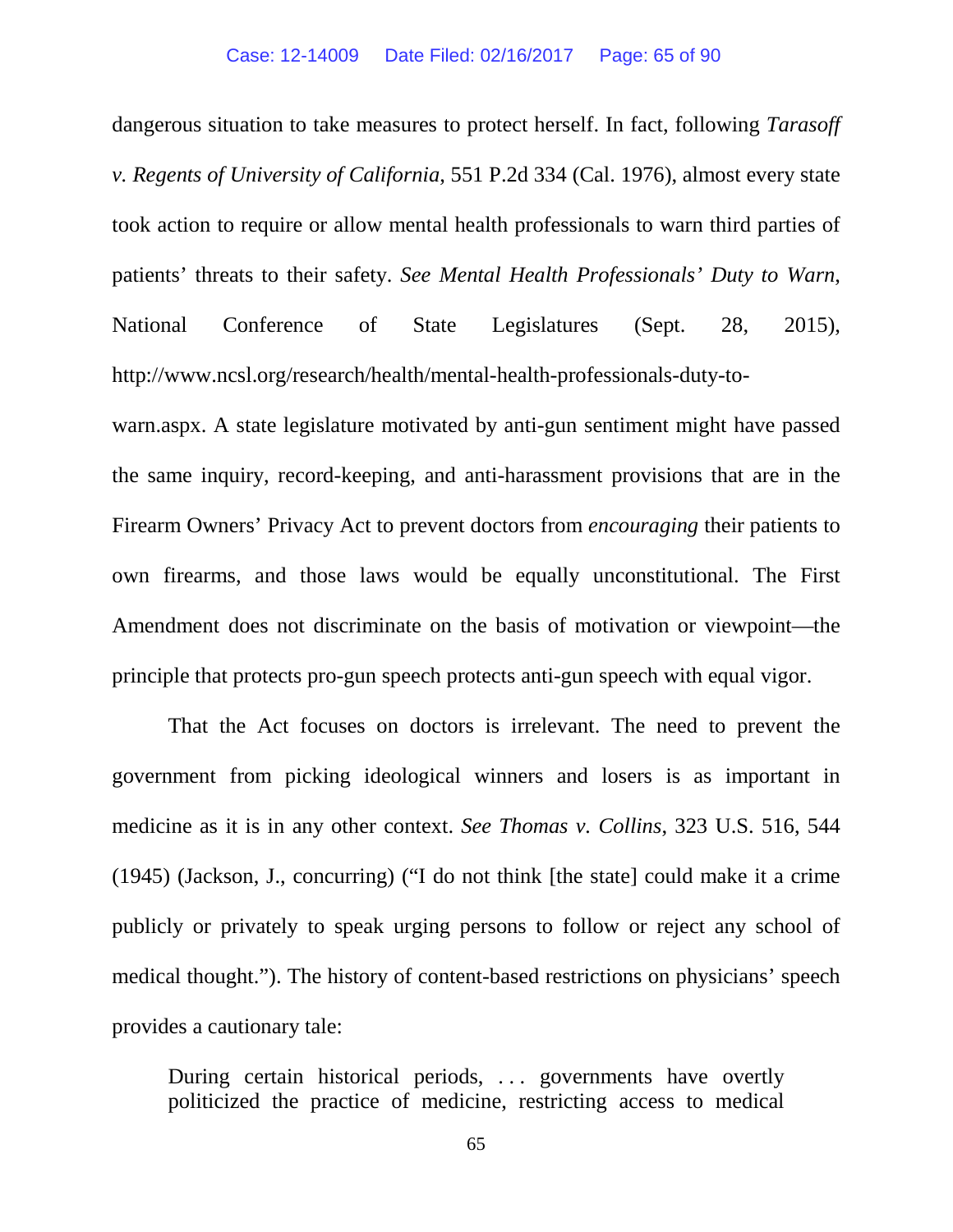dangerous situation to take measures to protect herself. In fact, following *Tarasoff v. Regents of University of California*, 551 P.2d 334 (Cal. 1976), almost every state took action to require or allow mental health professionals to warn third parties of patients' threats to their safety. *See Mental Health Professionals' Duty to Warn*, National Conference of State Legislatures (Sept. 28, 2015), http://www.ncsl.org/research/health/mental-health-professionals-duty-to-warn.aspx. A state legislature motivated by anti-gun sentiment might have passed the same inquiry, record-keeping, and anti-harassment provisions that are in the Firearm Owners' Privacy Act to prevent doctors from *encouraging* their patients to own firearms, and those laws would be equally unconstitutional. The First Amendment does not discriminate on the basis of motivation or viewpoint—the principle that protects pro-gun speech protects anti-gun speech with equal vigor.

That the Act focuses on doctors is irrelevant. The need to prevent the government from picking ideological winners and losers is as important in medicine as it is in any other context. *See Thomas v. Collins*, 323 U.S. 516, 544 (1945) (Jackson, J., concurring) ("I do not think [the state] could make it a crime publicly or privately to speak urging persons to follow or reject any school of medical thought."). The history of content-based restrictions on physicians' speech provides a cautionary tale:

> During certain historical periods, . . . governments have overtly politicized the practice of medicine, restricting access to medical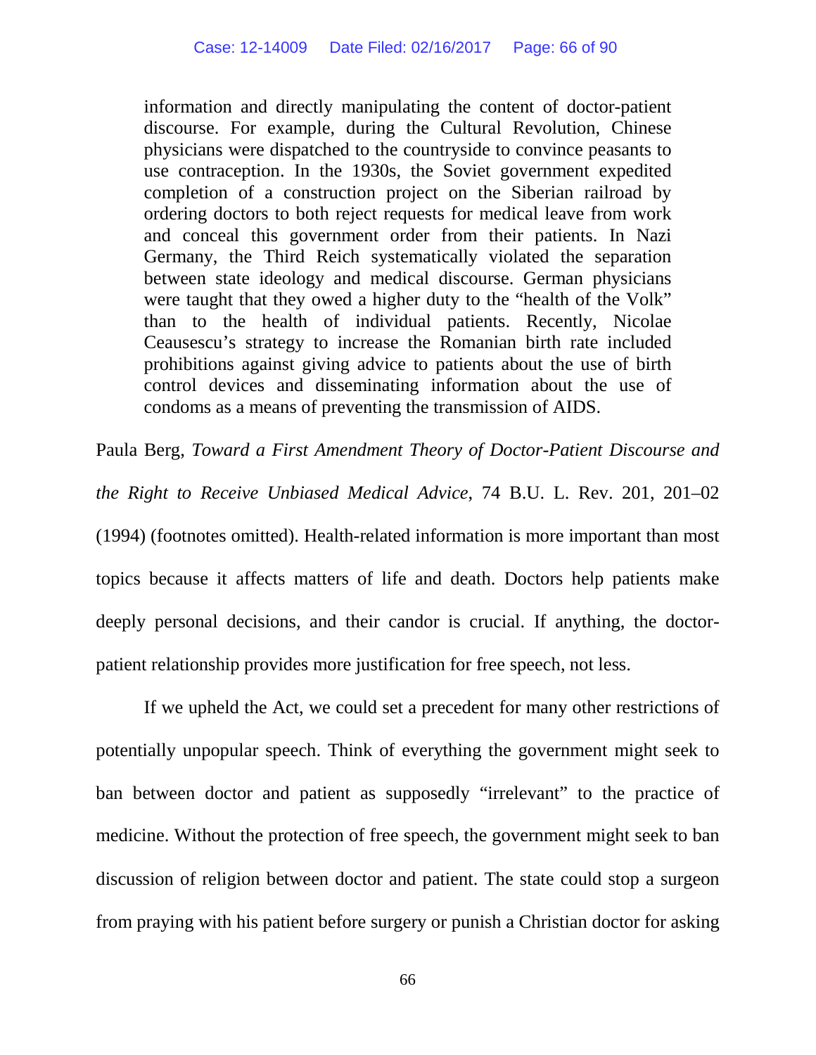> information and directly manipulating the content of doctor-patient discourse. For example, during the Cultural Revolution, Chinese physicians were dispatched to the countryside to convince peasants to use contraception. In the 1930s, the Soviet government expedited completion of a construction project on the Siberian railroad by ordering doctors to both reject requests for medical leave from work and conceal this government order from their patients. In Nazi Germany, the Third Reich systematically violated the separation between state ideology and medical discourse. German physicians were taught that they owed a higher duty to the "health of the Volk" than to the health of individual patients. Recently, Nicolae Ceausescu's strategy to increase the Romanian birth rate included prohibitions against giving advice to patients about the use of birth control devices and disseminating information about the use of condoms as a means of preventing the transmission of AIDS.

Paula Berg, *Toward a First Amendment Theory of Doctor-Patient Discourse and the Right to Receive Unbiased Medical Advice*, 74 B.U. L. Rev. 201, 201–02 (1994) (footnotes omitted). Health-related information is more important than most topics because it affects matters of life and death. Doctors help patients make deeply personal decisions, and their candor is crucial. If anything, the doctor-patient relationship provides more justification for free speech, not less.

If we upheld the Act, we could set a precedent for many other restrictions of potentially unpopular speech. Think of everything the government might seek to ban between doctor and patient as supposedly "irrelevant" to the practice of medicine. Without the protection of free speech, the government might seek to ban discussion of religion between doctor and patient. The state could stop a surgeon from praying with his patient before surgery or punish a Christian doctor for asking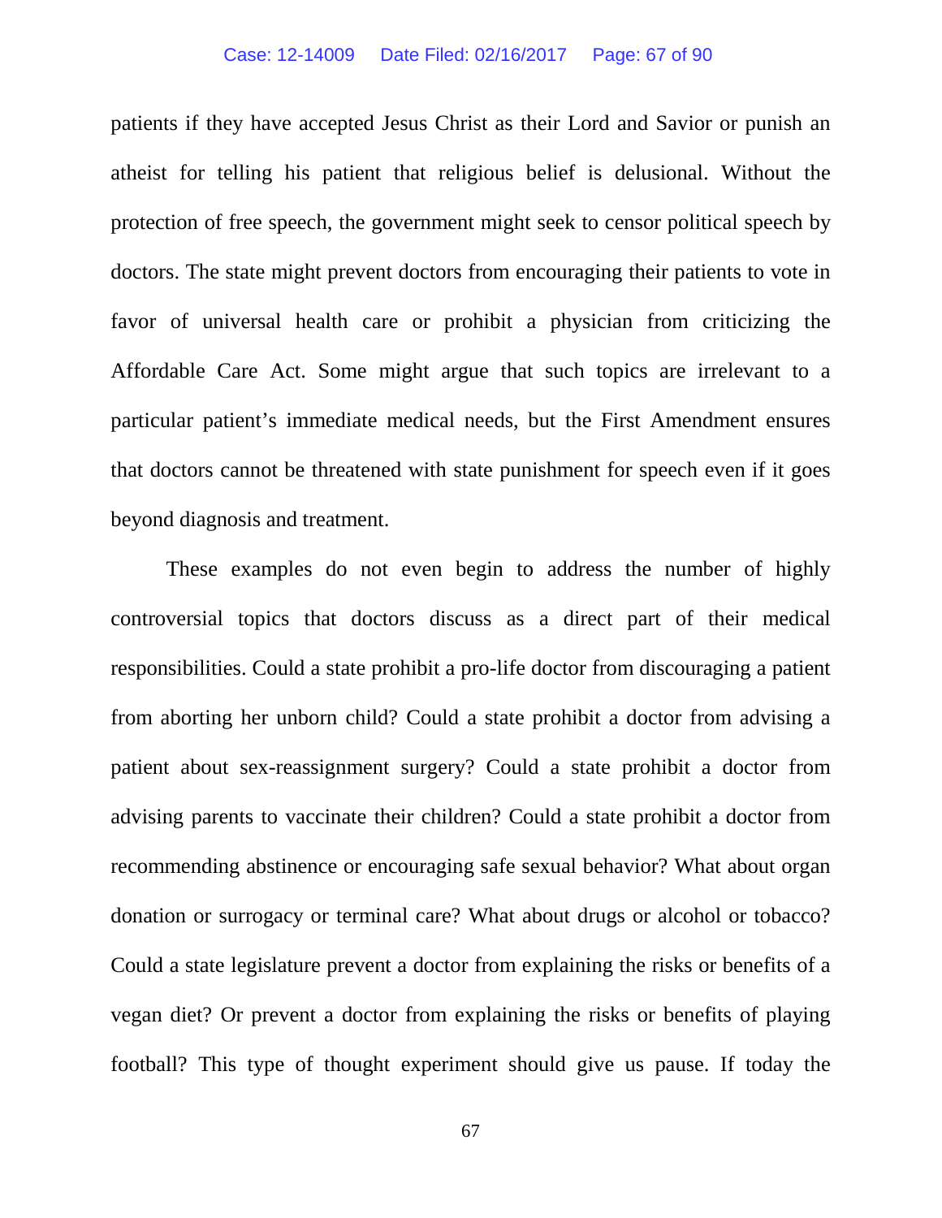patients if they have accepted Jesus Christ as their Lord and Savior or punish an atheist for telling his patient that religious belief is delusional. Without the protection of free speech, the government might seek to censor political speech by doctors. The state might prevent doctors from encouraging their patients to vote in favor of universal health care or prohibit a physician from criticizing the Affordable Care Act. Some might argue that such topics are irrelevant to a particular patient's immediate medical needs, but the First Amendment ensures that doctors cannot be threatened with state punishment for speech even if it goes beyond diagnosis and treatment.

These examples do not even begin to address the number of highly controversial topics that doctors discuss as a direct part of their medical responsibilities. Could a state prohibit a pro-life doctor from discouraging a patient from aborting her unborn child? Could a state prohibit a doctor from advising a patient about sex-reassignment surgery? Could a state prohibit a doctor from advising parents to vaccinate their children? Could a state prohibit a doctor from recommending abstinence or encouraging safe sexual behavior? What about organ donation or surrogacy or terminal care? What about drugs or alcohol or tobacco? Could a state legislature prevent a doctor from explaining the risks or benefits of a vegan diet? Or prevent a doctor from explaining the risks or benefits of playing football? This type of thought experiment should give us pause. If today the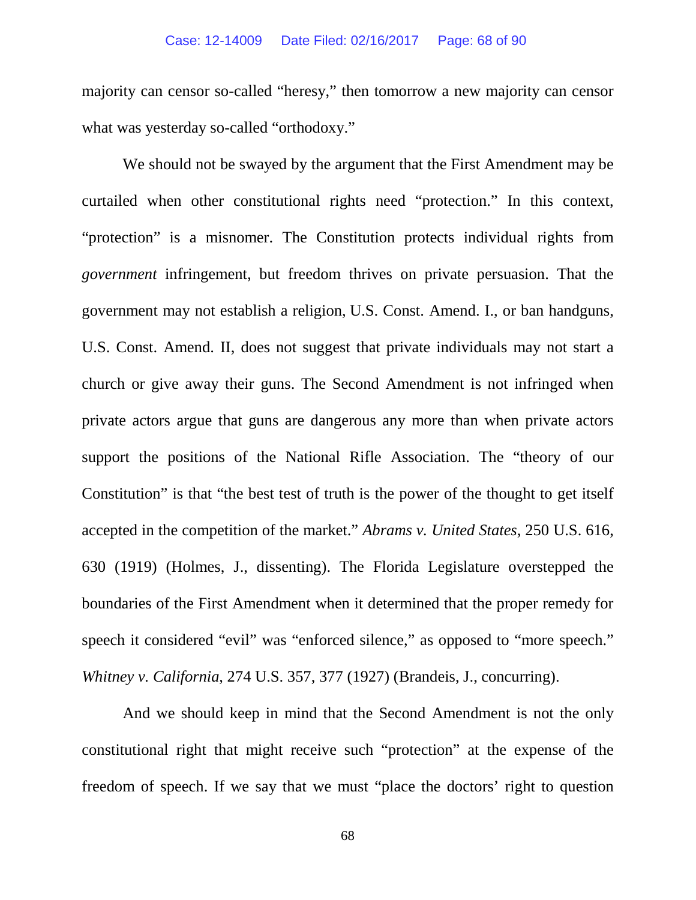majority can censor so-called "heresy," then tomorrow a new majority can censor what was yesterday so-called "orthodoxy."

We should not be swayed by the argument that the First Amendment may be curtailed when other constitutional rights need "protection." In this context, "protection" is a misnomer. The Constitution protects individual rights from *government* infringement, but freedom thrives on private persuasion. That the government may not establish a religion, U.S. Const. Amend. I., or ban handguns, U.S. Const. Amend. II, does not suggest that private individuals may not start a church or give away their guns. The Second Amendment is not infringed when private actors argue that guns are dangerous any more than when private actors support the positions of the National Rifle Association. The "theory of our Constitution" is that "the best test of truth is the power of the thought to get itself accepted in the competition of the market." *Abrams v. United States*, 250 U.S. 616, 630 (1919) (Holmes, J., dissenting). The Florida Legislature overstepped the boundaries of the First Amendment when it determined that the proper remedy for speech it considered "evil" was "enforced silence," as opposed to "more speech." *Whitney v. California*, 274 U.S. 357, 377 (1927) (Brandeis, J., concurring).

And we should keep in mind that the Second Amendment is not the only constitutional right that might receive such "protection" at the expense of the freedom of speech. If we say that we must "place the doctors' right to question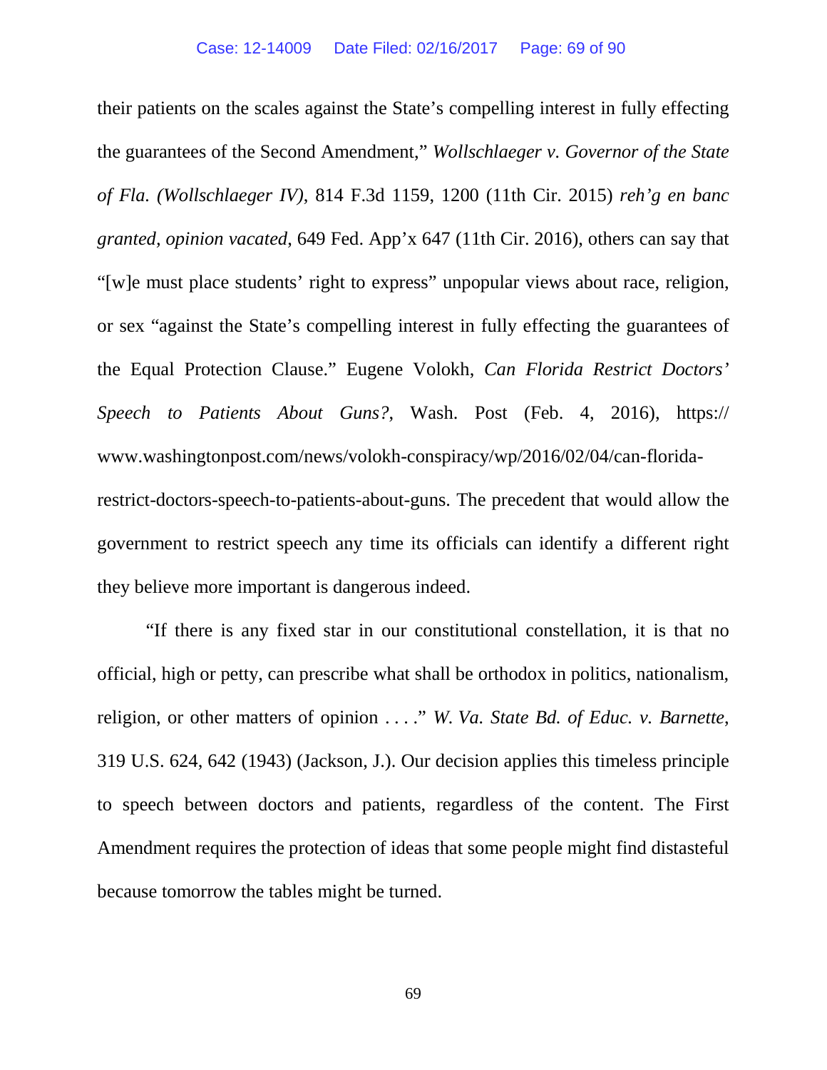their patients on the scales against the State's compelling interest in fully effecting the guarantees of the Second Amendment," *Wollschlaeger v. Governor of the State of Fla. (Wollschlaeger IV)*, 814 F.3d 1159, 1200 (11th Cir. 2015) *reh'g en banc granted, opinion vacated*, 649 Fed. App'x 647 (11th Cir. 2016), others can say that "[w]e must place students' right to express" unpopular views about race, religion, or sex "against the State's compelling interest in fully effecting the guarantees of the Equal Protection Clause." Eugene Volokh, *Can Florida Restrict Doctors' Speech to Patients About Guns?*, Wash. Post (Feb. 4, 2016), https://www.washingtonpost.com/news/volokh-conspiracy/wp/2016/02/04/can-florida-restrict-doctors-speech-to-patients-about-guns. The precedent that would allow the government to restrict speech any time its officials can identify a different right they believe more important is dangerous indeed.

"If there is any fixed star in our constitutional constellation, it is that no official, high or petty, can prescribe what shall be orthodox in politics, nationalism, religion, or other matters of opinion . . . ." *W. Va. State Bd. of Educ. v. Barnette*, 319 U.S. 624, 642 (1943) (Jackson, J.). Our decision applies this timeless principle to speech between doctors and patients, regardless of the content. The First Amendment requires the protection of ideas that some people might find distasteful because tomorrow the tables might be turned.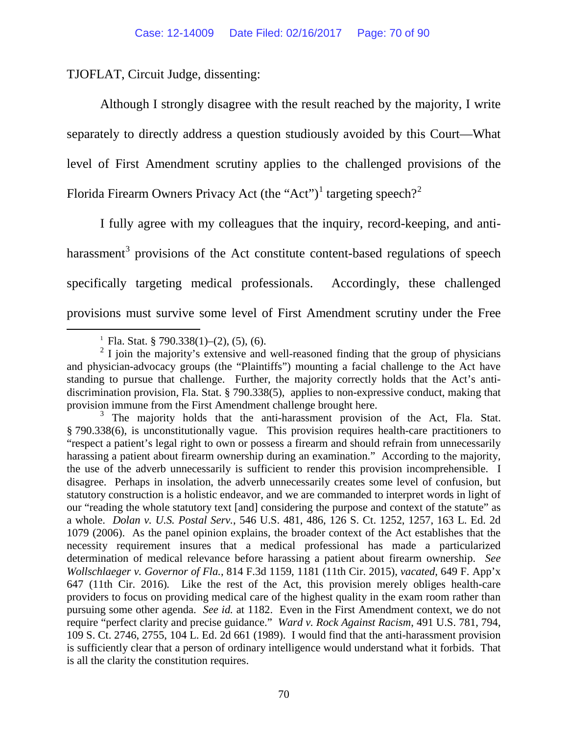TJOFLAT, Circuit Judge, dissenting:

Although I strongly disagree with the result reached by the majority, I write separately to directly address a question studiously avoided by this Court—What level of First Amendment scrutiny applies to the challenged provisions of the Florida Firearm Owners Privacy Act (the "Act")[1] targeting speech?[2]

I fully agree with my colleagues that the inquiry, record-keeping, and anti-harassment[3] provisions of the Act constitute content-based regulations of speech specifically targeting medical professionals. Accordingly, these challenged provisions must survive some level of First Amendment scrutiny under the Free

---

[1] Fla. Stat. § 790.338(1)–(2), (5), (6).

[2] I join the majority's extensive and well-reasoned finding that the group of physicians and physician-advocacy groups (the "Plaintiffs") mounting a facial challenge to the Act have standing to pursue that challenge. Further, the majority correctly holds that the Act's anti-discrimination provision, Fla. Stat. § 790.338(5), applies to non-expressive conduct, making that provision immune from the First Amendment challenge brought here.

[3] The majority holds that the anti-harassment provision of the Act, Fla. Stat. § 790.338(6), is unconstitutionally vague. This provision requires health-care practitioners to "respect a patient's legal right to own or possess a firearm and should refrain from unnecessarily harassing a patient about firearm ownership during an examination." According to the majority, the use of the adverb unnecessarily is sufficient to render this provision incomprehensible. I disagree. Perhaps in insolation, the adverb unnecessarily creates some level of confusion, but statutory construction is a holistic endeavor, and we are commanded to interpret words in light of our "reading the whole statutory text [and] considering the purpose and context of the statute" as a whole. *Dolan v. U.S. Postal Serv.*, 546 U.S. 481, 486, 126 S. Ct. 1252, 1257, 163 L. Ed. 2d 1079 (2006). As the panel opinion explains, the broader context of the Act establishes that the necessity requirement insures that a medical professional has made a particularized determination of medical relevance before harassing a patient about firearm ownership. *See Wollschlaeger v. Governor of Fla.*, 814 F.3d 1159, 1181 (11th Cir. 2015), *vacated*, 649 F. App'x 647 (11th Cir. 2016). Like the rest of the Act, this provision merely obliges health-care providers to focus on providing medical care of the highest quality in the exam room rather than pursuing some other agenda. *See id.* at 1182. Even in the First Amendment context, we do not require "perfect clarity and precise guidance." *Ward v. Rock Against Racism*, 491 U.S. 781, 794, 109 S. Ct. 2746, 2755, 104 L. Ed. 2d 661 (1989). I would find that the anti-harassment provision is sufficiently clear that a person of ordinary intelligence would understand what it forbids. That is all the clarity the constitution requires.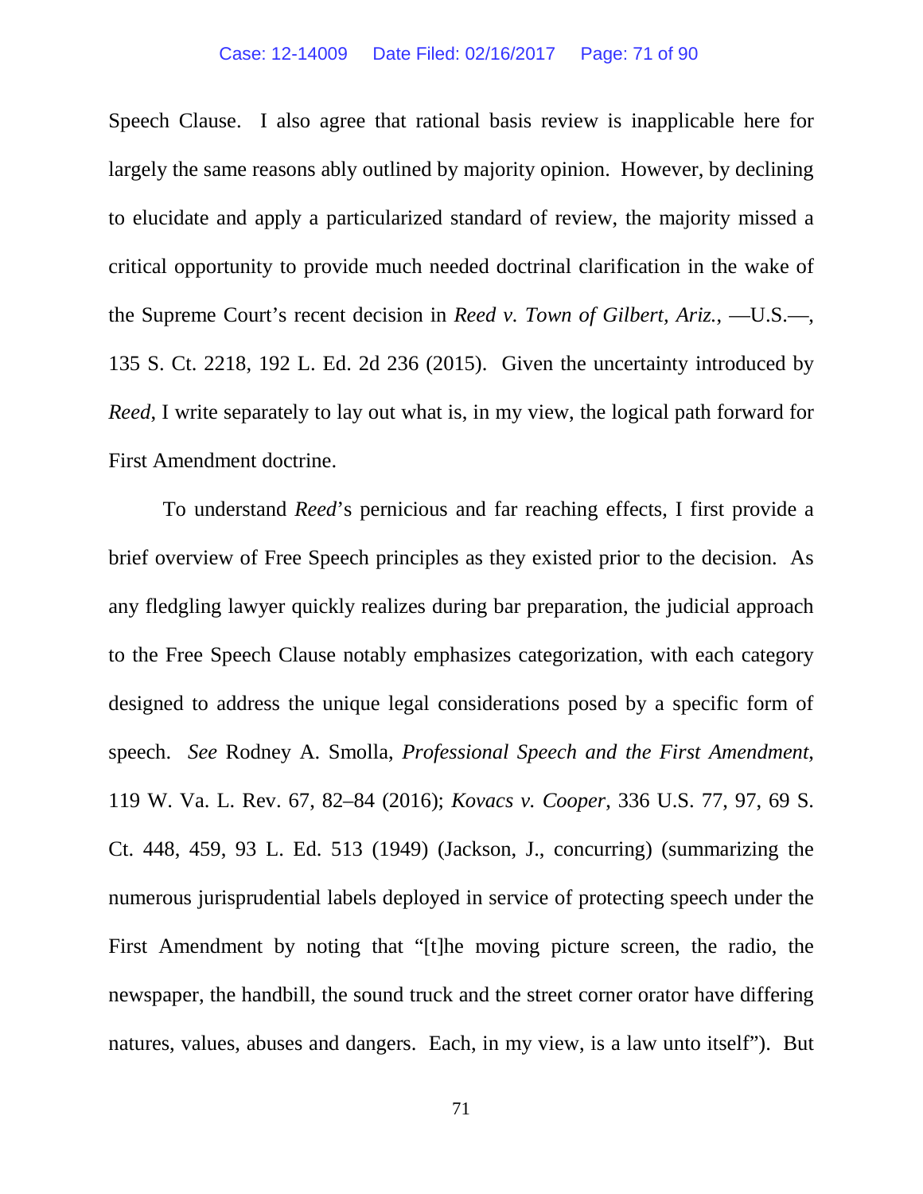Speech Clause. I also agree that rational basis review is inapplicable here for largely the same reasons ably outlined by majority opinion. However, by declining to elucidate and apply a particularized standard of review, the majority missed a critical opportunity to provide much needed doctrinal clarification in the wake of the Supreme Court's recent decision in *Reed v. Town of Gilbert, Ariz.*, —U.S.—, 135 S. Ct. 2218, 192 L. Ed. 2d 236 (2015). Given the uncertainty introduced by *Reed*, I write separately to lay out what is, in my view, the logical path forward for First Amendment doctrine.

To understand *Reed*'s pernicious and far reaching effects, I first provide a brief overview of Free Speech principles as they existed prior to the decision. As any fledgling lawyer quickly realizes during bar preparation, the judicial approach to the Free Speech Clause notably emphasizes categorization, with each category designed to address the unique legal considerations posed by a specific form of speech. *See* Rodney A. Smolla, *Professional Speech and the First Amendment*, 119 W. Va. L. Rev. 67, 82–84 (2016); *Kovacs v. Cooper*, 336 U.S. 77, 97, 69 S. Ct. 448, 459, 93 L. Ed. 513 (1949) (Jackson, J., concurring) (summarizing the numerous jurisprudential labels deployed in service of protecting speech under the First Amendment by noting that "[t]he moving picture screen, the radio, the newspaper, the handbill, the sound truck and the street corner orator have differing natures, values, abuses and dangers. Each, in my view, is a law unto itself"). But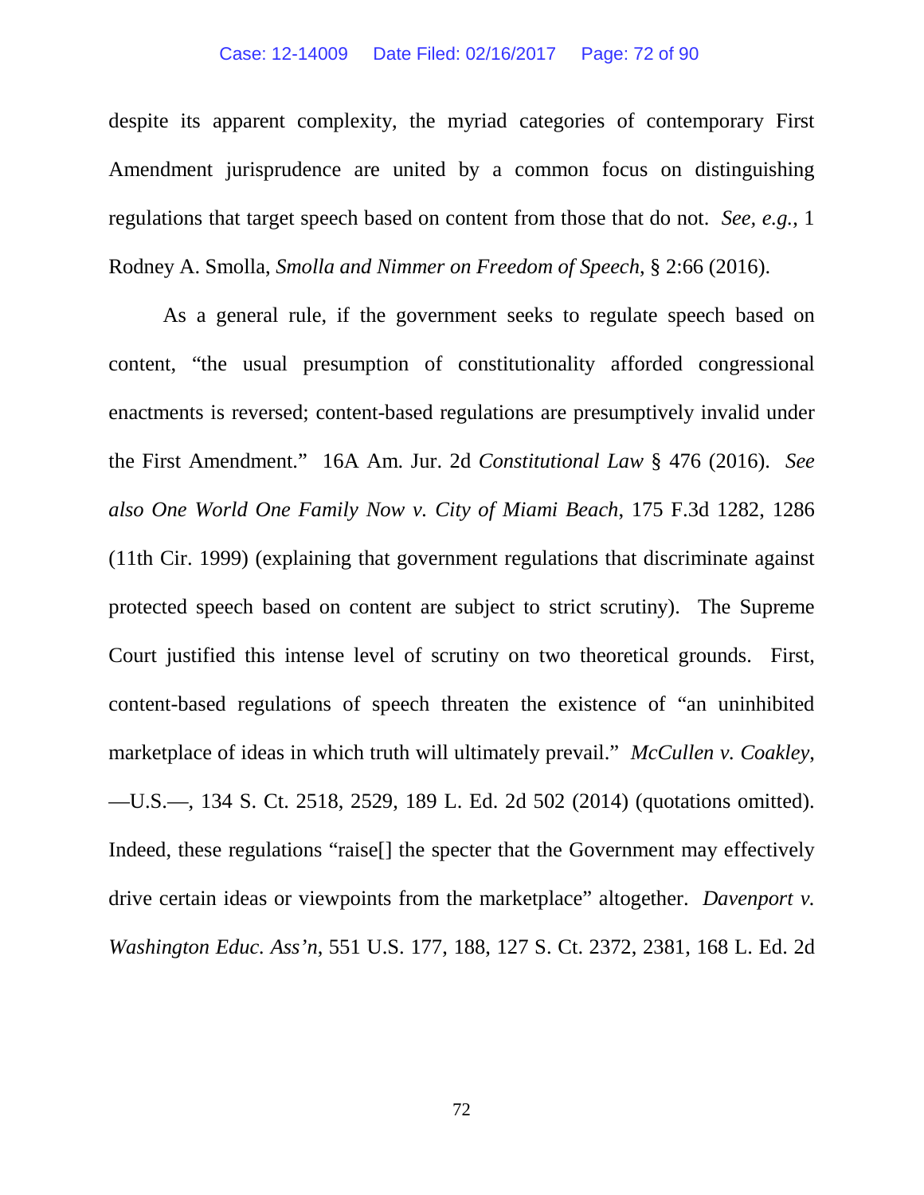despite its apparent complexity, the myriad categories of contemporary First Amendment jurisprudence are united by a common focus on distinguishing regulations that target speech based on content from those that do not. *See, e.g.*, 1 Rodney A. Smolla, *Smolla and Nimmer on Freedom of Speech*, § 2:66 (2016).

As a general rule, if the government seeks to regulate speech based on content, "the usual presumption of constitutionality afforded congressional enactments is reversed; content-based regulations are presumptively invalid under the First Amendment." 16A Am. Jur. 2d *Constitutional Law* § 476 (2016). *See also One World One Family Now v. City of Miami Beach*, 175 F.3d 1282, 1286 (11th Cir. 1999) (explaining that government regulations that discriminate against protected speech based on content are subject to strict scrutiny). The Supreme Court justified this intense level of scrutiny on two theoretical grounds. First, content-based regulations of speech threaten the existence of "an uninhibited marketplace of ideas in which truth will ultimately prevail." *McCullen v. Coakley*, —U.S.—, 134 S. Ct. 2518, 2529, 189 L. Ed. 2d 502 (2014) (quotations omitted). Indeed, these regulations "raise[] the specter that the Government may effectively drive certain ideas or viewpoints from the marketplace" altogether. *Davenport v. Washington Educ. Ass'n*, 551 U.S. 177, 188, 127 S. Ct. 2372, 2381, 168 L. Ed. 2d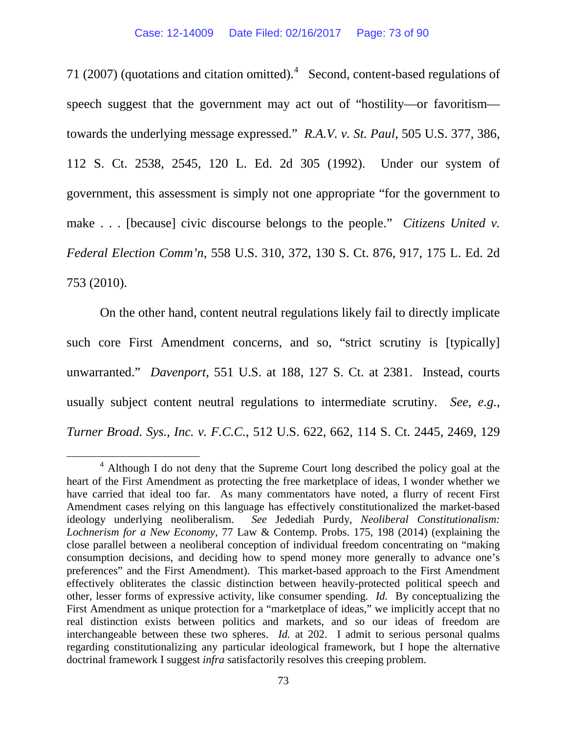71 (2007) (quotations and citation omitted).[4] Second, content-based regulations of speech suggest that the government may act out of "hostility—or favoritism—towards the underlying message expressed." *R.A.V. v. St. Paul*, 505 U.S. 377, 386, 112 S. Ct. 2538, 2545, 120 L. Ed. 2d 305 (1992). Under our system of government, this assessment is simply not one appropriate "for the government to make . . . [because] civic discourse belongs to the people." *Citizens United v. Federal Election Comm'n*, 558 U.S. 310, 372, 130 S. Ct. 876, 917, 175 L. Ed. 2d 753 (2010).

On the other hand, content neutral regulations likely fail to directly implicate such core First Amendment concerns, and so, "strict scrutiny is [typically] unwarranted." *Davenport*, 551 U.S. at 188, 127 S. Ct. at 2381. Instead, courts usually subject content neutral regulations to intermediate scrutiny. *See, e.g.*, *Turner Broad. Sys., Inc. v. F.C.C.*, 512 U.S. 622, 662, 114 S. Ct. 2445, 2469, 129

---

[4] Although I do not deny that the Supreme Court long described the policy goal at the heart of the First Amendment as protecting the free marketplace of ideas, I wonder whether we have carried that ideal too far. As many commentators have noted, a flurry of recent First Amendment cases relying on this language has effectively constitutionalized the market-based ideology underlying neoliberalism. *See* Jedediah Purdy, *Neoliberal Constitutionalism: Lochnerism for a New Economy*, 77 Law & Contemp. Probs. 175, 198 (2014) (explaining the close parallel between a neoliberal conception of individual freedom concentrating on "making consumption decisions, and deciding how to spend money more generally to advance one's preferences" and the First Amendment). This market-based approach to the First Amendment effectively obliterates the classic distinction between heavily-protected political speech and other, lesser forms of expressive activity, like consumer spending. *Id.* By conceptualizing the First Amendment as unique protection for a "marketplace of ideas," we implicitly accept that no real distinction exists between politics and markets, and so our ideas of freedom are interchangeable between these two spheres. *Id.* at 202. I admit to serious personal qualms regarding constitutionalizing any particular ideological framework, but I hope the alternative doctrinal framework I suggest *infra* satisfactorily resolves this creeping problem.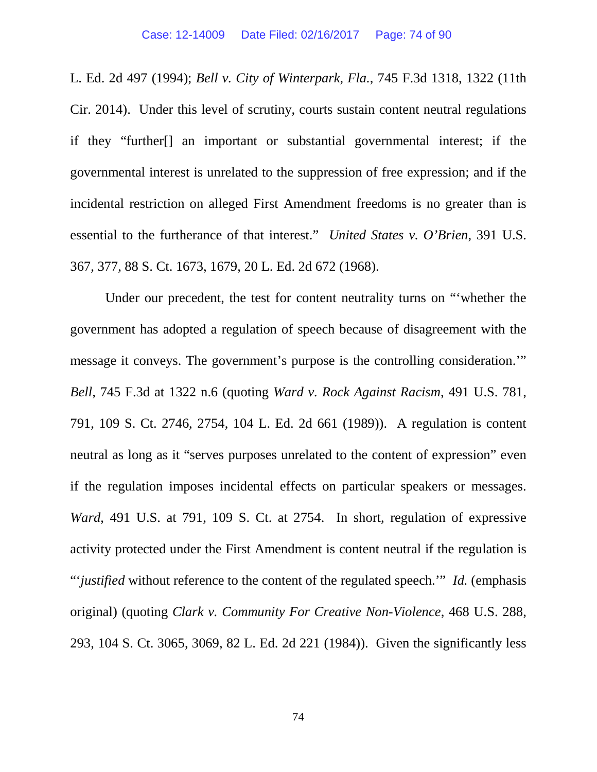L. Ed. 2d 497 (1994); *Bell v. City of Winterpark, Fla.*, 745 F.3d 1318, 1322 (11th Cir. 2014). Under this level of scrutiny, courts sustain content neutral regulations if they "further[] an important or substantial governmental interest; if the governmental interest is unrelated to the suppression of free expression; and if the incidental restriction on alleged First Amendment freedoms is no greater than is essential to the furtherance of that interest." *United States v. O'Brien*, 391 U.S. 367, 377, 88 S. Ct. 1673, 1679, 20 L. Ed. 2d 672 (1968).

Under our precedent, the test for content neutrality turns on "'whether the government has adopted a regulation of speech because of disagreement with the message it conveys. The government's purpose is the controlling consideration.'" *Bell*, 745 F.3d at 1322 n.6 (quoting *Ward v. Rock Against Racism*, 491 U.S. 781, 791, 109 S. Ct. 2746, 2754, 104 L. Ed. 2d 661 (1989)). A regulation is content neutral as long as it "serves purposes unrelated to the content of expression" even if the regulation imposes incidental effects on particular speakers or messages. *Ward*, 491 U.S. at 791, 109 S. Ct. at 2754. In short, regulation of expressive activity protected under the First Amendment is content neutral if the regulation is "'*justified* without reference to the content of the regulated speech.'" *Id.* (emphasis original) (quoting *Clark v. Community For Creative Non-Violence*, 468 U.S. 288, 293, 104 S. Ct. 3065, 3069, 82 L. Ed. 2d 221 (1984)). Given the significantly less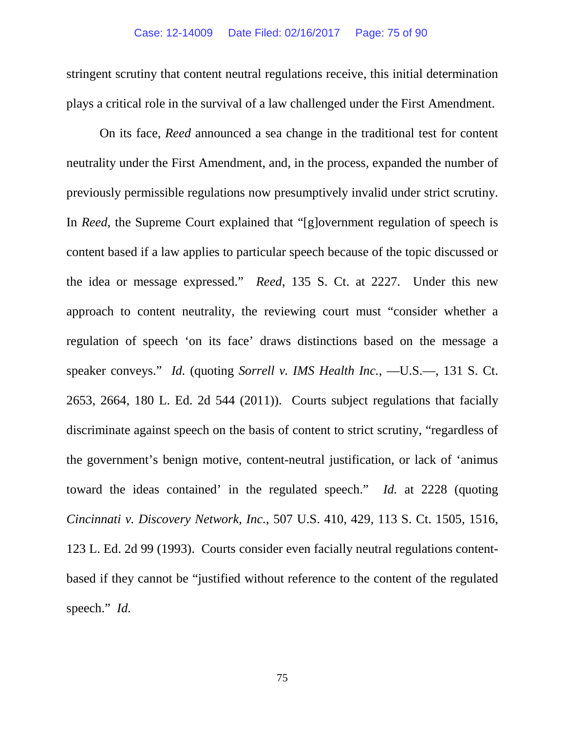stringent scrutiny that content neutral regulations receive, this initial determination plays a critical role in the survival of a law challenged under the First Amendment.

On its face, *Reed* announced a sea change in the traditional test for content neutrality under the First Amendment, and, in the process, expanded the number of previously permissible regulations now presumptively invalid under strict scrutiny. In *Reed*, the Supreme Court explained that "[g]overnment regulation of speech is content based if a law applies to particular speech because of the topic discussed or the idea or message expressed." *Reed*, 135 S. Ct. at 2227. Under this new approach to content neutrality, the reviewing court must "consider whether a regulation of speech 'on its face' draws distinctions based on the message a speaker conveys." *Id.* (quoting *Sorrell v. IMS Health Inc.*, —U.S.—, 131 S. Ct. 2653, 2664, 180 L. Ed. 2d 544 (2011)). Courts subject regulations that facially discriminate against speech on the basis of content to strict scrutiny, "regardless of the government's benign motive, content-neutral justification, or lack of 'animus toward the ideas contained' in the regulated speech." *Id.* at 2228 (quoting *Cincinnati v. Discovery Network*, *Inc*., 507 U.S. 410, 429, 113 S. Ct. 1505, 1516, 123 L. Ed. 2d 99 (1993). Courts consider even facially neutral regulations content-based if they cannot be "justified without reference to the content of the regulated speech." *Id.*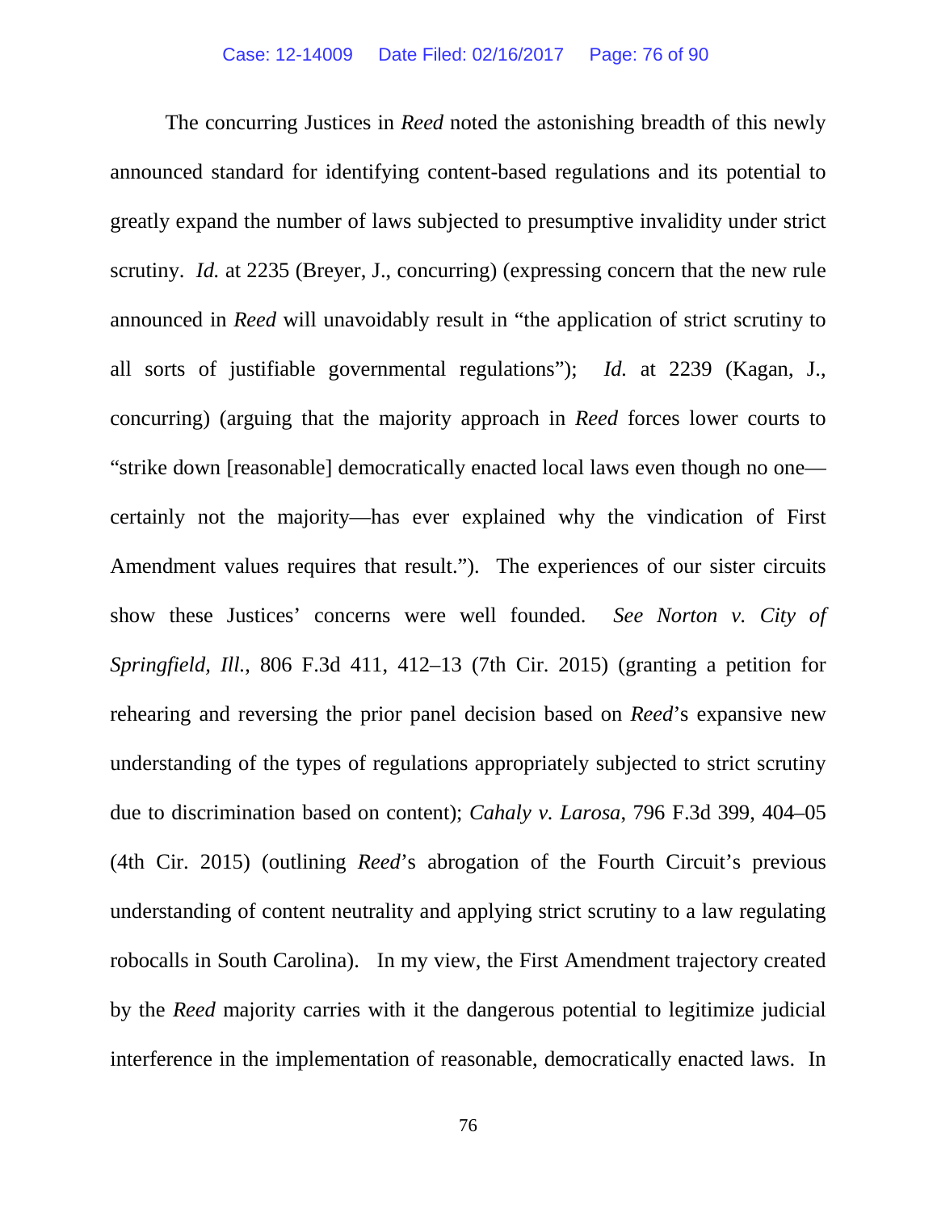The concurring Justices in *Reed* noted the astonishing breadth of this newly announced standard for identifying content-based regulations and its potential to greatly expand the number of laws subjected to presumptive invalidity under strict scrutiny. *Id.* at 2235 (Breyer, J., concurring) (expressing concern that the new rule announced in *Reed* will unavoidably result in "the application of strict scrutiny to all sorts of justifiable governmental regulations"); *Id.* at 2239 (Kagan, J., concurring) (arguing that the majority approach in *Reed* forces lower courts to "strike down [reasonable] democratically enacted local laws even though no one—certainly not the majority—has ever explained why the vindication of First Amendment values requires that result."). The experiences of our sister circuits show these Justices' concerns were well founded. *See Norton v. City of Springfield, Ill.*, 806 F.3d 411, 412–13 (7th Cir. 2015) (granting a petition for rehearing and reversing the prior panel decision based on *Reed*'s expansive new understanding of the types of regulations appropriately subjected to strict scrutiny due to discrimination based on content); *Cahaly v. Larosa*, 796 F.3d 399, 404–05 (4th Cir. 2015) (outlining *Reed*'s abrogation of the Fourth Circuit's previous understanding of content neutrality and applying strict scrutiny to a law regulating robocalls in South Carolina). In my view, the First Amendment trajectory created by the *Reed* majority carries with it the dangerous potential to legitimize judicial interference in the implementation of reasonable, democratically enacted laws. In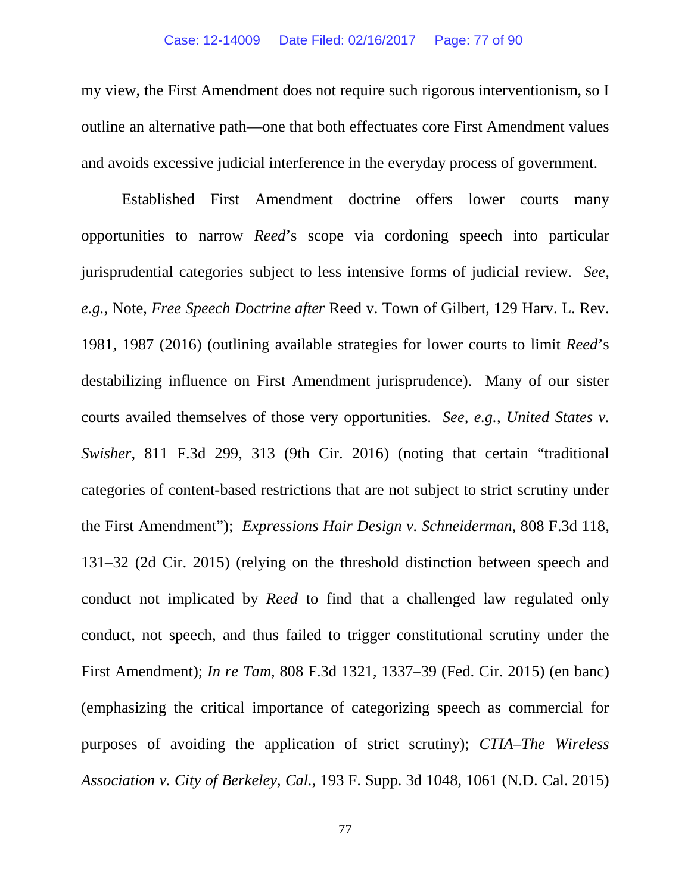my view, the First Amendment does not require such rigorous interventionism, so I outline an alternative path—one that both effectuates core First Amendment values and avoids excessive judicial interference in the everyday process of government.

Established First Amendment doctrine offers lower courts many opportunities to narrow *Reed*'s scope via cordoning speech into particular jurisprudential categories subject to less intensive forms of judicial review. *See, e.g.*, Note, *Free Speech Doctrine after* Reed v. Town of Gilbert, 129 Harv. L. Rev. 1981, 1987 (2016) (outlining available strategies for lower courts to limit *Reed*'s destabilizing influence on First Amendment jurisprudence). Many of our sister courts availed themselves of those very opportunities. *See, e.g.*, *United States v. Swisher*, 811 F.3d 299, 313 (9th Cir. 2016) (noting that certain "traditional categories of content-based restrictions that are not subject to strict scrutiny under the First Amendment"); *Expressions Hair Design v. Schneiderman*, 808 F.3d 118, 131–32 (2d Cir. 2015) (relying on the threshold distinction between speech and conduct not implicated by *Reed* to find that a challenged law regulated only conduct, not speech, and thus failed to trigger constitutional scrutiny under the First Amendment); *In re Tam*, 808 F.3d 1321, 1337–39 (Fed. Cir. 2015) (en banc) (emphasizing the critical importance of categorizing speech as commercial for purposes of avoiding the application of strict scrutiny); *CTIA–The Wireless Association v. City of Berkeley, Cal.*, 193 F. Supp. 3d 1048, 1061 (N.D. Cal. 2015)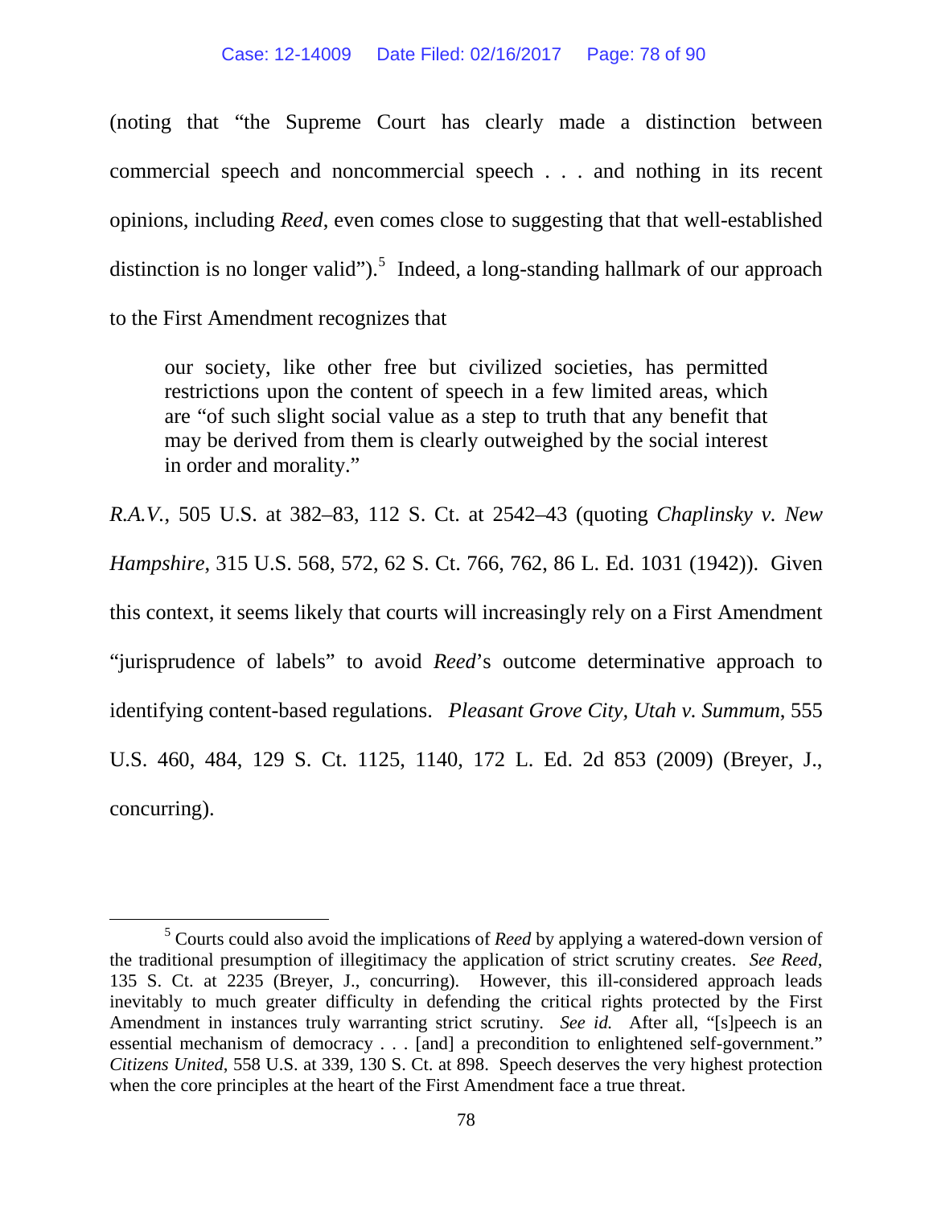(noting that "the Supreme Court has clearly made a distinction between commercial speech and noncommercial speech . . . and nothing in its recent opinions, including *Reed*, even comes close to suggesting that that well-established distinction is no longer valid").[5] Indeed, a long-standing hallmark of our approach to the First Amendment recognizes that

> our society, like other free but civilized societies, has permitted restrictions upon the content of speech in a few limited areas, which are "of such slight social value as a step to truth that any benefit that may be derived from them is clearly outweighed by the social interest in order and morality."

*R.A.V.*, 505 U.S. at 382–83, 112 S. Ct. at 2542–43 (quoting *Chaplinsky v. New Hampshire*, 315 U.S. 568, 572, 62 S. Ct. 766, 762, 86 L. Ed. 1031 (1942)). Given this context, it seems likely that courts will increasingly rely on a First Amendment "jurisprudence of labels" to avoid *Reed*'s outcome determinative approach to identifying content-based regulations. *Pleasant Grove City, Utah v. Summum*, 555 U.S. 460, 484, 129 S. Ct. 1125, 1140, 172 L. Ed. 2d 853 (2009) (Breyer, J., concurring).

---

[5] Courts could also avoid the implications of *Reed* by applying a watered-down version of the traditional presumption of illegitimacy the application of strict scrutiny creates. *See Reed*, 135 S. Ct. at 2235 (Breyer, J., concurring). However, this ill-considered approach leads inevitably to much greater difficulty in defending the critical rights protected by the First Amendment in instances truly warranting strict scrutiny. *See id.* After all, "[s]peech is an essential mechanism of democracy . . . [and] a precondition to enlightened self-government." *Citizens United*, 558 U.S. at 339, 130 S. Ct. at 898. Speech deserves the very highest protection when the core principles at the heart of the First Amendment face a true threat.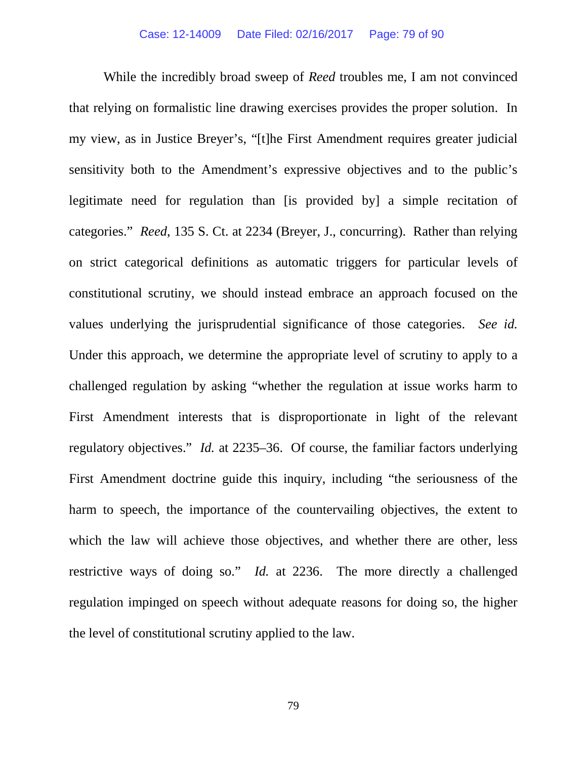While the incredibly broad sweep of *Reed* troubles me, I am not convinced that relying on formalistic line drawing exercises provides the proper solution. In my view, as in Justice Breyer's, "[t]he First Amendment requires greater judicial sensitivity both to the Amendment's expressive objectives and to the public's legitimate need for regulation than [is provided by] a simple recitation of categories." *Reed*, 135 S. Ct. at 2234 (Breyer, J., concurring). Rather than relying on strict categorical definitions as automatic triggers for particular levels of constitutional scrutiny, we should instead embrace an approach focused on the values underlying the jurisprudential significance of those categories. *See id.* Under this approach, we determine the appropriate level of scrutiny to apply to a challenged regulation by asking "whether the regulation at issue works harm to First Amendment interests that is disproportionate in light of the relevant regulatory objectives." *Id.* at 2235–36. Of course, the familiar factors underlying First Amendment doctrine guide this inquiry, including "the seriousness of the harm to speech, the importance of the countervailing objectives, the extent to which the law will achieve those objectives, and whether there are other, less restrictive ways of doing so." *Id.* at 2236. The more directly a challenged regulation impinged on speech without adequate reasons for doing so, the higher the level of constitutional scrutiny applied to the law.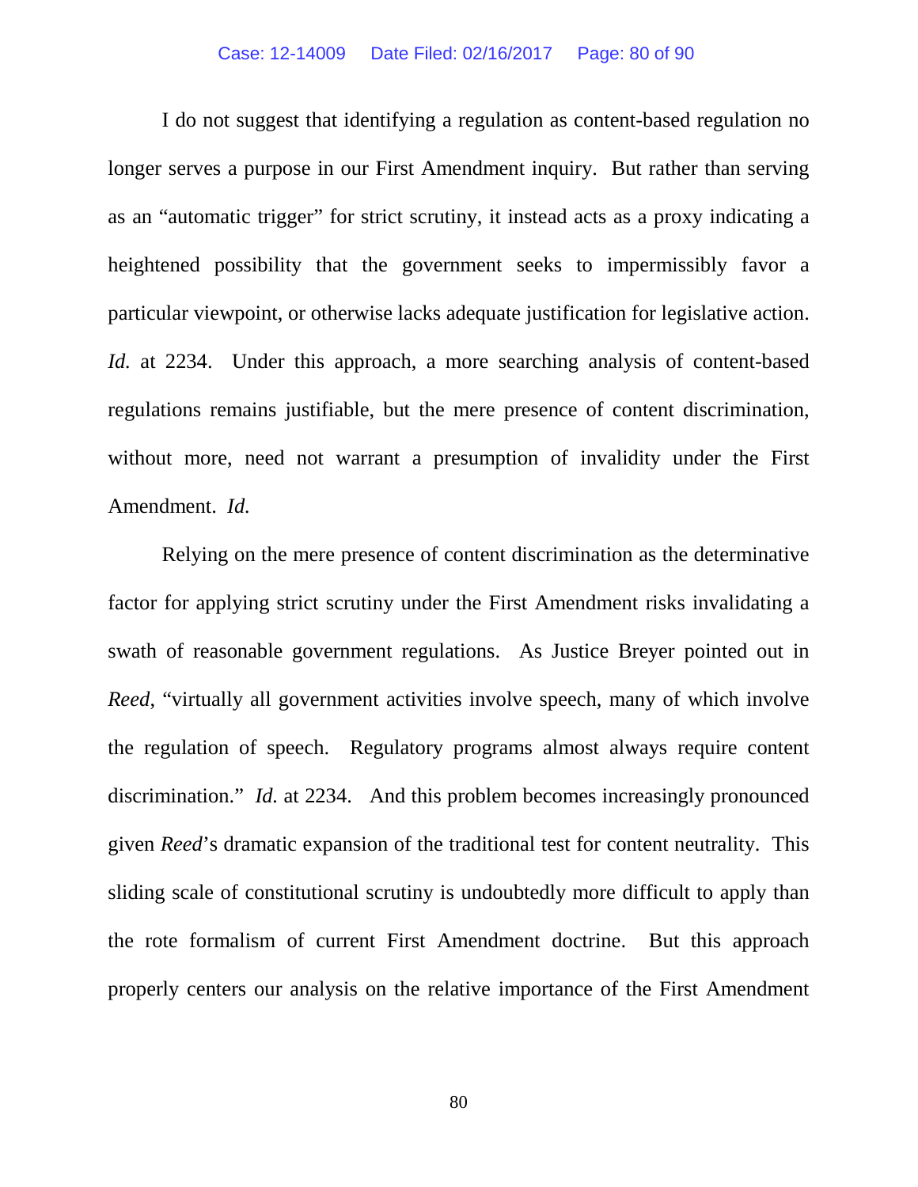I do not suggest that identifying a regulation as content-based regulation no longer serves a purpose in our First Amendment inquiry. But rather than serving as an "automatic trigger" for strict scrutiny, it instead acts as a proxy indicating a heightened possibility that the government seeks to impermissibly favor a particular viewpoint, or otherwise lacks adequate justification for legislative action. *Id.* at 2234. Under this approach, a more searching analysis of content-based regulations remains justifiable, but the mere presence of content discrimination, without more, need not warrant a presumption of invalidity under the First Amendment. *Id.*

Relying on the mere presence of content discrimination as the determinative factor for applying strict scrutiny under the First Amendment risks invalidating a swath of reasonable government regulations. As Justice Breyer pointed out in *Reed*, "virtually all government activities involve speech, many of which involve the regulation of speech. Regulatory programs almost always require content discrimination." *Id.* at 2234. And this problem becomes increasingly pronounced given *Reed*'s dramatic expansion of the traditional test for content neutrality. This sliding scale of constitutional scrutiny is undoubtedly more difficult to apply than the rote formalism of current First Amendment doctrine. But this approach properly centers our analysis on the relative importance of the First Amendment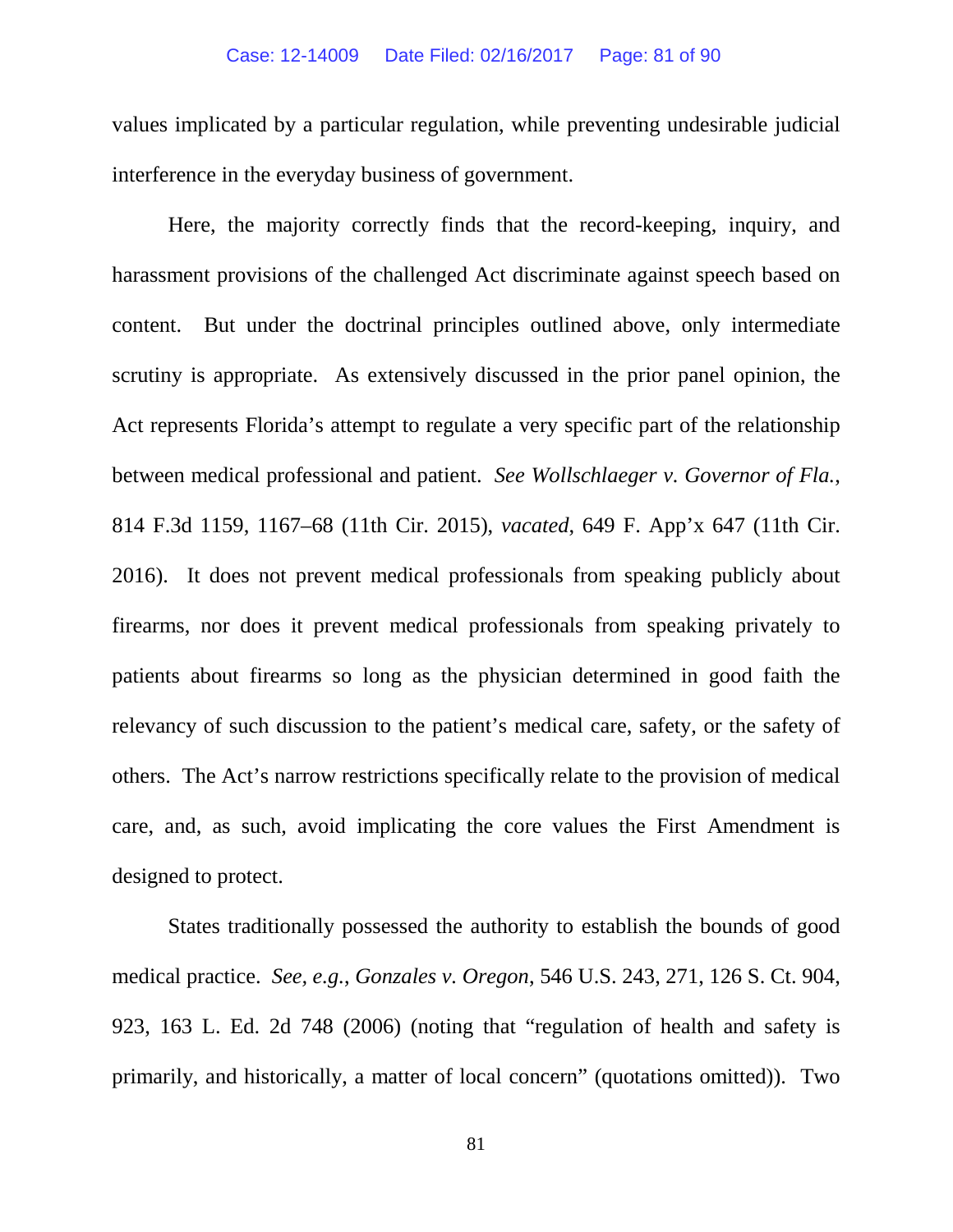values implicated by a particular regulation, while preventing undesirable judicial interference in the everyday business of government.

Here, the majority correctly finds that the record-keeping, inquiry, and harassment provisions of the challenged Act discriminate against speech based on content. But under the doctrinal principles outlined above, only intermediate scrutiny is appropriate. As extensively discussed in the prior panel opinion, the Act represents Florida's attempt to regulate a very specific part of the relationship between medical professional and patient. *See Wollschlaeger v. Governor of Fla.*, 814 F.3d 1159, 1167–68 (11th Cir. 2015), *vacated*, 649 F. App'x 647 (11th Cir. 2016). It does not prevent medical professionals from speaking publicly about firearms, nor does it prevent medical professionals from speaking privately to patients about firearms so long as the physician determined in good faith the relevancy of such discussion to the patient's medical care, safety, or the safety of others. The Act's narrow restrictions specifically relate to the provision of medical care, and, as such, avoid implicating the core values the First Amendment is designed to protect.

States traditionally possessed the authority to establish the bounds of good medical practice. *See, e.g.*, *Gonzales v. Oregon*, 546 U.S. 243, 271, 126 S. Ct. 904, 923, 163 L. Ed. 2d 748 (2006) (noting that "regulation of health and safety is primarily, and historically, a matter of local concern" (quotations omitted)). Two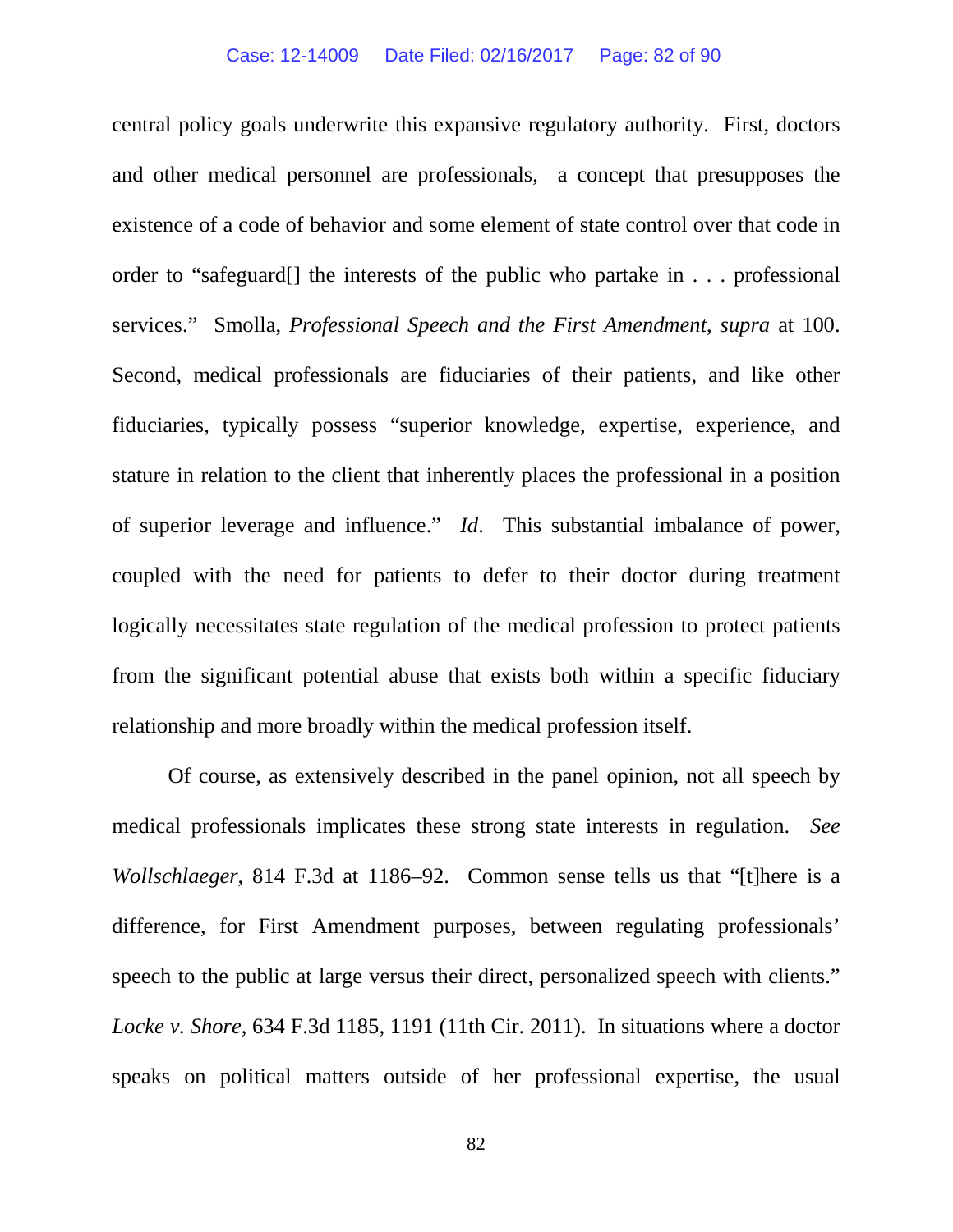central policy goals underwrite this expansive regulatory authority. First, doctors and other medical personnel are professionals, a concept that presupposes the existence of a code of behavior and some element of state control over that code in order to "safeguard[] the interests of the public who partake in . . . professional services." Smolla, *Professional Speech and the First Amendment*, *supra* at 100. Second, medical professionals are fiduciaries of their patients, and like other fiduciaries, typically possess "superior knowledge, expertise, experience, and stature in relation to the client that inherently places the professional in a position of superior leverage and influence." *Id*. This substantial imbalance of power, coupled with the need for patients to defer to their doctor during treatment logically necessitates state regulation of the medical profession to protect patients from the significant potential abuse that exists both within a specific fiduciary relationship and more broadly within the medical profession itself.

Of course, as extensively described in the panel opinion, not all speech by medical professionals implicates these strong state interests in regulation. *See Wollschlaeger*, 814 F.3d at 1186–92. Common sense tells us that "[t]here is a difference, for First Amendment purposes, between regulating professionals' speech to the public at large versus their direct, personalized speech with clients." *Locke v. Shore*, 634 F.3d 1185, 1191 (11th Cir. 2011). In situations where a doctor speaks on political matters outside of her professional expertise, the usual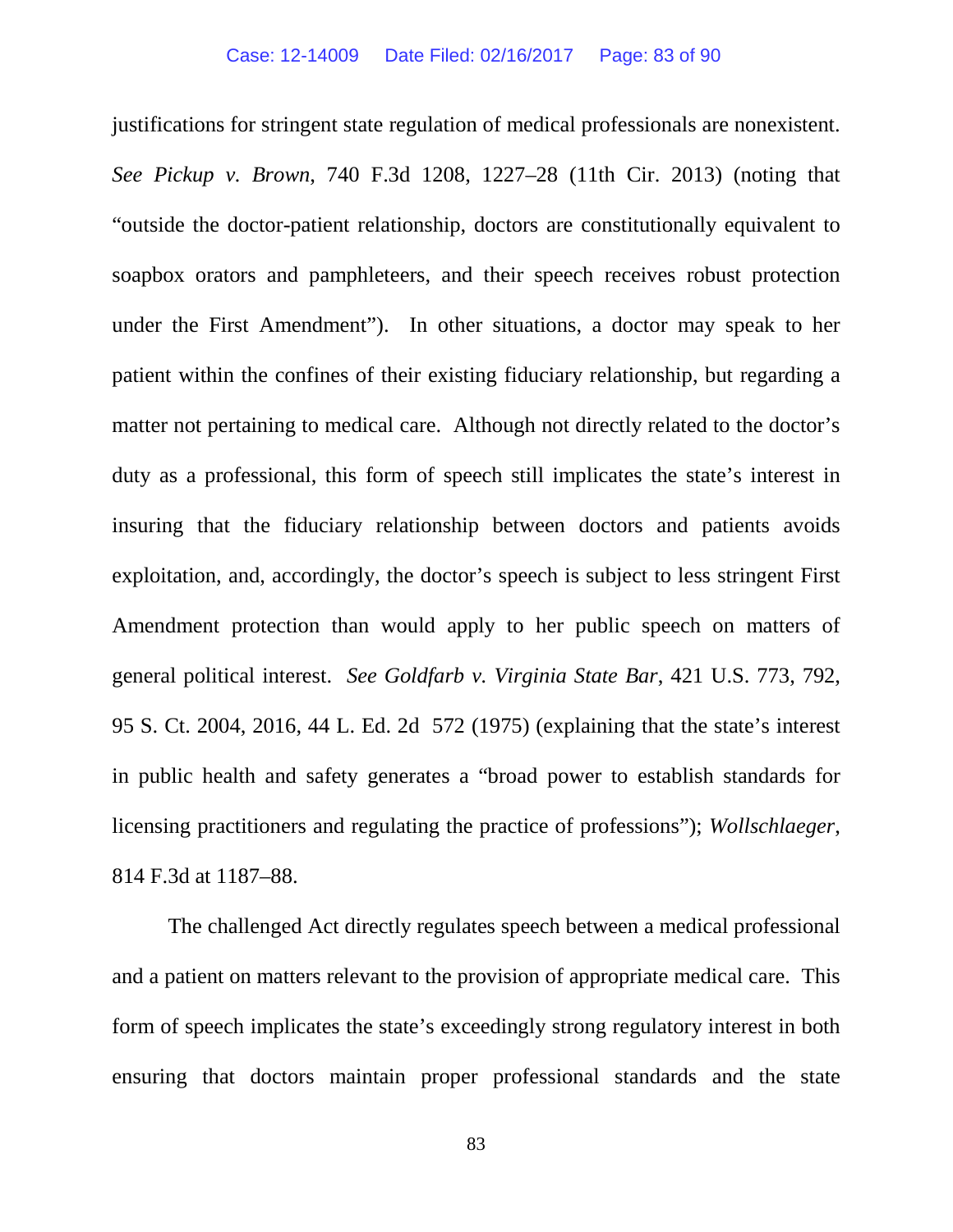justifications for stringent state regulation of medical professionals are nonexistent. *See Pickup v. Brown*, 740 F.3d 1208, 1227–28 (11th Cir. 2013) (noting that "outside the doctor-patient relationship, doctors are constitutionally equivalent to soapbox orators and pamphleteers, and their speech receives robust protection under the First Amendment"). In other situations, a doctor may speak to her patient within the confines of their existing fiduciary relationship, but regarding a matter not pertaining to medical care. Although not directly related to the doctor's duty as a professional, this form of speech still implicates the state's interest in insuring that the fiduciary relationship between doctors and patients avoids exploitation, and, accordingly, the doctor's speech is subject to less stringent First Amendment protection than would apply to her public speech on matters of general political interest. *See Goldfarb v. Virginia State Bar*, 421 U.S. 773, 792, 95 S. Ct. 2004, 2016, 44 L. Ed. 2d 572 (1975) (explaining that the state's interest in public health and safety generates a "broad power to establish standards for licensing practitioners and regulating the practice of professions"); *Wollschlaeger*, 814 F.3d at 1187–88.

The challenged Act directly regulates speech between a medical professional and a patient on matters relevant to the provision of appropriate medical care. This form of speech implicates the state's exceedingly strong regulatory interest in both ensuring that doctors maintain proper professional standards and the state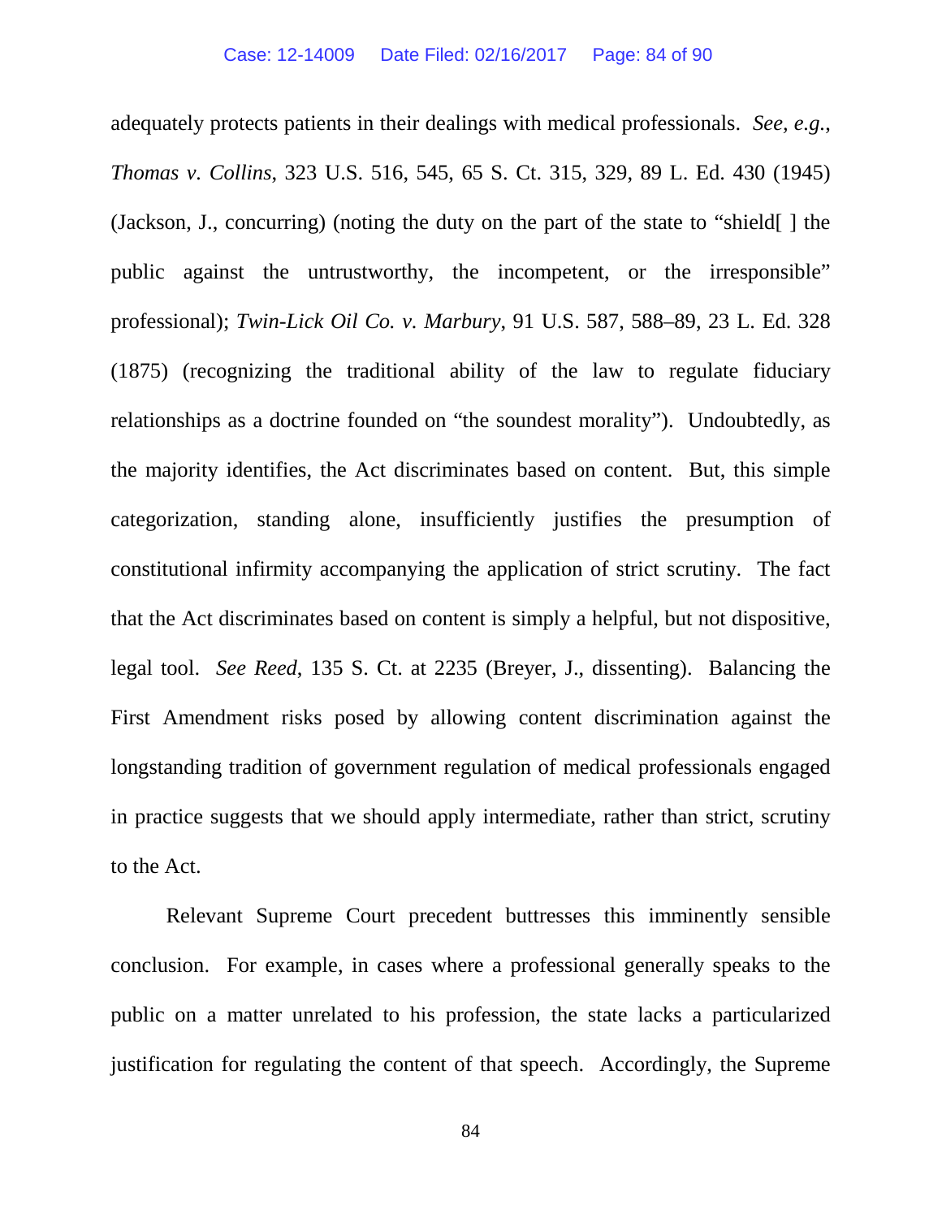adequately protects patients in their dealings with medical professionals. *See, e.g.*, *Thomas v. Collins*, 323 U.S. 516, 545, 65 S. Ct. 315, 329, 89 L. Ed. 430 (1945) (Jackson, J., concurring) (noting the duty on the part of the state to "shield[ ] the public against the untrustworthy, the incompetent, or the irresponsible" professional); *Twin-Lick Oil Co. v. Marbury*, 91 U.S. 587, 588–89, 23 L. Ed. 328 (1875) (recognizing the traditional ability of the law to regulate fiduciary relationships as a doctrine founded on "the soundest morality"). Undoubtedly, as the majority identifies, the Act discriminates based on content. But, this simple categorization, standing alone, insufficiently justifies the presumption of constitutional infirmity accompanying the application of strict scrutiny. The fact that the Act discriminates based on content is simply a helpful, but not dispositive, legal tool. *See Reed*, 135 S. Ct. at 2235 (Breyer, J., dissenting). Balancing the First Amendment risks posed by allowing content discrimination against the longstanding tradition of government regulation of medical professionals engaged in practice suggests that we should apply intermediate, rather than strict, scrutiny to the Act.

Relevant Supreme Court precedent buttresses this imminently sensible conclusion. For example, in cases where a professional generally speaks to the public on a matter unrelated to his profession, the state lacks a particularized justification for regulating the content of that speech. Accordingly, the Supreme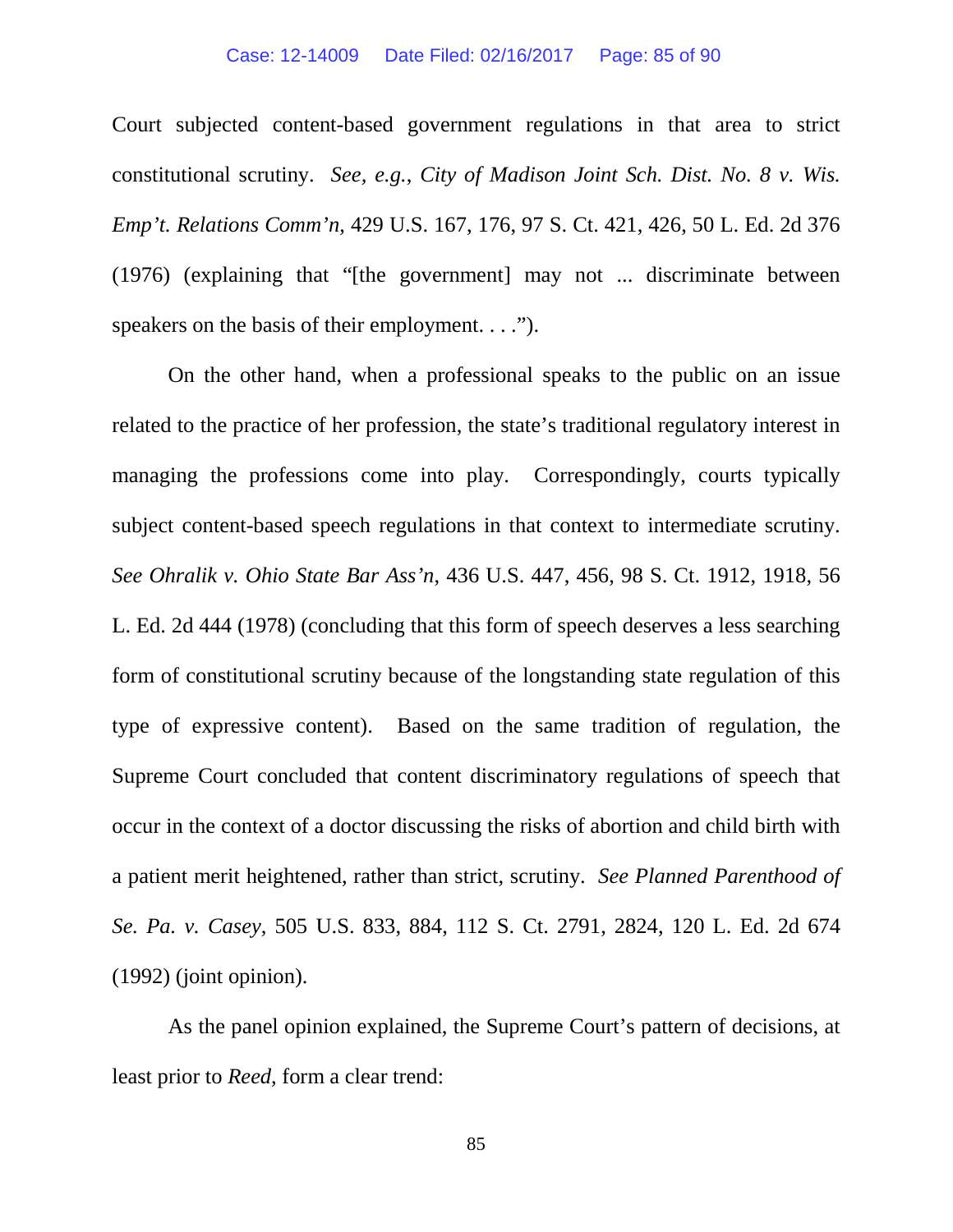Court subjected content-based government regulations in that area to strict constitutional scrutiny. *See, e.g.*, *City of Madison Joint Sch. Dist. No. 8 v. Wis. Emp't. Relations Comm'n*, 429 U.S. 167, 176, 97 S. Ct. 421, 426, 50 L. Ed. 2d 376 (1976) (explaining that "[the government] may not ... discriminate between speakers on the basis of their employment. . . .").

On the other hand, when a professional speaks to the public on an issue related to the practice of her profession, the state's traditional regulatory interest in managing the professions come into play. Correspondingly, courts typically subject content-based speech regulations in that context to intermediate scrutiny. *See Ohralik v. Ohio State Bar Ass'n*, 436 U.S. 447, 456, 98 S. Ct. 1912, 1918, 56 L. Ed. 2d 444 (1978) (concluding that this form of speech deserves a less searching form of constitutional scrutiny because of the longstanding state regulation of this type of expressive content). Based on the same tradition of regulation, the Supreme Court concluded that content discriminatory regulations of speech that occur in the context of a doctor discussing the risks of abortion and child birth with a patient merit heightened, rather than strict, scrutiny. *See Planned Parenthood of Se. Pa. v. Casey*, 505 U.S. 833, 884, 112 S. Ct. 2791, 2824, 120 L. Ed. 2d 674 (1992) (joint opinion).

As the panel opinion explained, the Supreme Court's pattern of decisions, at least prior to *Reed*, form a clear trend: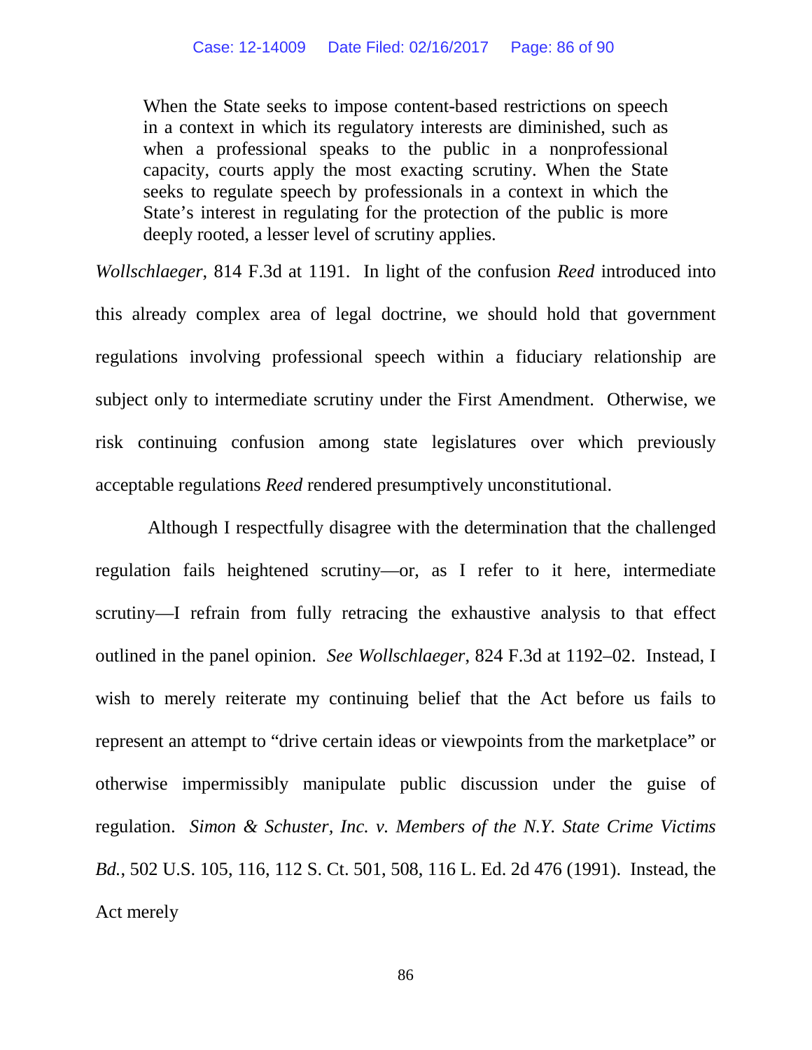> When the State seeks to impose content-based restrictions on speech in a context in which its regulatory interests are diminished, such as when a professional speaks to the public in a nonprofessional capacity, courts apply the most exacting scrutiny. When the State seeks to regulate speech by professionals in a context in which the State's interest in regulating for the protection of the public is more deeply rooted, a lesser level of scrutiny applies.

*Wollschlaeger*, 814 F.3d at 1191. In light of the confusion *Reed* introduced into this already complex area of legal doctrine, we should hold that government regulations involving professional speech within a fiduciary relationship are subject only to intermediate scrutiny under the First Amendment. Otherwise, we risk continuing confusion among state legislatures over which previously acceptable regulations *Reed* rendered presumptively unconstitutional.

Although I respectfully disagree with the determination that the challenged regulation fails heightened scrutiny—or, as I refer to it here, intermediate scrutiny—I refrain from fully retracing the exhaustive analysis to that effect outlined in the panel opinion. *See Wollschlaeger*, 824 F.3d at 1192–02. Instead, I wish to merely reiterate my continuing belief that the Act before us fails to represent an attempt to "drive certain ideas or viewpoints from the marketplace" or otherwise impermissibly manipulate public discussion under the guise of regulation. *Simon & Schuster, Inc. v. Members of the N.Y. State Crime Victims Bd.*, 502 U.S. 105, 116, 112 S. Ct. 501, 508, 116 L. Ed. 2d 476 (1991). Instead, the Act merely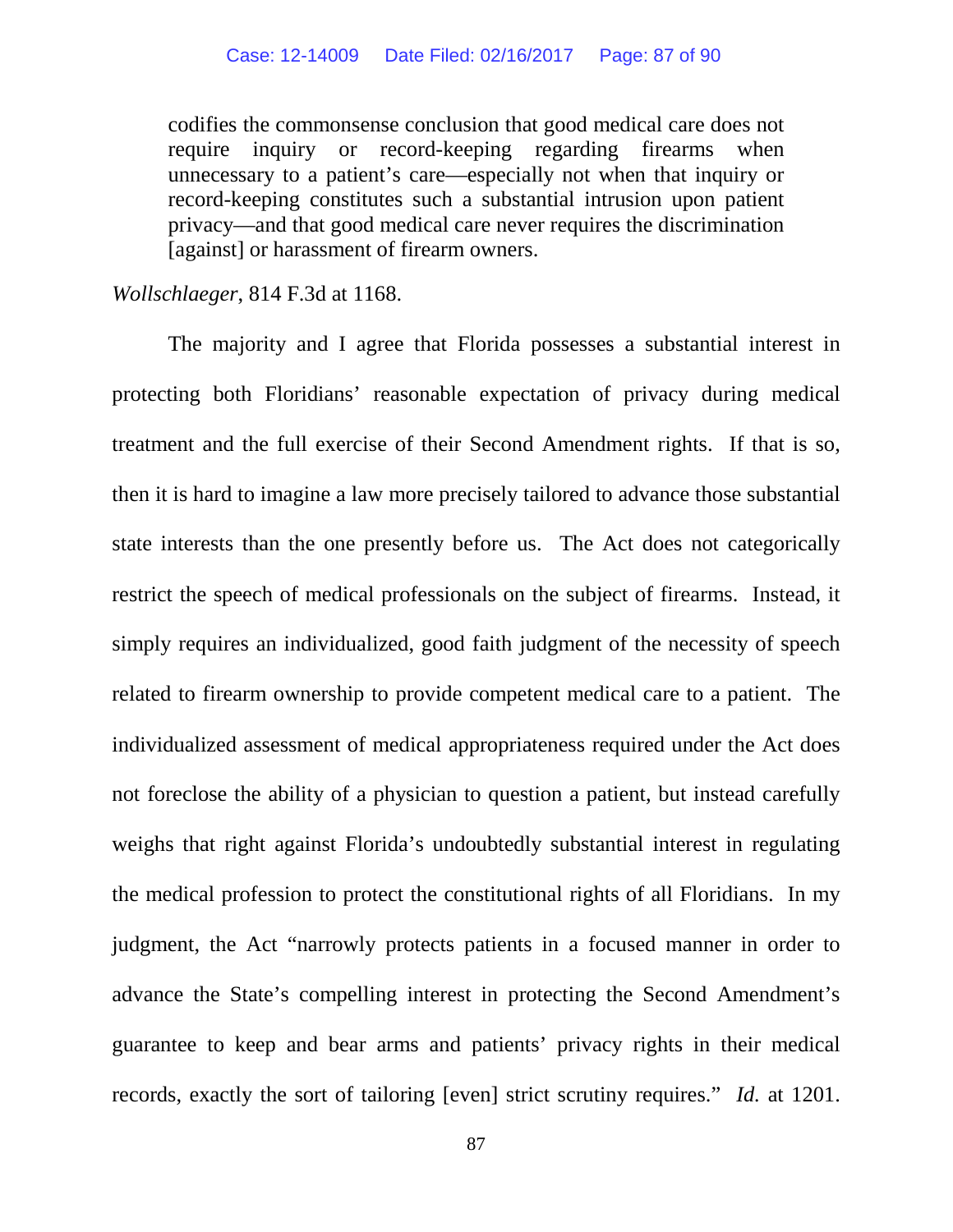> codifies the commonsense conclusion that good medical care does not require inquiry or record-keeping regarding firearms when unnecessary to a patient's care—especially not when that inquiry or record-keeping constitutes such a substantial intrusion upon patient privacy—and that good medical care never requires the discrimination [against] or harassment of firearm owners.

*Wollschlaeger*, 814 F.3d at 1168.

The majority and I agree that Florida possesses a substantial interest in protecting both Floridians' reasonable expectation of privacy during medical treatment and the full exercise of their Second Amendment rights. If that is so, then it is hard to imagine a law more precisely tailored to advance those substantial state interests than the one presently before us. The Act does not categorically restrict the speech of medical professionals on the subject of firearms. Instead, it simply requires an individualized, good faith judgment of the necessity of speech related to firearm ownership to provide competent medical care to a patient. The individualized assessment of medical appropriateness required under the Act does not foreclose the ability of a physician to question a patient, but instead carefully weighs that right against Florida's undoubtedly substantial interest in regulating the medical profession to protect the constitutional rights of all Floridians. In my judgment, the Act "narrowly protects patients in a focused manner in order to advance the State's compelling interest in protecting the Second Amendment's guarantee to keep and bear arms and patients' privacy rights in their medical records, exactly the sort of tailoring [even] strict scrutiny requires." *Id.* at 1201.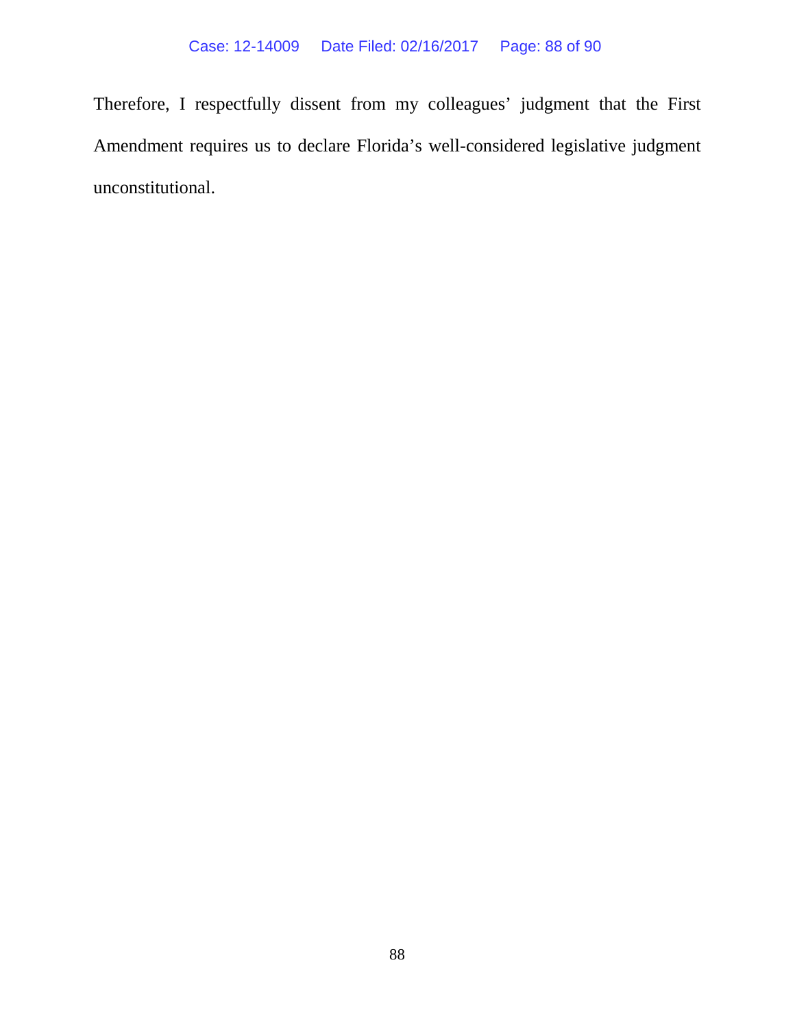Therefore, I respectfully dissent from my colleagues' judgment that the First Amendment requires us to declare Florida's well-considered legislative judgment unconstitutional.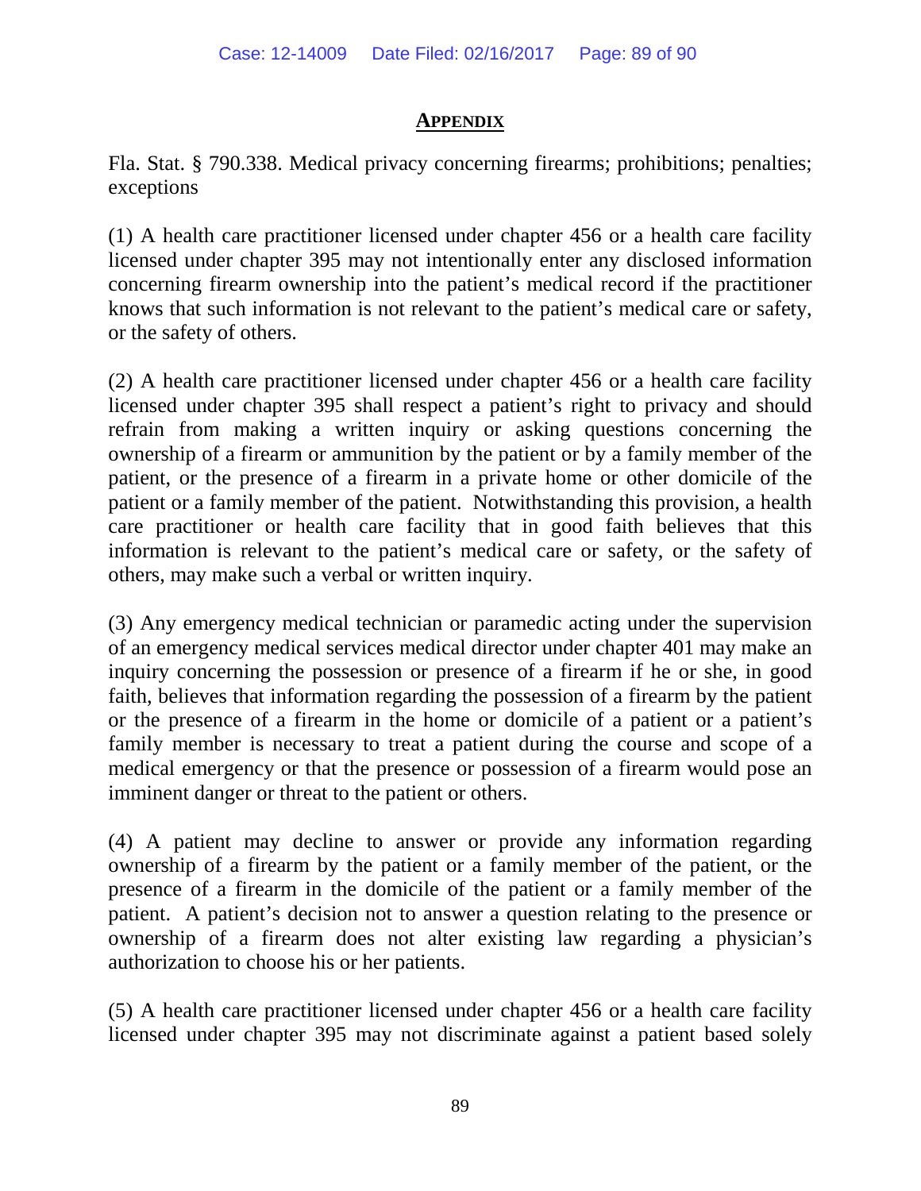## APPENDIX

Fla. Stat. § 790.338. Medical privacy concerning firearms; prohibitions; penalties; exceptions

(1) A health care practitioner licensed under chapter 456 or a health care facility licensed under chapter 395 may not intentionally enter any disclosed information concerning firearm ownership into the patient's medical record if the practitioner knows that such information is not relevant to the patient's medical care or safety, or the safety of others.

(2) A health care practitioner licensed under chapter 456 or a health care facility licensed under chapter 395 shall respect a patient's right to privacy and should refrain from making a written inquiry or asking questions concerning the ownership of a firearm or ammunition by the patient or by a family member of the patient, or the presence of a firearm in a private home or other domicile of the patient or a family member of the patient. Notwithstanding this provision, a health care practitioner or health care facility that in good faith believes that this information is relevant to the patient's medical care or safety, or the safety of others, may make such a verbal or written inquiry.

(3) Any emergency medical technician or paramedic acting under the supervision of an emergency medical services medical director under chapter 401 may make an inquiry concerning the possession or presence of a firearm if he or she, in good faith, believes that information regarding the possession of a firearm by the patient or the presence of a firearm in the home or domicile of a patient or a patient's family member is necessary to treat a patient during the course and scope of a medical emergency or that the presence or possession of a firearm would pose an imminent danger or threat to the patient or others.

(4) A patient may decline to answer or provide any information regarding ownership of a firearm by the patient or a family member of the patient, or the presence of a firearm in the domicile of the patient or a family member of the patient. A patient's decision not to answer a question relating to the presence or ownership of a firearm does not alter existing law regarding a physician's authorization to choose his or her patients.

(5) A health care practitioner licensed under chapter 456 or a health care facility licensed under chapter 395 may not discriminate against a patient based solely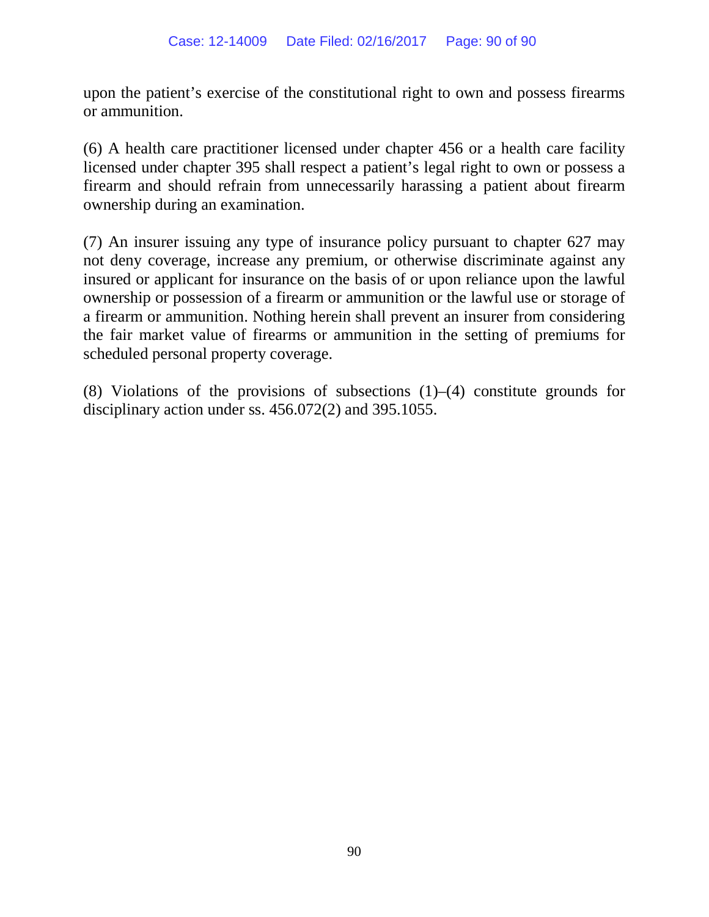upon the patient's exercise of the constitutional right to own and possess firearms or ammunition.

(6) A health care practitioner licensed under chapter 456 or a health care facility licensed under chapter 395 shall respect a patient's legal right to own or possess a firearm and should refrain from unnecessarily harassing a patient about firearm ownership during an examination.

(7) An insurer issuing any type of insurance policy pursuant to chapter 627 may not deny coverage, increase any premium, or otherwise discriminate against any insured or applicant for insurance on the basis of or upon reliance upon the lawful ownership or possession of a firearm or ammunition or the lawful use or storage of a firearm or ammunition. Nothing herein shall prevent an insurer from considering the fair market value of firearms or ammunition in the setting of premiums for scheduled personal property coverage.

(8) Violations of the provisions of subsections (1)–(4) constitute grounds for disciplinary action under ss. 456.072(2) and 395.1055.